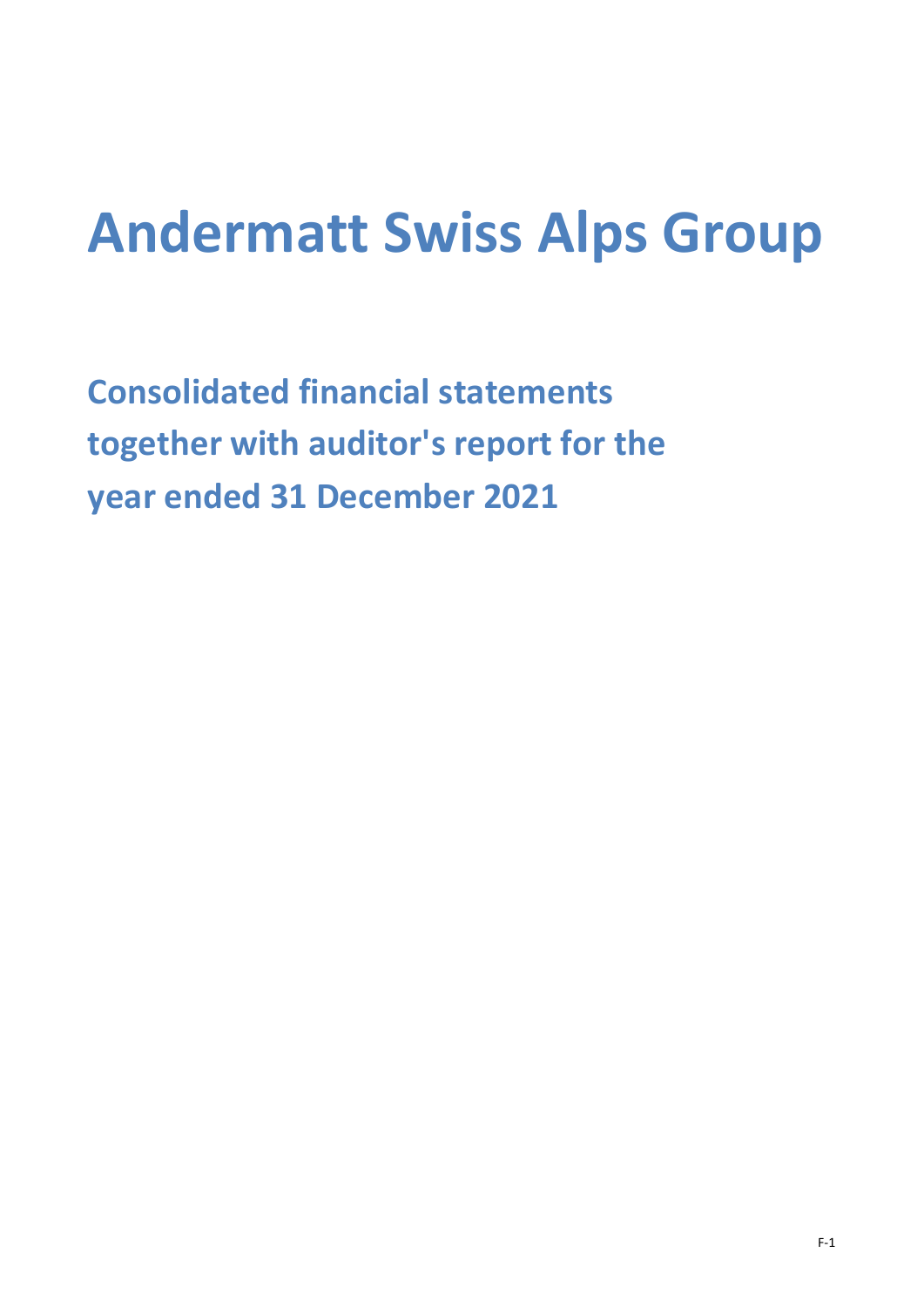# Andermatt Swiss Alps Group

## Consolidated financial statements together with auditor's report for the year ended 31 December 2021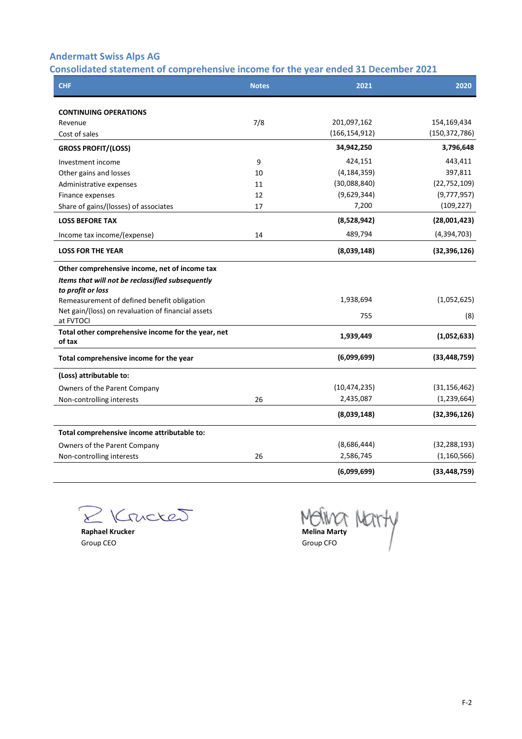# Andermatt Swiss Alps AG

## Consolidated statement of comprehensive income for the year ended 31 December 2021

| CHF | Notes | 2021 | 2020 |
|---|---|---|---|
| **CONTINUING OPERATIONS** | | | |
| Revenue | 7/8 | 201,097,162 | 154,169,434 |
| Cost of sales | | (166,154,912) | (150,372,786) |
| **GROSS PROFIT/(LOSS)** | | **34,942,250** | **3,796,648** |
| Investment income | 9 | 424,151 | 443,411 |
| Other gains and losses | 10 | (4,184,359) | 397,811 |
| Administrative expenses | 11 | (30,088,840) | (22,752,109) |
| Finance expenses | 12 | (9,629,344) | (9,777,957) |
| Share of gains/(losses) of associates | 17 | 7,200 | (109,227) |
| **LOSS BEFORE TAX** | | **(8,528,942)** | **(28,001,423)** |
| Income tax income/(expense) | 14 | 489,794 | (4,394,703) |
| **LOSS FOR THE YEAR** | | **(8,039,148)** | **(32,396,126)** |
| **Other comprehensive income, net of income tax** | | | |
| ***Items that will not be reclassified subsequently to profit or loss*** | | | |
| Remeasurement of defined benefit obligation | | 1,938,694 | (1,052,625) |
| Net gain/(loss) on revaluation of financial assets at FVTOCI | | 755 | (8) |
| **Total other comprehensive income for the year, net of tax** | | **1,939,449** | **(1,052,633)** |
| **Total comprehensive income for the year** | | **(6,099,699)** | **(33,448,759)** |
| **(Loss) attributable to:** | | | |
| Owners of the Parent Company | | (10,474,235) | (31,156,462) |
| Non-controlling interests | 26 | 2,435,087 | (1,239,664) |
| | | **(8,039,148)** | **(32,396,126)** |
| **Total comprehensive income attributable to:** | | | |
| Owners of the Parent Company | | (8,686,444) | (32,288,193) |
| Non-controlling interests | 26 | 2,586,745 | (1,160,566) |
| | | **(6,099,699)** | **(33,448,759)** |

**Raphael Krucker**
Group CEO

**Melina Marty**
Group CFO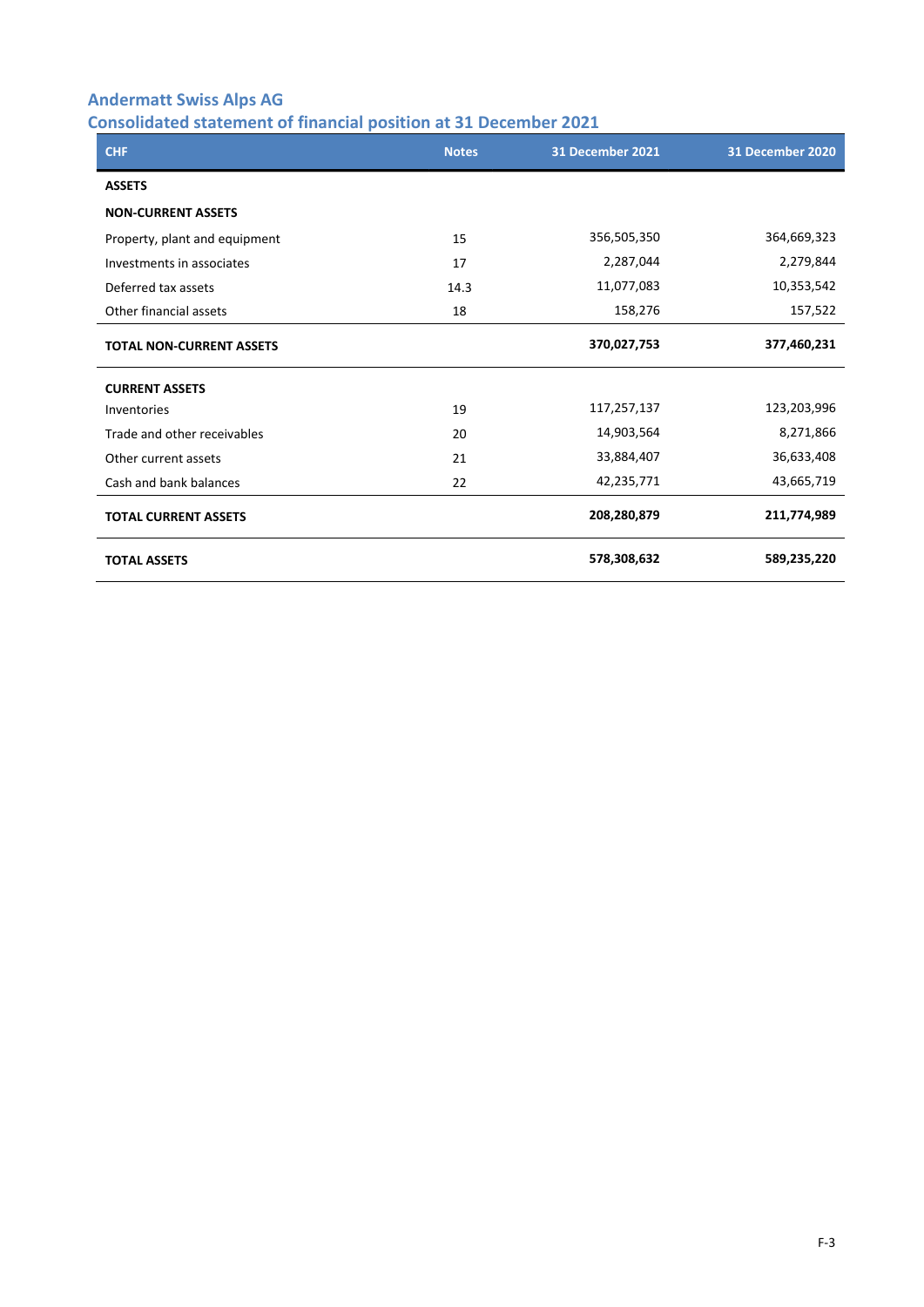# Andermatt Swiss Alps AG

## Consolidated statement of financial position at 31 December 2021

| CHF | Notes | 31 December 2021 | 31 December 2020 |
|---|---|---|---|
| **ASSETS** | | | |
| **NON-CURRENT ASSETS** | | | |
| Property, plant and equipment | 15 | 356,505,350 | 364,669,323 |
| Investments in associates | 17 | 2,287,044 | 2,279,844 |
| Deferred tax assets | 14.3 | 11,077,083 | 10,353,542 |
| Other financial assets | 18 | 158,276 | 157,522 |
| **TOTAL NON-CURRENT ASSETS** | | **370,027,753** | **377,460,231** |
| **CURRENT ASSETS** | | | |
| Inventories | 19 | 117,257,137 | 123,203,996 |
| Trade and other receivables | 20 | 14,903,564 | 8,271,866 |
| Other current assets | 21 | 33,884,407 | 36,633,408 |
| Cash and bank balances | 22 | 42,235,771 | 43,665,719 |
| **TOTAL CURRENT ASSETS** | | **208,280,879** | **211,774,989** |
| **TOTAL ASSETS** | | **578,308,632** | **589,235,220** |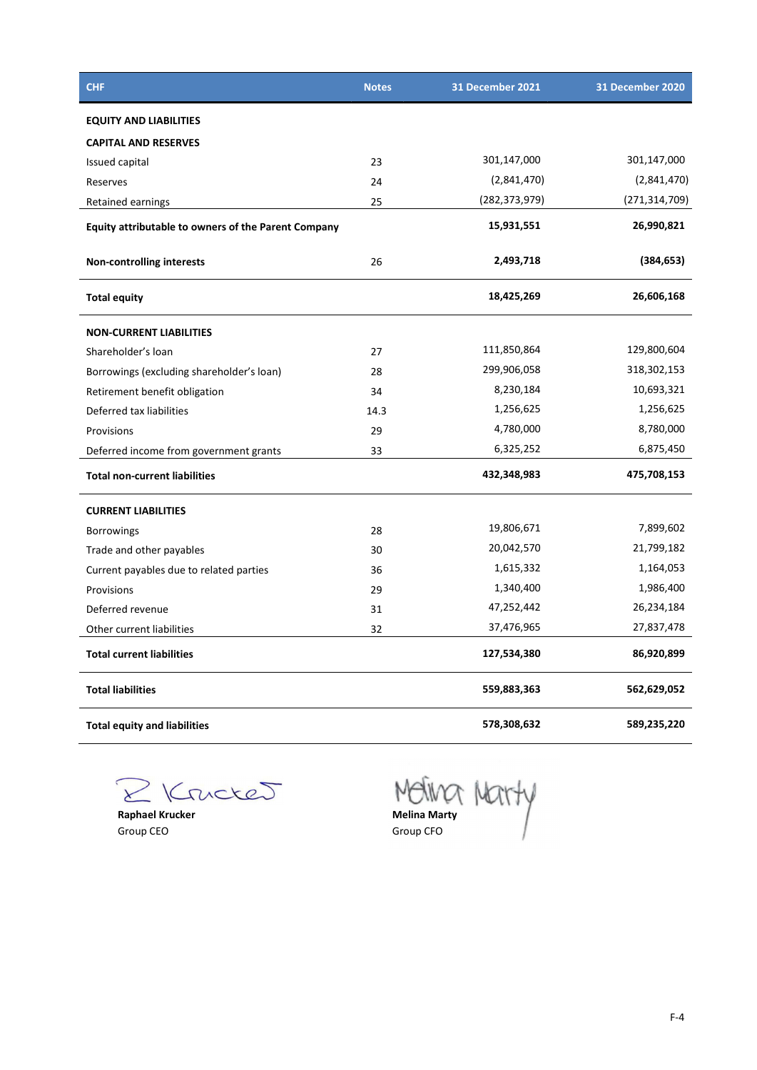| CHF | Notes | 31 December 2021 | 31 December 2020 |
|---|---|---|---|
| **EQUITY AND LIABILITIES** | | | |
| **CAPITAL AND RESERVES** | | | |
| Issued capital | 23 | 301,147,000 | 301,147,000 |
| Reserves | 24 | (2,841,470) | (2,841,470) |
| Retained earnings | 25 | (282,373,979) | (271,314,709) |
| **Equity attributable to owners of the Parent Company** | | **15,931,551** | **26,990,821** |
| **Non-controlling interests** | 26 | **2,493,718** | **(384,653)** |
| **Total equity** | | **18,425,269** | **26,606,168** |
| **NON-CURRENT LIABILITIES** | | | |
| Shareholder's loan | 27 | 111,850,864 | 129,800,604 |
| Borrowings (excluding shareholder's loan) | 28 | 299,906,058 | 318,302,153 |
| Retirement benefit obligation | 34 | 8,230,184 | 10,693,321 |
| Deferred tax liabilities | 14.3 | 1,256,625 | 1,256,625 |
| Provisions | 29 | 4,780,000 | 8,780,000 |
| Deferred income from government grants | 33 | 6,325,252 | 6,875,450 |
| **Total non-current liabilities** | | **432,348,983** | **475,708,153** |
| **CURRENT LIABILITIES** | | | |
| Borrowings | 28 | 19,806,671 | 7,899,602 |
| Trade and other payables | 30 | 20,042,570 | 21,799,182 |
| Current payables due to related parties | 36 | 1,615,332 | 1,164,053 |
| Provisions | 29 | 1,340,400 | 1,986,400 |
| Deferred revenue | 31 | 47,252,442 | 26,234,184 |
| Other current liabilities | 32 | 37,476,965 | 27,837,478 |
| **Total current liabilities** | | **127,534,380** | **86,920,899** |
| **Total liabilities** | | **559,883,363** | **562,629,052** |
| **Total equity and liabilities** | | **578,308,632** | **589,235,220** |

**Raphael Krucker**
Group CEO

**Melina Marty**
Group CFO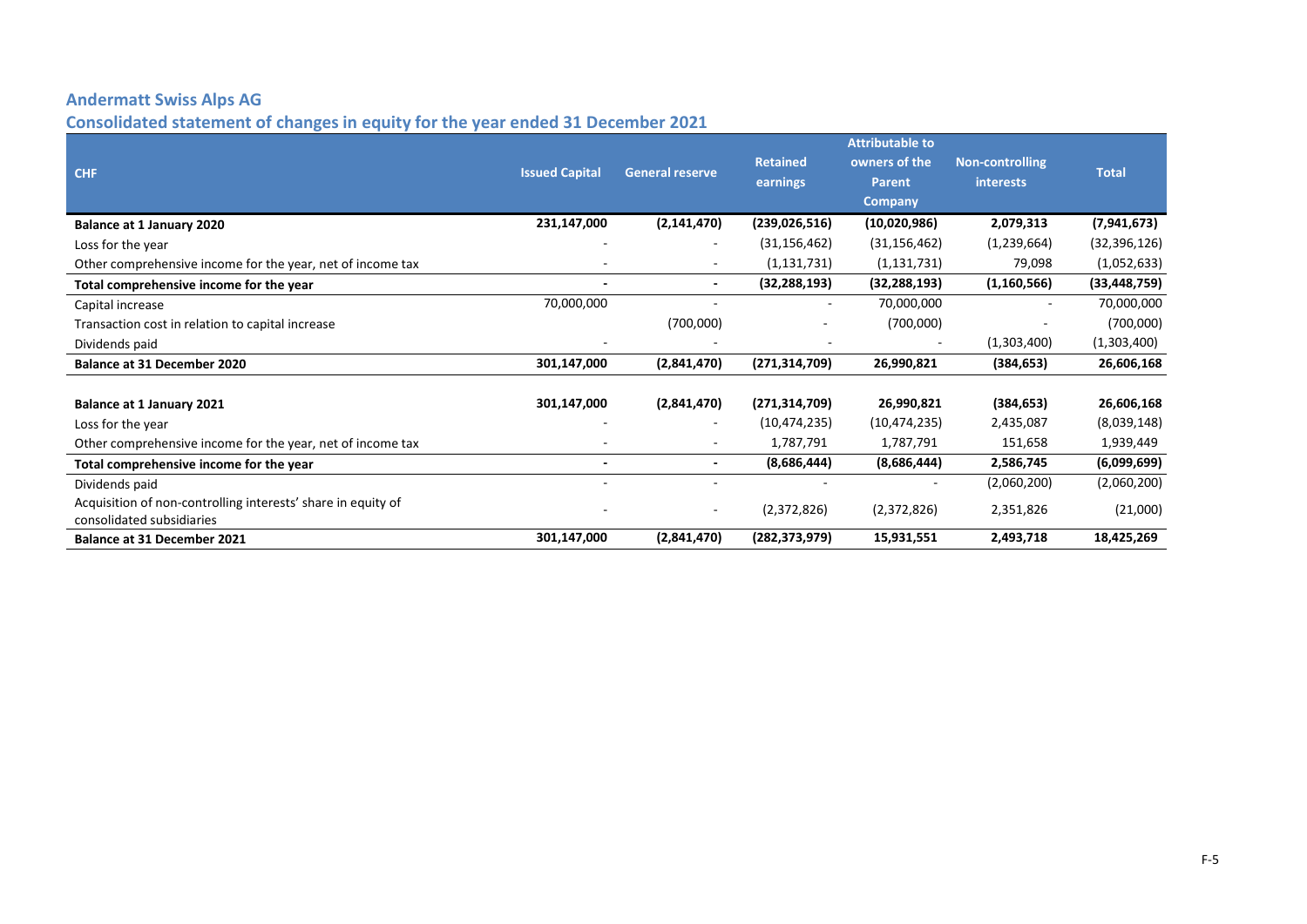## Andermatt Swiss Alps AG

## Consolidated statement of changes in equity for the year ended 31 December 2021

| CHF | Issued Capital | General reserve | Retained earnings | Attributable to owners of the Parent Company | Non-controlling interests | Total |
|---|---|---|---|---|---|---|
| **Balance at 1 January 2020** | **231,147,000** | **(2,141,470)** | **(239,026,516)** | **(10,020,986)** | **2,079,313** | **(7,941,673)** |
| Loss for the year | - | - | (31,156,462) | (31,156,462) | (1,239,664) | (32,396,126) |
| Other comprehensive income for the year, net of income tax | - | - | (1,131,731) | (1,131,731) | 79,098 | (1,052,633) |
| **Total comprehensive income for the year** | **-** | **-** | **(32,288,193)** | **(32,288,193)** | **(1,160,566)** | **(33,448,759)** |
| Capital increase | 70,000,000 | - | - | 70,000,000 | - | 70,000,000 |
| Transaction cost in relation to capital increase | | (700,000) | - | (700,000) | - | (700,000) |
| Dividends paid | - | - | - | - | (1,303,400) | (1,303,400) |
| **Balance at 31 December 2020** | **301,147,000** | **(2,841,470)** | **(271,314,709)** | **26,990,821** | **(384,653)** | **26,606,168** |
| | | | | | | |
| **Balance at 1 January 2021** | **301,147,000** | **(2,841,470)** | **(271,314,709)** | **26,990,821** | **(384,653)** | **26,606,168** |
| Loss for the year | - | - | (10,474,235) | (10,474,235) | 2,435,087 | (8,039,148) |
| Other comprehensive income for the year, net of income tax | - | - | 1,787,791 | 1,787,791 | 151,658 | 1,939,449 |
| **Total comprehensive income for the year** | **-** | **-** | **(8,686,444)** | **(8,686,444)** | **2,586,745** | **(6,099,699)** |
| Dividends paid | - | - | - | - | (2,060,200) | (2,060,200) |
| Acquisition of non-controlling interests' share in equity of consolidated subsidiaries | - | - | (2,372,826) | (2,372,826) | 2,351,826 | (21,000) |
| **Balance at 31 December 2021** | **301,147,000** | **(2,841,470)** | **(282,373,979)** | **15,931,551** | **2,493,718** | **18,425,269** |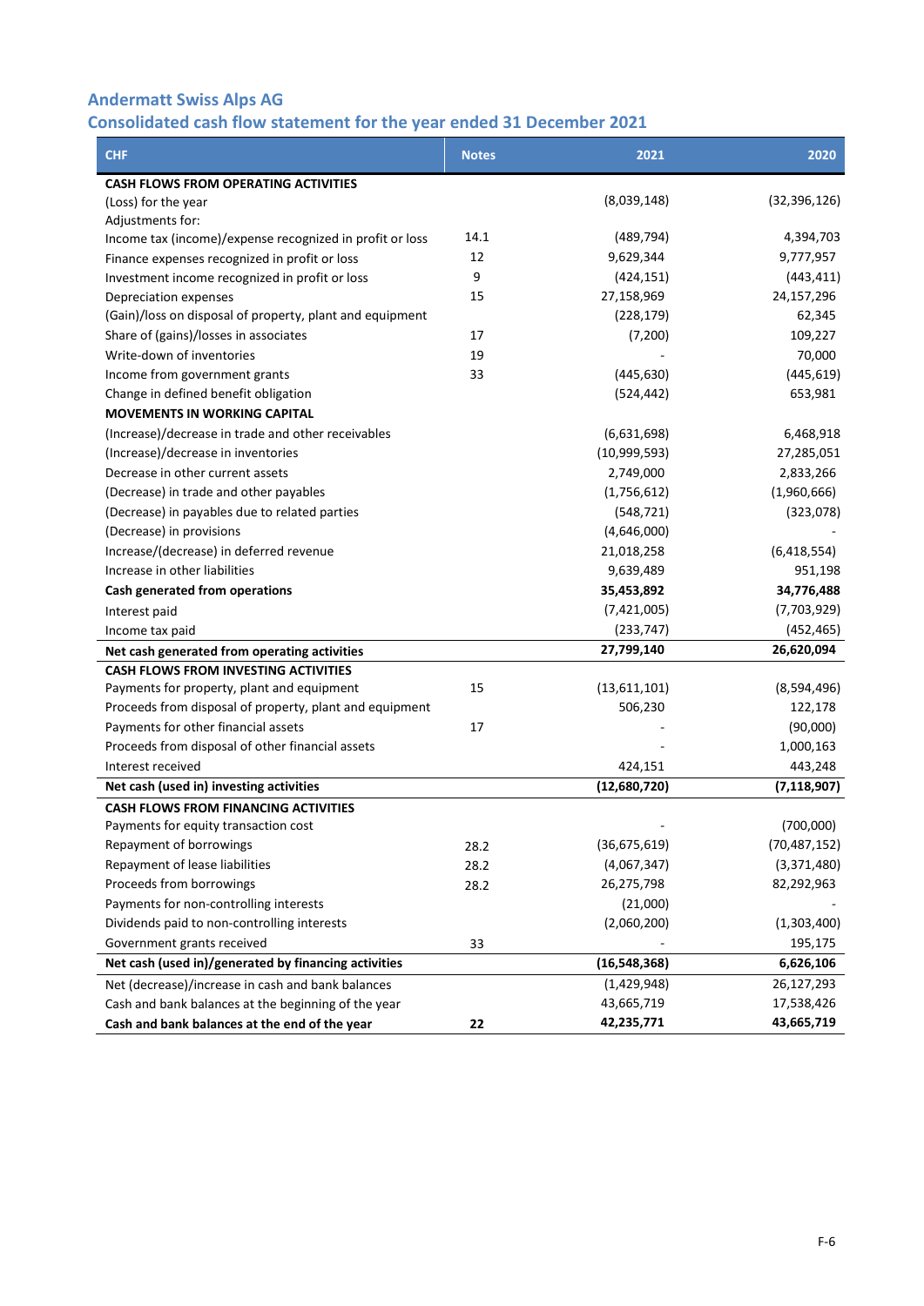## Andermatt Swiss Alps AG

## Consolidated cash flow statement for the year ended 31 December 2021

| CHF | Notes | 2021 | 2020 |
|---|---|---|---|
| **CASH FLOWS FROM OPERATING ACTIVITIES** | | | |
| (Loss) for the year | | (8,039,148) | (32,396,126) |
| Adjustments for: | | | |
| Income tax (income)/expense recognized in profit or loss | 14.1 | (489,794) | 4,394,703 |
| Finance expenses recognized in profit or loss | 12 | 9,629,344 | 9,777,957 |
| Investment income recognized in profit or loss | 9 | (424,151) | (443,411) |
| Depreciation expenses | 15 | 27,158,969 | 24,157,296 |
| (Gain)/loss on disposal of property, plant and equipment | | (228,179) | 62,345 |
| Share of (gains)/losses in associates | 17 | (7,200) | 109,227 |
| Write-down of inventories | 19 | - | 70,000 |
| Income from government grants | 33 | (445,630) | (445,619) |
| Change in defined benefit obligation | | (524,442) | 653,981 |
| **MOVEMENTS IN WORKING CAPITAL** | | | |
| (Increase)/decrease in trade and other receivables | | (6,631,698) | 6,468,918 |
| (Increase)/decrease in inventories | | (10,999,593) | 27,285,051 |
| Decrease in other current assets | | 2,749,000 | 2,833,266 |
| (Decrease) in trade and other payables | | (1,756,612) | (1,960,666) |
| (Decrease) in payables due to related parties | | (548,721) | (323,078) |
| (Decrease) in provisions | | (4,646,000) | - |
| Increase/(decrease) in deferred revenue | | 21,018,258 | (6,418,554) |
| Increase in other liabilities | | 9,639,489 | 951,198 |
| **Cash generated from operations** | | **35,453,892** | **34,776,488** |
| Interest paid | | (7,421,005) | (7,703,929) |
| Income tax paid | | (233,747) | (452,465) |
| **Net cash generated from operating activities** | | **27,799,140** | **26,620,094** |
| **CASH FLOWS FROM INVESTING ACTIVITIES** | | | |
| Payments for property, plant and equipment | 15 | (13,611,101) | (8,594,496) |
| Proceeds from disposal of property, plant and equipment | | 506,230 | 122,178 |
| Payments for other financial assets | 17 | - | (90,000) |
| Proceeds from disposal of other financial assets | | - | 1,000,163 |
| Interest received | | 424,151 | 443,248 |
| **Net cash (used in) investing activities** | | **(12,680,720)** | **(7,118,907)** |
| **CASH FLOWS FROM FINANCING ACTIVITIES** | | | |
| Payments for equity transaction cost | | - | (700,000) |
| Repayment of borrowings | 28.2 | (36,675,619) | (70,487,152) |
| Repayment of lease liabilities | 28.2 | (4,067,347) | (3,371,480) |
| Proceeds from borrowings | 28.2 | 26,275,798 | 82,292,963 |
| Payments for non-controlling interests | | (21,000) | - |
| Dividends paid to non-controlling interests | | (2,060,200) | (1,303,400) |
| Government grants received | 33 | - | 195,175 |
| **Net cash (used in)/generated by financing activities** | | **(16,548,368)** | **6,626,106** |
| Net (decrease)/increase in cash and bank balances | | (1,429,948) | 26,127,293 |
| Cash and bank balances at the beginning of the year | | 43,665,719 | 17,538,426 |
| **Cash and bank balances at the end of the year** | **22** | **42,235,771** | **43,665,719** |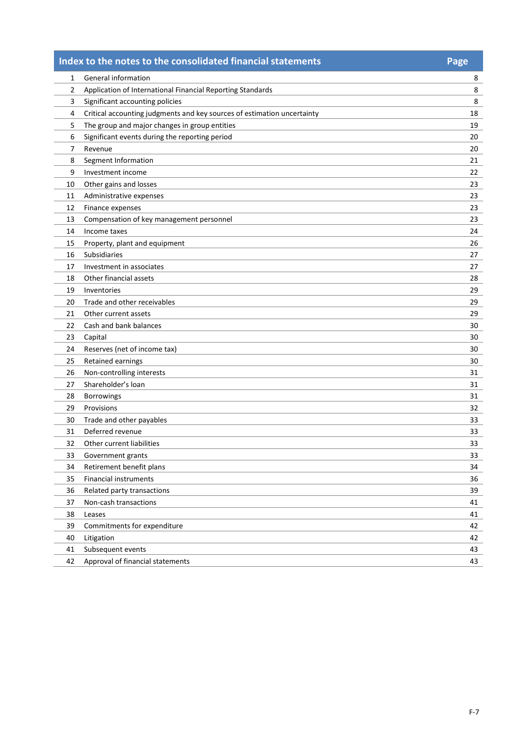| | Index to the notes to the consolidated financial statements | Page |
|---|---|---|
| 1 | General information | 8 |
| 2 | Application of International Financial Reporting Standards | 8 |
| 3 | Significant accounting policies | 8 |
| 4 | Critical accounting judgments and key sources of estimation uncertainty | 18 |
| 5 | The group and major changes in group entities | 19 |
| 6 | Significant events during the reporting period | 20 |
| 7 | Revenue | 20 |
| 8 | Segment Information | 21 |
| 9 | Investment income | 22 |
| 10 | Other gains and losses | 23 |
| 11 | Administrative expenses | 23 |
| 12 | Finance expenses | 23 |
| 13 | Compensation of key management personnel | 23 |
| 14 | Income taxes | 24 |
| 15 | Property, plant and equipment | 26 |
| 16 | Subsidiaries | 27 |
| 17 | Investment in associates | 27 |
| 18 | Other financial assets | 28 |
| 19 | Inventories | 29 |
| 20 | Trade and other receivables | 29 |
| 21 | Other current assets | 29 |
| 22 | Cash and bank balances | 30 |
| 23 | Capital | 30 |
| 24 | Reserves (net of income tax) | 30 |
| 25 | Retained earnings | 30 |
| 26 | Non-controlling interests | 31 |
| 27 | Shareholder's loan | 31 |
| 28 | Borrowings | 31 |
| 29 | Provisions | 32 |
| 30 | Trade and other payables | 33 |
| 31 | Deferred revenue | 33 |
| 32 | Other current liabilities | 33 |
| 33 | Government grants | 33 |
| 34 | Retirement benefit plans | 34 |
| 35 | Financial instruments | 36 |
| 36 | Related party transactions | 39 |
| 37 | Non-cash transactions | 41 |
| 38 | Leases | 41 |
| 39 | Commitments for expenditure | 42 |
| 40 | Litigation | 42 |
| 41 | Subsequent events | 43 |
| 42 | Approval of financial statements | 43 |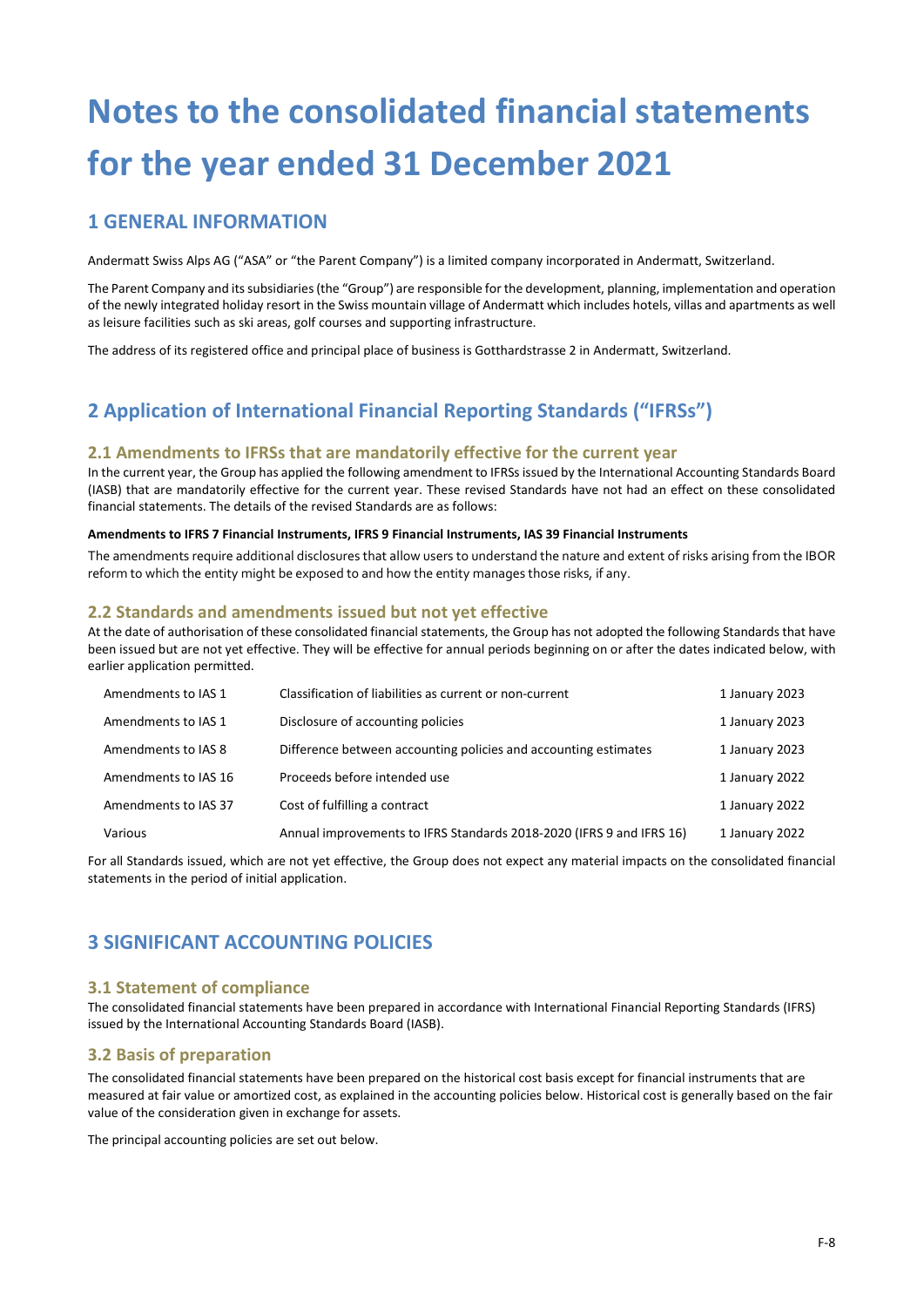# Notes to the consolidated financial statements for the year ended 31 December 2021

## 1 GENERAL INFORMATION

Andermatt Swiss Alps AG ("ASA" or "the Parent Company") is a limited company incorporated in Andermatt, Switzerland.

The Parent Company and its subsidiaries (the "Group") are responsible for the development, planning, implementation and operation of the newly integrated holiday resort in the Swiss mountain village of Andermatt which includes hotels, villas and apartments as well as leisure facilities such as ski areas, golf courses and supporting infrastructure.

The address of its registered office and principal place of business is Gotthardstrasse 2 in Andermatt, Switzerland.

## 2 Application of International Financial Reporting Standards ("IFRSs")

### 2.1 Amendments to IFRSs that are mandatorily effective for the current year

In the current year, the Group has applied the following amendment to IFRSs issued by the International Accounting Standards Board (IASB) that are mandatorily effective for the current year. These revised Standards have not had an effect on these consolidated financial statements. The details of the revised Standards are as follows:

**Amendments to IFRS 7 Financial Instruments, IFRS 9 Financial Instruments, IAS 39 Financial Instruments**

The amendments require additional disclosures that allow users to understand the nature and extent of risks arising from the IBOR reform to which the entity might be exposed to and how the entity manages those risks, if any.

### 2.2 Standards and amendments issued but not yet effective

At the date of authorisation of these consolidated financial statements, the Group has not adopted the following Standards that have been issued but are not yet effective. They will be effective for annual periods beginning on or after the dates indicated below, with earlier application permitted.

| | | |
|---|---|---|
| Amendments to IAS 1 | Classification of liabilities as current or non-current | 1 January 2023 |
| Amendments to IAS 1 | Disclosure of accounting policies | 1 January 2023 |
| Amendments to IAS 8 | Difference between accounting policies and accounting estimates | 1 January 2023 |
| Amendments to IAS 16 | Proceeds before intended use | 1 January 2022 |
| Amendments to IAS 37 | Cost of fulfilling a contract | 1 January 2022 |
| Various | Annual improvements to IFRS Standards 2018-2020 (IFRS 9 and IFRS 16) | 1 January 2022 |

For all Standards issued, which are not yet effective, the Group does not expect any material impacts on the consolidated financial statements in the period of initial application.

## 3 SIGNIFICANT ACCOUNTING POLICIES

### 3.1 Statement of compliance

The consolidated financial statements have been prepared in accordance with International Financial Reporting Standards (IFRS) issued by the International Accounting Standards Board (IASB).

### 3.2 Basis of preparation

The consolidated financial statements have been prepared on the historical cost basis except for financial instruments that are measured at fair value or amortized cost, as explained in the accounting policies below. Historical cost is generally based on the fair value of the consideration given in exchange for assets.

The principal accounting policies are set out below.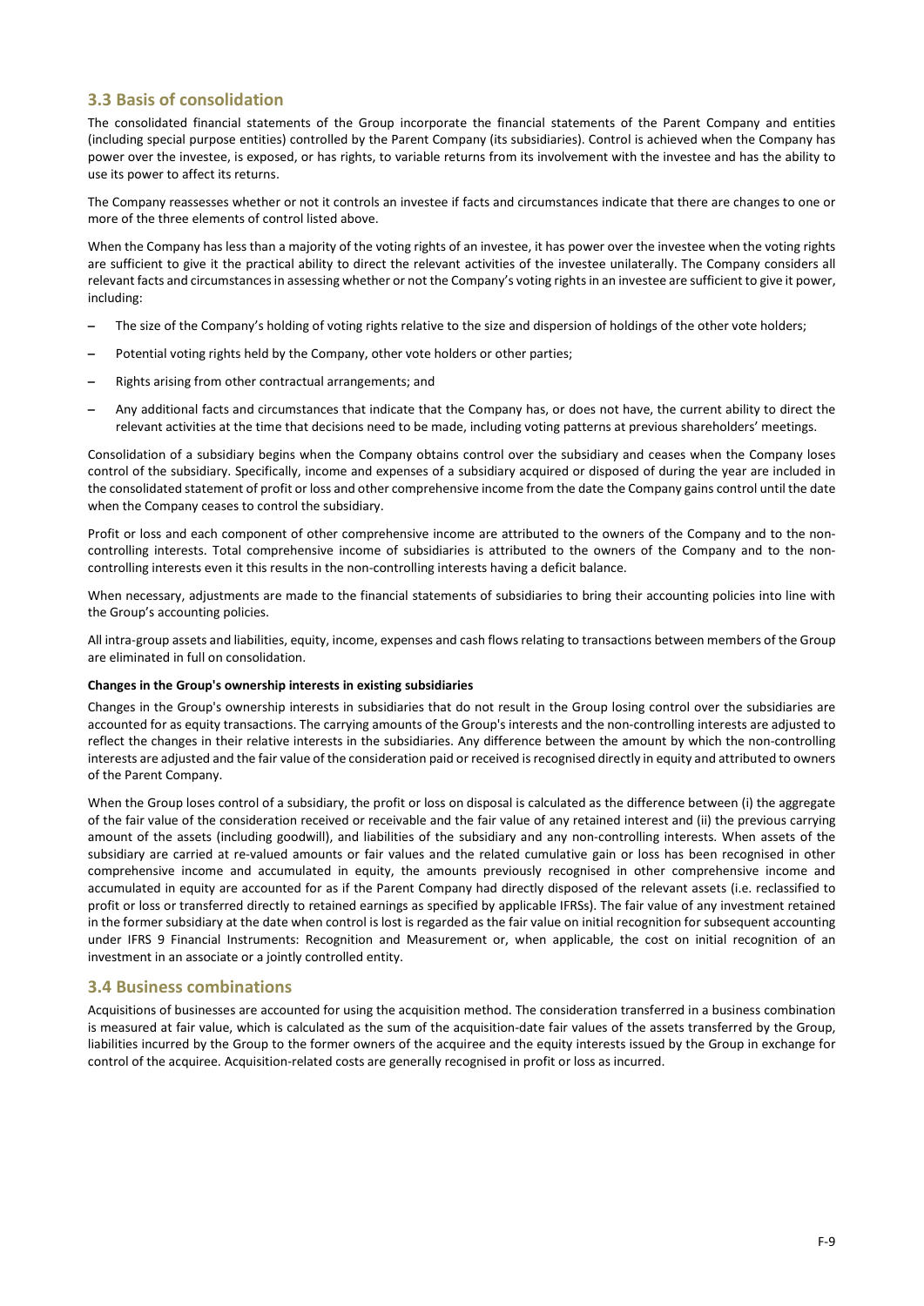## 3.3 Basis of consolidation

The consolidated financial statements of the Group incorporate the financial statements of the Parent Company and entities (including special purpose entities) controlled by the Parent Company (its subsidiaries). Control is achieved when the Company has power over the investee, is exposed, or has rights, to variable returns from its involvement with the investee and has the ability to use its power to affect its returns.

The Company reassesses whether or not it controls an investee if facts and circumstances indicate that there are changes to one or more of the three elements of control listed above.

When the Company has less than a majority of the voting rights of an investee, it has power over the investee when the voting rights are sufficient to give it the practical ability to direct the relevant activities of the investee unilaterally. The Company considers all relevant facts and circumstances in assessing whether or not the Company's voting rights in an investee are sufficient to give it power, including:

- The size of the Company's holding of voting rights relative to the size and dispersion of holdings of the other vote holders;
- Potential voting rights held by the Company, other vote holders or other parties;
- Rights arising from other contractual arrangements; and
- Any additional facts and circumstances that indicate that the Company has, or does not have, the current ability to direct the relevant activities at the time that decisions need to be made, including voting patterns at previous shareholders' meetings.

Consolidation of a subsidiary begins when the Company obtains control over the subsidiary and ceases when the Company loses control of the subsidiary. Specifically, income and expenses of a subsidiary acquired or disposed of during the year are included in the consolidated statement of profit or loss and other comprehensive income from the date the Company gains control until the date when the Company ceases to control the subsidiary.

Profit or loss and each component of other comprehensive income are attributed to the owners of the Company and to the non-controlling interests. Total comprehensive income of subsidiaries is attributed to the owners of the Company and to the non-controlling interests even it this results in the non-controlling interests having a deficit balance.

When necessary, adjustments are made to the financial statements of subsidiaries to bring their accounting policies into line with the Group's accounting policies.

All intra-group assets and liabilities, equity, income, expenses and cash flows relating to transactions between members of the Group are eliminated in full on consolidation.

**Changes in the Group's ownership interests in existing subsidiaries**

Changes in the Group's ownership interests in subsidiaries that do not result in the Group losing control over the subsidiaries are accounted for as equity transactions. The carrying amounts of the Group's interests and the non-controlling interests are adjusted to reflect the changes in their relative interests in the subsidiaries. Any difference between the amount by which the non-controlling interests are adjusted and the fair value of the consideration paid or received is recognised directly in equity and attributed to owners of the Parent Company.

When the Group loses control of a subsidiary, the profit or loss on disposal is calculated as the difference between (i) the aggregate of the fair value of the consideration received or receivable and the fair value of any retained interest and (ii) the previous carrying amount of the assets (including goodwill), and liabilities of the subsidiary and any non-controlling interests. When assets of the subsidiary are carried at re-valued amounts or fair values and the related cumulative gain or loss has been recognised in other comprehensive income and accumulated in equity, the amounts previously recognised in other comprehensive income and accumulated in equity are accounted for as if the Parent Company had directly disposed of the relevant assets (i.e. reclassified to profit or loss or transferred directly to retained earnings as specified by applicable IFRSs). The fair value of any investment retained in the former subsidiary at the date when control is lost is regarded as the fair value on initial recognition for subsequent accounting under IFRS 9 Financial Instruments: Recognition and Measurement or, when applicable, the cost on initial recognition of an investment in an associate or a jointly controlled entity.

## 3.4 Business combinations

Acquisitions of businesses are accounted for using the acquisition method. The consideration transferred in a business combination is measured at fair value, which is calculated as the sum of the acquisition-date fair values of the assets transferred by the Group, liabilities incurred by the Group to the former owners of the acquiree and the equity interests issued by the Group in exchange for control of the acquiree. Acquisition-related costs are generally recognised in profit or loss as incurred.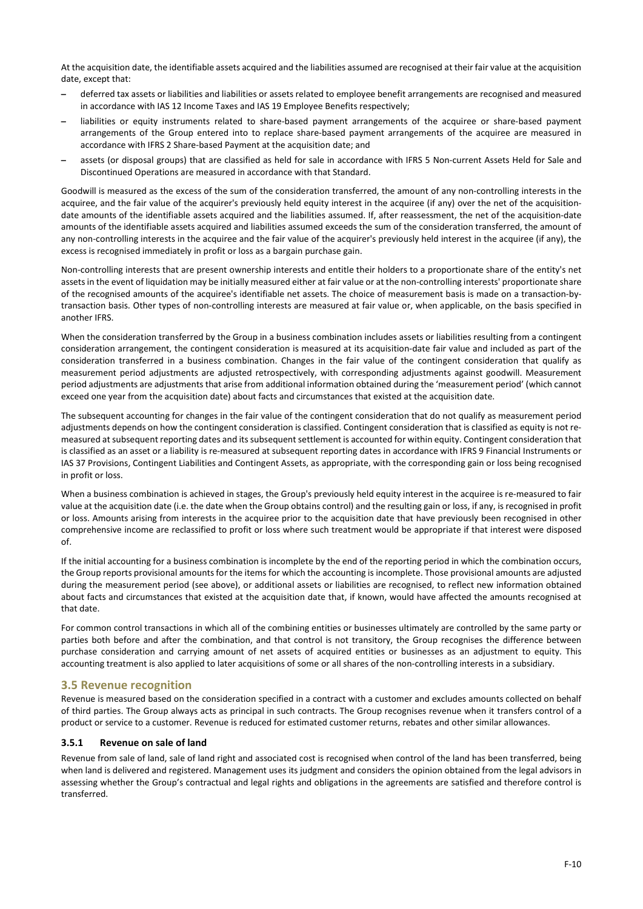At the acquisition date, the identifiable assets acquired and the liabilities assumed are recognised at their fair value at the acquisition date, except that:

- deferred tax assets or liabilities and liabilities or assets related to employee benefit arrangements are recognised and measured in accordance with IAS 12 Income Taxes and IAS 19 Employee Benefits respectively;
- liabilities or equity instruments related to share-based payment arrangements of the acquiree or share-based payment arrangements of the Group entered into to replace share-based payment arrangements of the acquiree are measured in accordance with IFRS 2 Share-based Payment at the acquisition date; and
- assets (or disposal groups) that are classified as held for sale in accordance with IFRS 5 Non-current Assets Held for Sale and Discontinued Operations are measured in accordance with that Standard.

Goodwill is measured as the excess of the sum of the consideration transferred, the amount of any non-controlling interests in the acquiree, and the fair value of the acquirer's previously held equity interest in the acquiree (if any) over the net of the acquisition-date amounts of the identifiable assets acquired and the liabilities assumed. If, after reassessment, the net of the acquisition-date amounts of the identifiable assets acquired and liabilities assumed exceeds the sum of the consideration transferred, the amount of any non-controlling interests in the acquiree and the fair value of the acquirer's previously held interest in the acquiree (if any), the excess is recognised immediately in profit or loss as a bargain purchase gain.

Non-controlling interests that are present ownership interests and entitle their holders to a proportionate share of the entity's net assets in the event of liquidation may be initially measured either at fair value or at the non-controlling interests' proportionate share of the recognised amounts of the acquiree's identifiable net assets. The choice of measurement basis is made on a transaction-by-transaction basis. Other types of non-controlling interests are measured at fair value or, when applicable, on the basis specified in another IFRS.

When the consideration transferred by the Group in a business combination includes assets or liabilities resulting from a contingent consideration arrangement, the contingent consideration is measured at its acquisition-date fair value and included as part of the consideration transferred in a business combination. Changes in the fair value of the contingent consideration that qualify as measurement period adjustments are adjusted retrospectively, with corresponding adjustments against goodwill. Measurement period adjustments are adjustments that arise from additional information obtained during the 'measurement period' (which cannot exceed one year from the acquisition date) about facts and circumstances that existed at the acquisition date.

The subsequent accounting for changes in the fair value of the contingent consideration that do not qualify as measurement period adjustments depends on how the contingent consideration is classified. Contingent consideration that is classified as equity is not re-measured at subsequent reporting dates and its subsequent settlement is accounted for within equity. Contingent consideration that is classified as an asset or a liability is re-measured at subsequent reporting dates in accordance with IFRS 9 Financial Instruments or IAS 37 Provisions, Contingent Liabilities and Contingent Assets, as appropriate, with the corresponding gain or loss being recognised in profit or loss.

When a business combination is achieved in stages, the Group's previously held equity interest in the acquiree is re-measured to fair value at the acquisition date (i.e. the date when the Group obtains control) and the resulting gain or loss, if any, is recognised in profit or loss. Amounts arising from interests in the acquiree prior to the acquisition date that have previously been recognised in other comprehensive income are reclassified to profit or loss where such treatment would be appropriate if that interest were disposed of.

If the initial accounting for a business combination is incomplete by the end of the reporting period in which the combination occurs, the Group reports provisional amounts for the items for which the accounting is incomplete. Those provisional amounts are adjusted during the measurement period (see above), or additional assets or liabilities are recognised, to reflect new information obtained about facts and circumstances that existed at the acquisition date that, if known, would have affected the amounts recognised at that date.

For common control transactions in which all of the combining entities or businesses ultimately are controlled by the same party or parties both before and after the combination, and that control is not transitory, the Group recognises the difference between purchase consideration and carrying amount of net assets of acquired entities or businesses as an adjustment to equity. This accounting treatment is also applied to later acquisitions of some or all shares of the non-controlling interests in a subsidiary.

## 3.5 Revenue recognition

Revenue is measured based on the consideration specified in a contract with a customer and excludes amounts collected on behalf of third parties. The Group always acts as principal in such contracts. The Group recognises revenue when it transfers control of a product or service to a customer. Revenue is reduced for estimated customer returns, rebates and other similar allowances.

### 3.5.1 Revenue on sale of land

Revenue from sale of land, sale of land right and associated cost is recognised when control of the land has been transferred, being when land is delivered and registered. Management uses its judgment and considers the opinion obtained from the legal advisors in assessing whether the Group's contractual and legal rights and obligations in the agreements are satisfied and therefore control is transferred.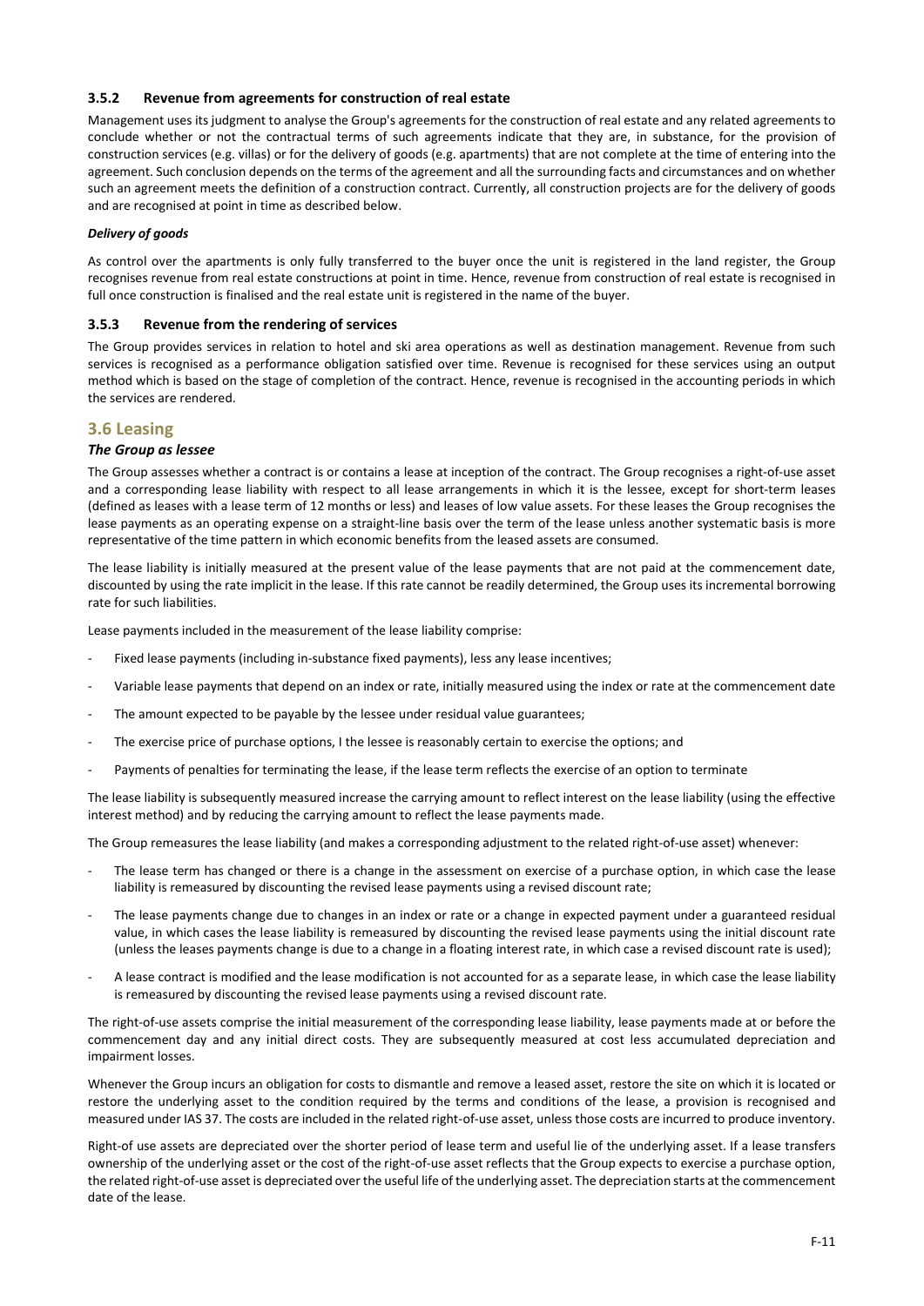### 3.5.2 Revenue from agreements for construction of real estate

Management uses its judgment to analyse the Group's agreements for the construction of real estate and any related agreements to conclude whether or not the contractual terms of such agreements indicate that they are, in substance, for the provision of construction services (e.g. villas) or for the delivery of goods (e.g. apartments) that are not complete at the time of entering into the agreement. Such conclusion depends on the terms of the agreement and all the surrounding facts and circumstances and on whether such an agreement meets the definition of a construction contract. Currently, all construction projects are for the delivery of goods and are recognised at point in time as described below.

***Delivery of goods***

As control over the apartments is only fully transferred to the buyer once the unit is registered in the land register, the Group recognises revenue from real estate constructions at point in time. Hence, revenue from construction of real estate is recognised in full once construction is finalised and the real estate unit is registered in the name of the buyer.

### 3.5.3 Revenue from the rendering of services

The Group provides services in relation to hotel and ski area operations as well as destination management. Revenue from such services is recognised as a performance obligation satisfied over time. Revenue is recognised for these services using an output method which is based on the stage of completion of the contract. Hence, revenue is recognised in the accounting periods in which the services are rendered.

## 3.6 Leasing

***The Group as lessee***

The Group assesses whether a contract is or contains a lease at inception of the contract. The Group recognises a right-of-use asset and a corresponding lease liability with respect to all lease arrangements in which it is the lessee, except for short-term leases (defined as leases with a lease term of 12 months or less) and leases of low value assets. For these leases the Group recognises the lease payments as an operating expense on a straight-line basis over the term of the lease unless another systematic basis is more representative of the time pattern in which economic benefits from the leased assets are consumed.

The lease liability is initially measured at the present value of the lease payments that are not paid at the commencement date, discounted by using the rate implicit in the lease. If this rate cannot be readily determined, the Group uses its incremental borrowing rate for such liabilities.

Lease payments included in the measurement of the lease liability comprise:

- Fixed lease payments (including in-substance fixed payments), less any lease incentives;
- Variable lease payments that depend on an index or rate, initially measured using the index or rate at the commencement date
- The amount expected to be payable by the lessee under residual value guarantees;
- The exercise price of purchase options, I the lessee is reasonably certain to exercise the options; and
- Payments of penalties for terminating the lease, if the lease term reflects the exercise of an option to terminate

The lease liability is subsequently measured increase the carrying amount to reflect interest on the lease liability (using the effective interest method) and by reducing the carrying amount to reflect the lease payments made.

The Group remeasures the lease liability (and makes a corresponding adjustment to the related right-of-use asset) whenever:

- The lease term has changed or there is a change in the assessment on exercise of a purchase option, in which case the lease liability is remeasured by discounting the revised lease payments using a revised discount rate;
- The lease payments change due to changes in an index or rate or a change in expected payment under a guaranteed residual value, in which cases the lease liability is remeasured by discounting the revised lease payments using the initial discount rate (unless the leases payments change is due to a change in a floating interest rate, in which case a revised discount rate is used);
- A lease contract is modified and the lease modification is not accounted for as a separate lease, in which case the lease liability is remeasured by discounting the revised lease payments using a revised discount rate.

The right-of-use assets comprise the initial measurement of the corresponding lease liability, lease payments made at or before the commencement day and any initial direct costs. They are subsequently measured at cost less accumulated depreciation and impairment losses.

Whenever the Group incurs an obligation for costs to dismantle and remove a leased asset, restore the site on which it is located or restore the underlying asset to the condition required by the terms and conditions of the lease, a provision is recognised and measured under IAS 37. The costs are included in the related right-of-use asset, unless those costs are incurred to produce inventory.

Right-of use assets are depreciated over the shorter period of lease term and useful lie of the underlying asset. If a lease transfers ownership of the underlying asset or the cost of the right-of-use asset reflects that the Group expects to exercise a purchase option, the related right-of-use asset is depreciated over the useful life of the underlying asset. The depreciation starts at the commencement date of the lease.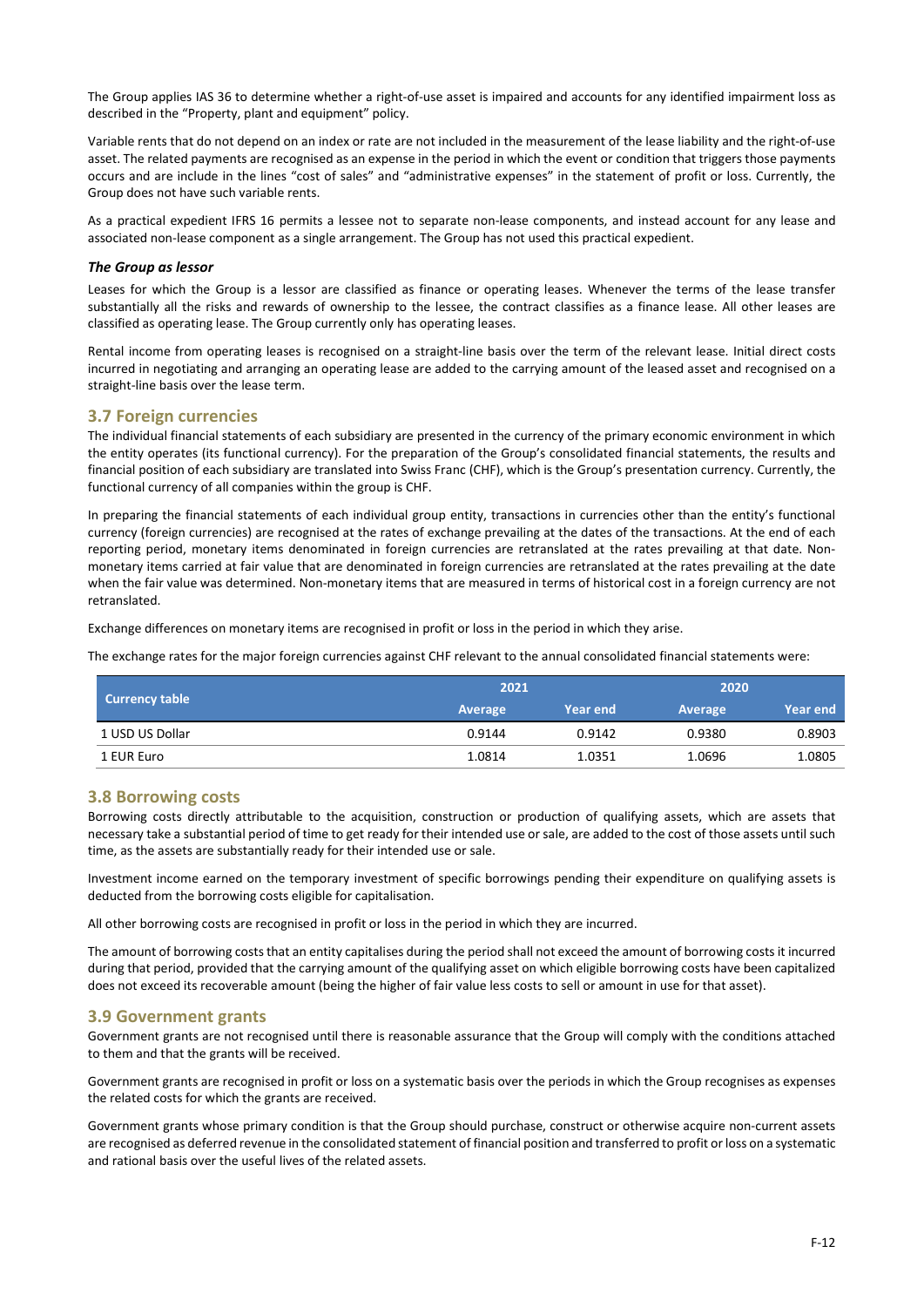The Group applies IAS 36 to determine whether a right-of-use asset is impaired and accounts for any identified impairment loss as described in the "Property, plant and equipment" policy.

Variable rents that do not depend on an index or rate are not included in the measurement of the lease liability and the right-of-use asset. The related payments are recognised as an expense in the period in which the event or condition that triggers those payments occurs and are include in the lines "cost of sales" and "administrative expenses" in the statement of profit or loss. Currently, the Group does not have such variable rents.

As a practical expedient IFRS 16 permits a lessee not to separate non-lease components, and instead account for any lease and associated non-lease component as a single arrangement. The Group has not used this practical expedient.

***The Group as lessor***

Leases for which the Group is a lessor are classified as finance or operating leases. Whenever the terms of the lease transfer substantially all the risks and rewards of ownership to the lessee, the contract classifies as a finance lease. All other leases are classified as operating lease. The Group currently only has operating leases.

Rental income from operating leases is recognised on a straight-line basis over the term of the relevant lease. Initial direct costs incurred in negotiating and arranging an operating lease are added to the carrying amount of the leased asset and recognised on a straight-line basis over the lease term.

## 3.7 Foreign currencies

The individual financial statements of each subsidiary are presented in the currency of the primary economic environment in which the entity operates (its functional currency). For the preparation of the Group's consolidated financial statements, the results and financial position of each subsidiary are translated into Swiss Franc (CHF), which is the Group's presentation currency. Currently, the functional currency of all companies within the group is CHF.

In preparing the financial statements of each individual group entity, transactions in currencies other than the entity's functional currency (foreign currencies) are recognised at the rates of exchange prevailing at the dates of the transactions. At the end of each reporting period, monetary items denominated in foreign currencies are retranslated at the rates prevailing at that date. Non-monetary items carried at fair value that are denominated in foreign currencies are retranslated at the rates prevailing at the date when the fair value was determined. Non-monetary items that are measured in terms of historical cost in a foreign currency are not retranslated.

Exchange differences on monetary items are recognised in profit or loss in the period in which they arise.

The exchange rates for the major foreign currencies against CHF relevant to the annual consolidated financial statements were:

| Currency table | 2021 | | 2020 | |
|---|---|---|---|---|
| | Average | Year end | Average | Year end |
| 1 USD US Dollar | 0.9144 | 0.9142 | 0.9380 | 0.8903 |
| 1 EUR Euro | 1.0814 | 1.0351 | 1.0696 | 1.0805 |

## 3.8 Borrowing costs

Borrowing costs directly attributable to the acquisition, construction or production of qualifying assets, which are assets that necessary take a substantial period of time to get ready for their intended use or sale, are added to the cost of those assets until such time, as the assets are substantially ready for their intended use or sale.

Investment income earned on the temporary investment of specific borrowings pending their expenditure on qualifying assets is deducted from the borrowing costs eligible for capitalisation.

All other borrowing costs are recognised in profit or loss in the period in which they are incurred.

The amount of borrowing costs that an entity capitalises during the period shall not exceed the amount of borrowing costs it incurred during that period, provided that the carrying amount of the qualifying asset on which eligible borrowing costs have been capitalized does not exceed its recoverable amount (being the higher of fair value less costs to sell or amount in use for that asset).

## 3.9 Government grants

Government grants are not recognised until there is reasonable assurance that the Group will comply with the conditions attached to them and that the grants will be received.

Government grants are recognised in profit or loss on a systematic basis over the periods in which the Group recognises as expenses the related costs for which the grants are received.

Government grants whose primary condition is that the Group should purchase, construct or otherwise acquire non-current assets are recognised as deferred revenue in the consolidated statement of financial position and transferred to profit or loss on a systematic and rational basis over the useful lives of the related assets.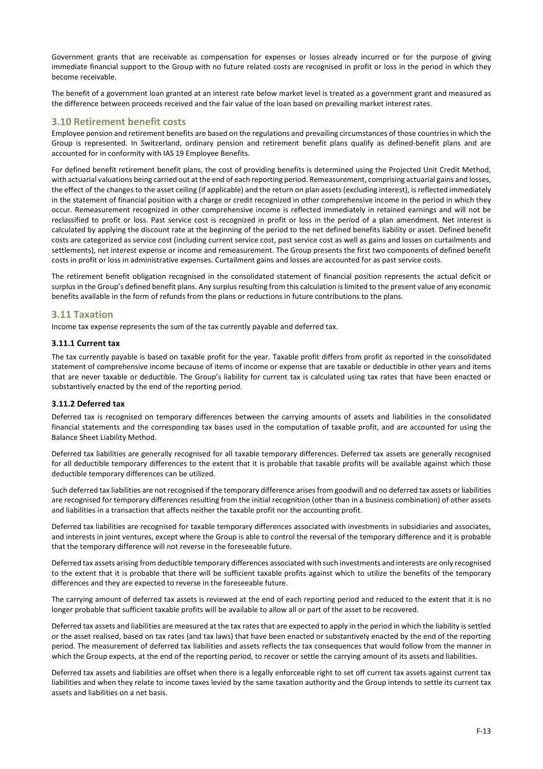Government grants that are receivable as compensation for expenses or losses already incurred or for the purpose of giving immediate financial support to the Group with no future related costs are recognised in profit or loss in the period in which they become receivable.

The benefit of a government loan granted at an interest rate below market level is treated as a government grant and measured as the difference between proceeds received and the fair value of the loan based on prevailing market interest rates.

## 3.10 Retirement benefit costs

Employee pension and retirement benefits are based on the regulations and prevailing circumstances of those countries in which the Group is represented. In Switzerland, ordinary pension and retirement benefit plans qualify as defined-benefit plans and are accounted for in conformity with IAS 19 Employee Benefits.

For defined benefit retirement benefit plans, the cost of providing benefits is determined using the Projected Unit Credit Method, with actuarial valuations being carried out at the end of each reporting period. Remeasurement, comprising actuarial gains and losses, the effect of the changes to the asset ceiling (if applicable) and the return on plan assets (excluding interest), is reflected immediately in the statement of financial position with a charge or credit recognized in other comprehensive income in the period in which they occur. Remeasurement recognized in other comprehensive income is reflected immediately in retained earnings and will not be reclassified to profit or loss. Past service cost is recognized in profit or loss in the period of a plan amendment. Net interest is calculated by applying the discount rate at the beginning of the period to the net defined benefits liability or asset. Defined benefit costs are categorized as service cost (including current service cost, past service cost as well as gains and losses on curtailments and settlements), net interest expense or income and remeasurement. The Group presents the first two components of defined benefit costs in profit or loss in administrative expenses. Curtailment gains and losses are accounted for as past service costs.

The retirement benefit obligation recognised in the consolidated statement of financial position represents the actual deficit or surplus in the Group's defined benefit plans. Any surplus resulting from this calculation is limited to the present value of any economic benefits available in the form of refunds from the plans or reductions in future contributions to the plans.

## 3.11 Taxation

Income tax expense represents the sum of the tax currently payable and deferred tax.

### 3.11.1 Current tax

The tax currently payable is based on taxable profit for the year. Taxable profit differs from profit as reported in the consolidated statement of comprehensive income because of items of income or expense that are taxable or deductible in other years and items that are never taxable or deductible. The Group's liability for current tax is calculated using tax rates that have been enacted or substantively enacted by the end of the reporting period.

### 3.11.2 Deferred tax

Deferred tax is recognised on temporary differences between the carrying amounts of assets and liabilities in the consolidated financial statements and the corresponding tax bases used in the computation of taxable profit, and are accounted for using the Balance Sheet Liability Method.

Deferred tax liabilities are generally recognised for all taxable temporary differences. Deferred tax assets are generally recognised for all deductible temporary differences to the extent that it is probable that taxable profits will be available against which those deductible temporary differences can be utilized.

Such deferred tax liabilities are not recognised if the temporary difference arises from goodwill and no deferred tax assets or liabilities are recognised for temporary differences resulting from the initial recognition (other than in a business combination) of other assets and liabilities in a transaction that affects neither the taxable profit nor the accounting profit.

Deferred tax liabilities are recognised for taxable temporary differences associated with investments in subsidiaries and associates, and interests in joint ventures, except where the Group is able to control the reversal of the temporary difference and it is probable that the temporary difference will not reverse in the foreseeable future.

Deferred tax assets arising from deductible temporary differences associated with such investments and interests are only recognised to the extent that it is probable that there will be sufficient taxable profits against which to utilize the benefits of the temporary differences and they are expected to reverse in the foreseeable future.

The carrying amount of deferred tax assets is reviewed at the end of each reporting period and reduced to the extent that it is no longer probable that sufficient taxable profits will be available to allow all or part of the asset to be recovered.

Deferred tax assets and liabilities are measured at the tax rates that are expected to apply in the period in which the liability is settled or the asset realised, based on tax rates (and tax laws) that have been enacted or substantively enacted by the end of the reporting period. The measurement of deferred tax liabilities and assets reflects the tax consequences that would follow from the manner in which the Group expects, at the end of the reporting period, to recover or settle the carrying amount of its assets and liabilities.

Deferred tax assets and liabilities are offset when there is a legally enforceable right to set off current tax assets against current tax liabilities and when they relate to income taxes levied by the same taxation authority and the Group intends to settle its current tax assets and liabilities on a net basis.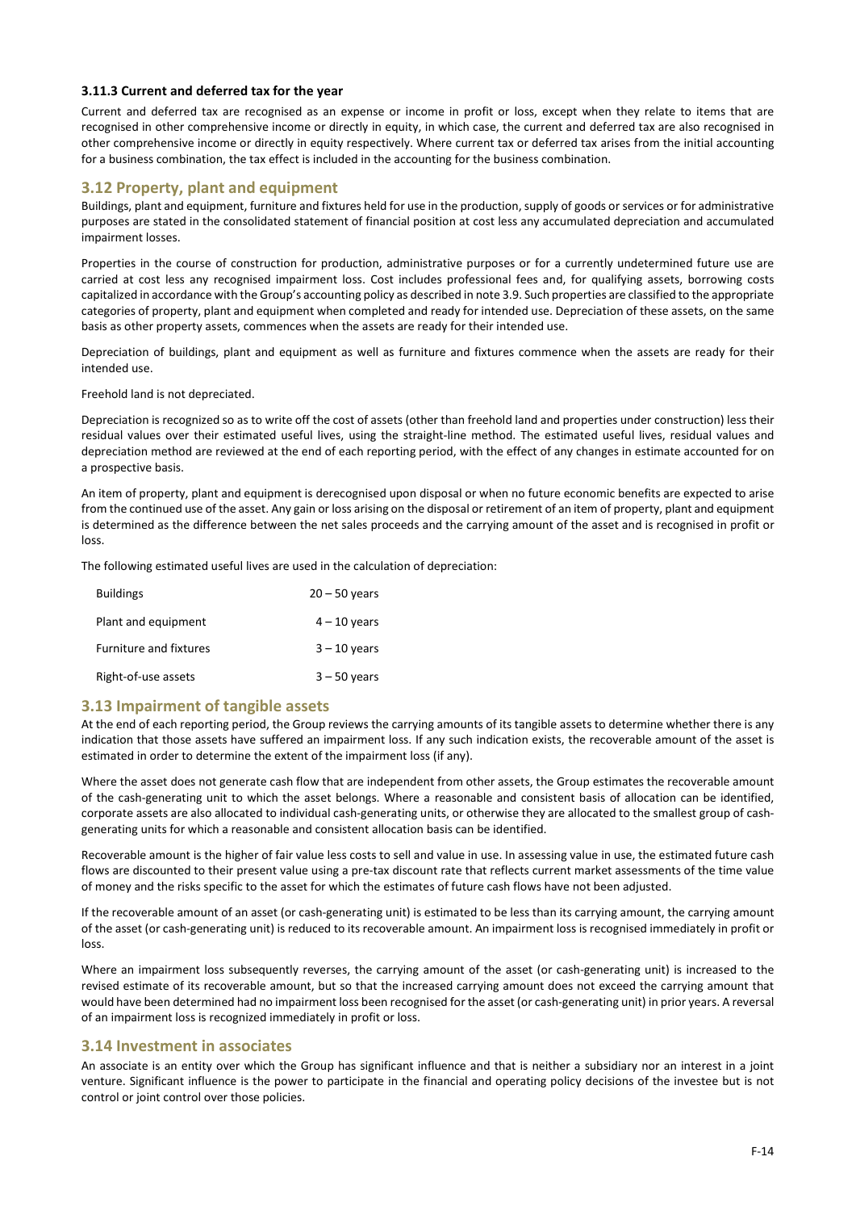### 3.11.3 Current and deferred tax for the year

Current and deferred tax are recognised as an expense or income in profit or loss, except when they relate to items that are recognised in other comprehensive income or directly in equity, in which case, the current and deferred tax are also recognised in other comprehensive income or directly in equity respectively. Where current tax or deferred tax arises from the initial accounting for a business combination, the tax effect is included in the accounting for the business combination.

## 3.12 Property, plant and equipment

Buildings, plant and equipment, furniture and fixtures held for use in the production, supply of goods or services or for administrative purposes are stated in the consolidated statement of financial position at cost less any accumulated depreciation and accumulated impairment losses.

Properties in the course of construction for production, administrative purposes or for a currently undetermined future use are carried at cost less any recognised impairment loss. Cost includes professional fees and, for qualifying assets, borrowing costs capitalized in accordance with the Group's accounting policy as described in note 3.9. Such properties are classified to the appropriate categories of property, plant and equipment when completed and ready for intended use. Depreciation of these assets, on the same basis as other property assets, commences when the assets are ready for their intended use.

Depreciation of buildings, plant and equipment as well as furniture and fixtures commence when the assets are ready for their intended use.

Freehold land is not depreciated.

Depreciation is recognized so as to write off the cost of assets (other than freehold land and properties under construction) less their residual values over their estimated useful lives, using the straight-line method. The estimated useful lives, residual values and depreciation method are reviewed at the end of each reporting period, with the effect of any changes in estimate accounted for on a prospective basis.

An item of property, plant and equipment is derecognised upon disposal or when no future economic benefits are expected to arise from the continued use of the asset. Any gain or loss arising on the disposal or retirement of an item of property, plant and equipment is determined as the difference between the net sales proceeds and the carrying amount of the asset and is recognised in profit or loss.

The following estimated useful lives are used in the calculation of depreciation:

| | |
|---|---|
| Buildings | 20 – 50 years |
| Plant and equipment | 4 – 10 years |
| Furniture and fixtures | 3 – 10 years |
| Right-of-use assets | 3 – 50 years |

## 3.13 Impairment of tangible assets

At the end of each reporting period, the Group reviews the carrying amounts of its tangible assets to determine whether there is any indication that those assets have suffered an impairment loss. If any such indication exists, the recoverable amount of the asset is estimated in order to determine the extent of the impairment loss (if any).

Where the asset does not generate cash flow that are independent from other assets, the Group estimates the recoverable amount of the cash-generating unit to which the asset belongs. Where a reasonable and consistent basis of allocation can be identified, corporate assets are also allocated to individual cash-generating units, or otherwise they are allocated to the smallest group of cash-generating units for which a reasonable and consistent allocation basis can be identified.

Recoverable amount is the higher of fair value less costs to sell and value in use. In assessing value in use, the estimated future cash flows are discounted to their present value using a pre-tax discount rate that reflects current market assessments of the time value of money and the risks specific to the asset for which the estimates of future cash flows have not been adjusted.

If the recoverable amount of an asset (or cash-generating unit) is estimated to be less than its carrying amount, the carrying amount of the asset (or cash-generating unit) is reduced to its recoverable amount. An impairment loss is recognised immediately in profit or loss.

Where an impairment loss subsequently reverses, the carrying amount of the asset (or cash-generating unit) is increased to the revised estimate of its recoverable amount, but so that the increased carrying amount does not exceed the carrying amount that would have been determined had no impairment loss been recognised for the asset (or cash-generating unit) in prior years. A reversal of an impairment loss is recognized immediately in profit or loss.

## 3.14 Investment in associates

An associate is an entity over which the Group has significant influence and that is neither a subsidiary nor an interest in a joint venture. Significant influence is the power to participate in the financial and operating policy decisions of the investee but is not control or joint control over those policies.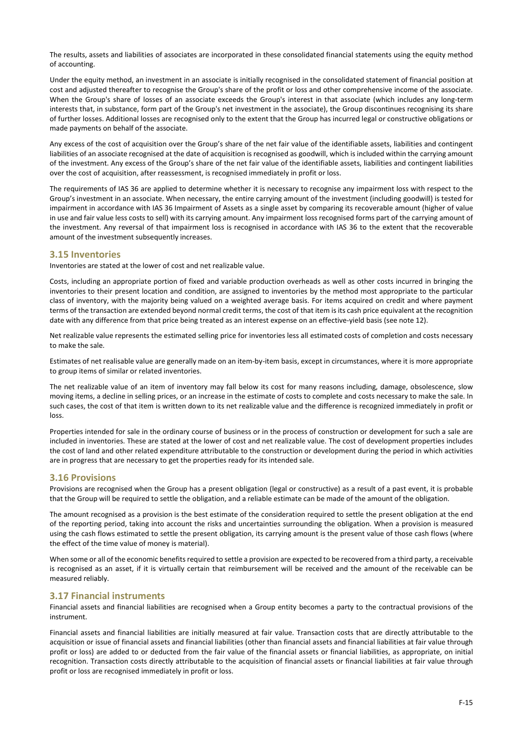The results, assets and liabilities of associates are incorporated in these consolidated financial statements using the equity method of accounting.

Under the equity method, an investment in an associate is initially recognised in the consolidated statement of financial position at cost and adjusted thereafter to recognise the Group's share of the profit or loss and other comprehensive income of the associate. When the Group's share of losses of an associate exceeds the Group's interest in that associate (which includes any long-term interests that, in substance, form part of the Group's net investment in the associate), the Group discontinues recognising its share of further losses. Additional losses are recognised only to the extent that the Group has incurred legal or constructive obligations or made payments on behalf of the associate.

Any excess of the cost of acquisition over the Group's share of the net fair value of the identifiable assets, liabilities and contingent liabilities of an associate recognised at the date of acquisition is recognised as goodwill, which is included within the carrying amount of the investment. Any excess of the Group's share of the net fair value of the identifiable assets, liabilities and contingent liabilities over the cost of acquisition, after reassessment, is recognised immediately in profit or loss.

The requirements of IAS 36 are applied to determine whether it is necessary to recognise any impairment loss with respect to the Group's investment in an associate. When necessary, the entire carrying amount of the investment (including goodwill) is tested for impairment in accordance with IAS 36 Impairment of Assets as a single asset by comparing its recoverable amount (higher of value in use and fair value less costs to sell) with its carrying amount. Any impairment loss recognised forms part of the carrying amount of the investment. Any reversal of that impairment loss is recognised in accordance with IAS 36 to the extent that the recoverable amount of the investment subsequently increases.

## 3.15 Inventories

Inventories are stated at the lower of cost and net realizable value.

Costs, including an appropriate portion of fixed and variable production overheads as well as other costs incurred in bringing the inventories to their present location and condition, are assigned to inventories by the method most appropriate to the particular class of inventory, with the majority being valued on a weighted average basis. For items acquired on credit and where payment terms of the transaction are extended beyond normal credit terms, the cost of that item is its cash price equivalent at the recognition date with any difference from that price being treated as an interest expense on an effective-yield basis (see note 12).

Net realizable value represents the estimated selling price for inventories less all estimated costs of completion and costs necessary to make the sale.

Estimates of net realisable value are generally made on an item-by-item basis, except in circumstances, where it is more appropriate to group items of similar or related inventories.

The net realizable value of an item of inventory may fall below its cost for many reasons including, damage, obsolescence, slow moving items, a decline in selling prices, or an increase in the estimate of costs to complete and costs necessary to make the sale. In such cases, the cost of that item is written down to its net realizable value and the difference is recognized immediately in profit or loss.

Properties intended for sale in the ordinary course of business or in the process of construction or development for such a sale are included in inventories. These are stated at the lower of cost and net realizable value. The cost of development properties includes the cost of land and other related expenditure attributable to the construction or development during the period in which activities are in progress that are necessary to get the properties ready for its intended sale.

## 3.16 Provisions

Provisions are recognised when the Group has a present obligation (legal or constructive) as a result of a past event, it is probable that the Group will be required to settle the obligation, and a reliable estimate can be made of the amount of the obligation.

The amount recognised as a provision is the best estimate of the consideration required to settle the present obligation at the end of the reporting period, taking into account the risks and uncertainties surrounding the obligation. When a provision is measured using the cash flows estimated to settle the present obligation, its carrying amount is the present value of those cash flows (where the effect of the time value of money is material).

When some or all of the economic benefits required to settle a provision are expected to be recovered from a third party, a receivable is recognised as an asset, if it is virtually certain that reimbursement will be received and the amount of the receivable can be measured reliably.

## 3.17 Financial instruments

Financial assets and financial liabilities are recognised when a Group entity becomes a party to the contractual provisions of the instrument.

Financial assets and financial liabilities are initially measured at fair value. Transaction costs that are directly attributable to the acquisition or issue of financial assets and financial liabilities (other than financial assets and financial liabilities at fair value through profit or loss) are added to or deducted from the fair value of the financial assets or financial liabilities, as appropriate, on initial recognition. Transaction costs directly attributable to the acquisition of financial assets or financial liabilities at fair value through profit or loss are recognised immediately in profit or loss.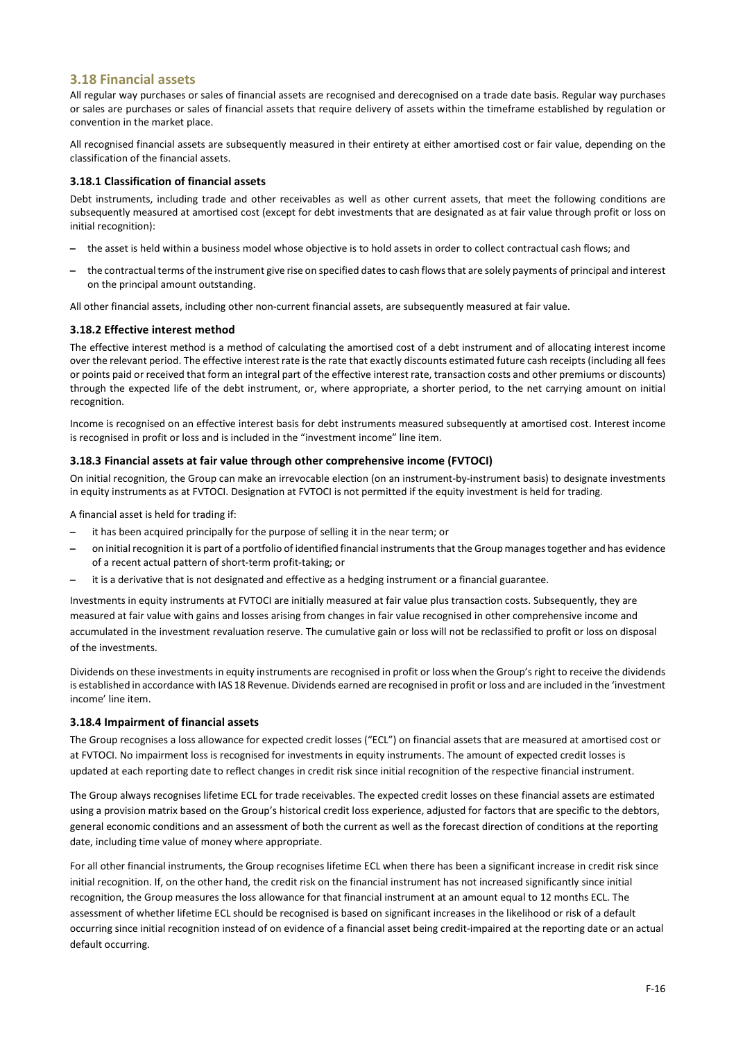## 3.18 Financial assets

All regular way purchases or sales of financial assets are recognised and derecognised on a trade date basis. Regular way purchases or sales are purchases or sales of financial assets that require delivery of assets within the timeframe established by regulation or convention in the market place.

All recognised financial assets are subsequently measured in their entirety at either amortised cost or fair value, depending on the classification of the financial assets.

### 3.18.1 Classification of financial assets

Debt instruments, including trade and other receivables as well as other current assets, that meet the following conditions are subsequently measured at amortised cost (except for debt investments that are designated as at fair value through profit or loss on initial recognition):

- the asset is held within a business model whose objective is to hold assets in order to collect contractual cash flows; and
- the contractual terms of the instrument give rise on specified dates to cash flows that are solely payments of principal and interest on the principal amount outstanding.

All other financial assets, including other non-current financial assets, are subsequently measured at fair value.

### 3.18.2 Effective interest method

The effective interest method is a method of calculating the amortised cost of a debt instrument and of allocating interest income over the relevant period. The effective interest rate is the rate that exactly discounts estimated future cash receipts (including all fees or points paid or received that form an integral part of the effective interest rate, transaction costs and other premiums or discounts) through the expected life of the debt instrument, or, where appropriate, a shorter period, to the net carrying amount on initial recognition.

Income is recognised on an effective interest basis for debt instruments measured subsequently at amortised cost. Interest income is recognised in profit or loss and is included in the "investment income" line item.

### 3.18.3 Financial assets at fair value through other comprehensive income (FVTOCI)

On initial recognition, the Group can make an irrevocable election (on an instrument-by-instrument basis) to designate investments in equity instruments as at FVTOCI. Designation at FVTOCI is not permitted if the equity investment is held for trading.

A financial asset is held for trading if:

- it has been acquired principally for the purpose of selling it in the near term; or
- on initial recognition it is part of a portfolio of identified financial instruments that the Group manages together and has evidence of a recent actual pattern of short-term profit-taking; or
- it is a derivative that is not designated and effective as a hedging instrument or a financial guarantee.

Investments in equity instruments at FVTOCI are initially measured at fair value plus transaction costs. Subsequently, they are measured at fair value with gains and losses arising from changes in fair value recognised in other comprehensive income and accumulated in the investment revaluation reserve. The cumulative gain or loss will not be reclassified to profit or loss on disposal of the investments.

Dividends on these investments in equity instruments are recognised in profit or loss when the Group's right to receive the dividends is established in accordance with IAS 18 Revenue. Dividends earned are recognised in profit or loss and are included in the 'investment income' line item.

### 3.18.4 Impairment of financial assets

The Group recognises a loss allowance for expected credit losses ("ECL") on financial assets that are measured at amortised cost or at FVTOCI. No impairment loss is recognised for investments in equity instruments. The amount of expected credit losses is updated at each reporting date to reflect changes in credit risk since initial recognition of the respective financial instrument.

The Group always recognises lifetime ECL for trade receivables. The expected credit losses on these financial assets are estimated using a provision matrix based on the Group's historical credit loss experience, adjusted for factors that are specific to the debtors, general economic conditions and an assessment of both the current as well as the forecast direction of conditions at the reporting date, including time value of money where appropriate.

For all other financial instruments, the Group recognises lifetime ECL when there has been a significant increase in credit risk since initial recognition. If, on the other hand, the credit risk on the financial instrument has not increased significantly since initial recognition, the Group measures the loss allowance for that financial instrument at an amount equal to 12 months ECL. The assessment of whether lifetime ECL should be recognised is based on significant increases in the likelihood or risk of a default occurring since initial recognition instead of on evidence of a financial asset being credit-impaired at the reporting date or an actual default occurring.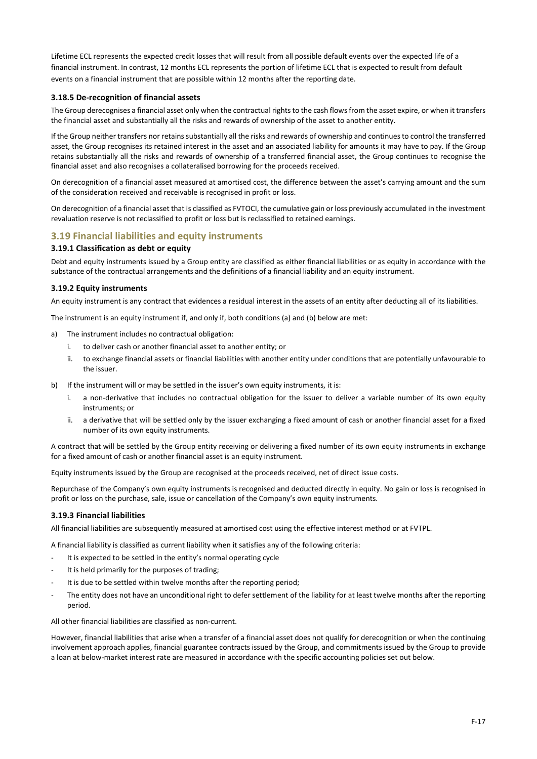Lifetime ECL represents the expected credit losses that will result from all possible default events over the expected life of a financial instrument. In contrast, 12 months ECL represents the portion of lifetime ECL that is expected to result from default events on a financial instrument that are possible within 12 months after the reporting date.

### 3.18.5 De-recognition of financial assets

The Group derecognises a financial asset only when the contractual rights to the cash flows from the asset expire, or when it transfers the financial asset and substantially all the risks and rewards of ownership of the asset to another entity.

If the Group neither transfers nor retains substantially all the risks and rewards of ownership and continues to control the transferred asset, the Group recognises its retained interest in the asset and an associated liability for amounts it may have to pay. If the Group retains substantially all the risks and rewards of ownership of a transferred financial asset, the Group continues to recognise the financial asset and also recognises a collateralised borrowing for the proceeds received.

On derecognition of a financial asset measured at amortised cost, the difference between the asset's carrying amount and the sum of the consideration received and receivable is recognised in profit or loss.

On derecognition of a financial asset that is classified as FVTOCI, the cumulative gain or loss previously accumulated in the investment revaluation reserve is not reclassified to profit or loss but is reclassified to retained earnings.

## 3.19 Financial liabilities and equity instruments

### 3.19.1 Classification as debt or equity

Debt and equity instruments issued by a Group entity are classified as either financial liabilities or as equity in accordance with the substance of the contractual arrangements and the definitions of a financial liability and an equity instrument.

### 3.19.2 Equity instruments

An equity instrument is any contract that evidences a residual interest in the assets of an entity after deducting all of its liabilities.

The instrument is an equity instrument if, and only if, both conditions (a) and (b) below are met:

a) The instrument includes no contractual obligation:
   i. to deliver cash or another financial asset to another entity; or
   ii. to exchange financial assets or financial liabilities with another entity under conditions that are potentially unfavourable to the issuer.
b) If the instrument will or may be settled in the issuer's own equity instruments, it is:
   i. a non-derivative that includes no contractual obligation for the issuer to deliver a variable number of its own equity instruments; or
   ii. a derivative that will be settled only by the issuer exchanging a fixed amount of cash or another financial asset for a fixed number of its own equity instruments.

A contract that will be settled by the Group entity receiving or delivering a fixed number of its own equity instruments in exchange for a fixed amount of cash or another financial asset is an equity instrument.

Equity instruments issued by the Group are recognised at the proceeds received, net of direct issue costs.

Repurchase of the Company's own equity instruments is recognised and deducted directly in equity. No gain or loss is recognised in profit or loss on the purchase, sale, issue or cancellation of the Company's own equity instruments.

### 3.19.3 Financial liabilities

All financial liabilities are subsequently measured at amortised cost using the effective interest method or at FVTPL.

A financial liability is classified as current liability when it satisfies any of the following criteria:

- It is expected to be settled in the entity's normal operating cycle
- It is held primarily for the purposes of trading;
- It is due to be settled within twelve months after the reporting period;
- The entity does not have an unconditional right to defer settlement of the liability for at least twelve months after the reporting period.

All other financial liabilities are classified as non-current.

However, financial liabilities that arise when a transfer of a financial asset does not qualify for derecognition or when the continuing involvement approach applies, financial guarantee contracts issued by the Group, and commitments issued by the Group to provide a loan at below-market interest rate are measured in accordance with the specific accounting policies set out below.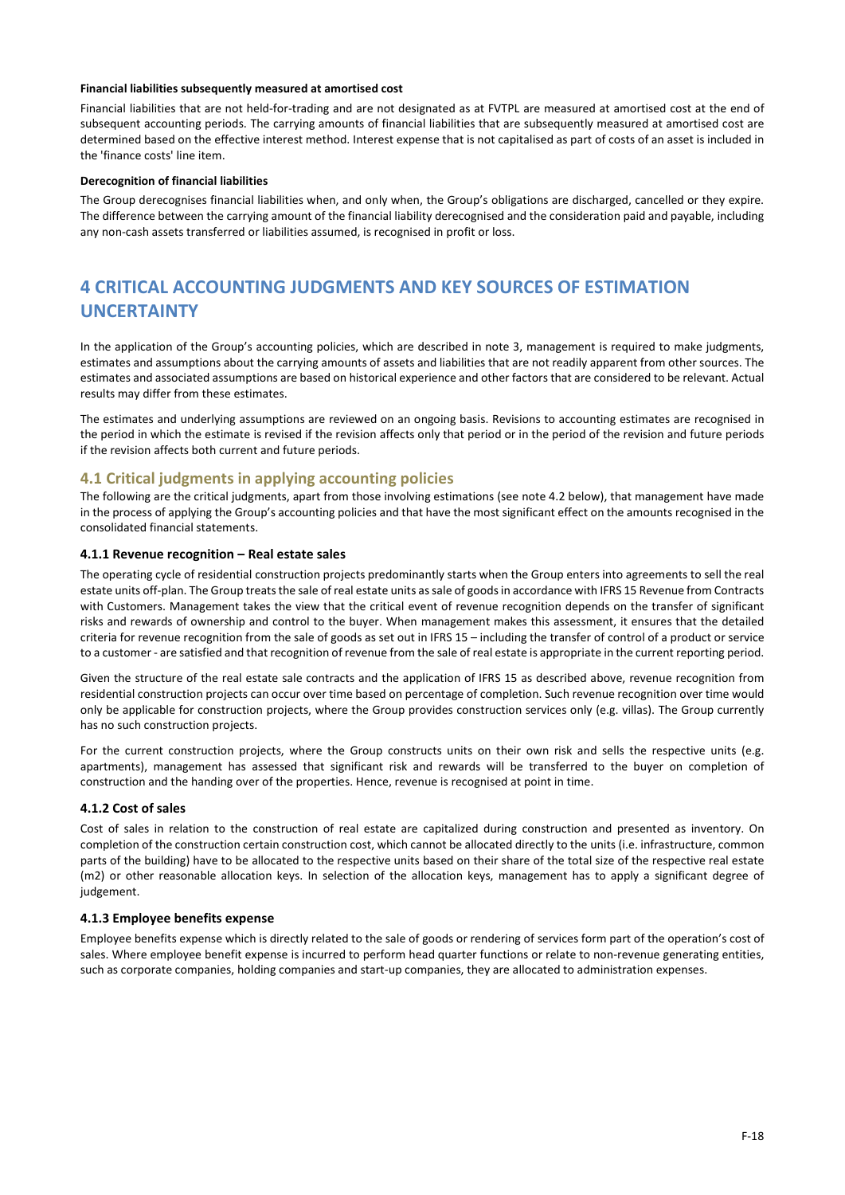**Financial liabilities subsequently measured at amortised cost**

Financial liabilities that are not held-for-trading and are not designated as at FVTPL are measured at amortised cost at the end of subsequent accounting periods. The carrying amounts of financial liabilities that are subsequently measured at amortised cost are determined based on the effective interest method. Interest expense that is not capitalised as part of costs of an asset is included in the 'finance costs' line item.

**Derecognition of financial liabilities**

The Group derecognises financial liabilities when, and only when, the Group's obligations are discharged, cancelled or they expire. The difference between the carrying amount of the financial liability derecognised and the consideration paid and payable, including any non-cash assets transferred or liabilities assumed, is recognised in profit or loss.

# 4 CRITICAL ACCOUNTING JUDGMENTS AND KEY SOURCES OF ESTIMATION UNCERTAINTY

In the application of the Group's accounting policies, which are described in note 3, management is required to make judgments, estimates and assumptions about the carrying amounts of assets and liabilities that are not readily apparent from other sources. The estimates and associated assumptions are based on historical experience and other factors that are considered to be relevant. Actual results may differ from these estimates.

The estimates and underlying assumptions are reviewed on an ongoing basis. Revisions to accounting estimates are recognised in the period in which the estimate is revised if the revision affects only that period or in the period of the revision and future periods if the revision affects both current and future periods.

## 4.1 Critical judgments in applying accounting policies

The following are the critical judgments, apart from those involving estimations (see note 4.2 below), that management have made in the process of applying the Group's accounting policies and that have the most significant effect on the amounts recognised in the consolidated financial statements.

### 4.1.1 Revenue recognition – Real estate sales

The operating cycle of residential construction projects predominantly starts when the Group enters into agreements to sell the real estate units off-plan. The Group treats the sale of real estate units as sale of goods in accordance with IFRS 15 Revenue from Contracts with Customers. Management takes the view that the critical event of revenue recognition depends on the transfer of significant risks and rewards of ownership and control to the buyer. When management makes this assessment, it ensures that the detailed criteria for revenue recognition from the sale of goods as set out in IFRS 15 – including the transfer of control of a product or service to a customer - are satisfied and that recognition of revenue from the sale of real estate is appropriate in the current reporting period.

Given the structure of the real estate sale contracts and the application of IFRS 15 as described above, revenue recognition from residential construction projects can occur over time based on percentage of completion. Such revenue recognition over time would only be applicable for construction projects, where the Group provides construction services only (e.g. villas). The Group currently has no such construction projects.

For the current construction projects, where the Group constructs units on their own risk and sells the respective units (e.g. apartments), management has assessed that significant risk and rewards will be transferred to the buyer on completion of construction and the handing over of the properties. Hence, revenue is recognised at point in time.

### 4.1.2 Cost of sales

Cost of sales in relation to the construction of real estate are capitalized during construction and presented as inventory. On completion of the construction certain construction cost, which cannot be allocated directly to the units (i.e. infrastructure, common parts of the building) have to be allocated to the respective units based on their share of the total size of the respective real estate (m2) or other reasonable allocation keys. In selection of the allocation keys, management has to apply a significant degree of judgement.

### 4.1.3 Employee benefits expense

Employee benefits expense which is directly related to the sale of goods or rendering of services form part of the operation's cost of sales. Where employee benefit expense is incurred to perform head quarter functions or relate to non-revenue generating entities, such as corporate companies, holding companies and start-up companies, they are allocated to administration expenses.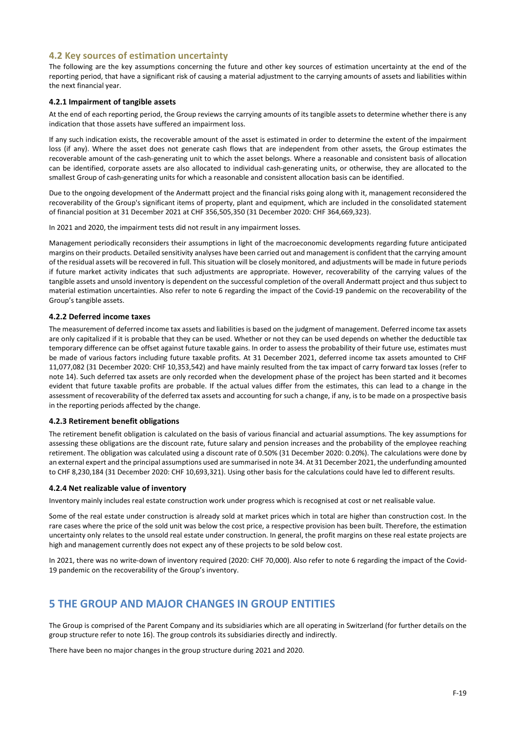## 4.2 Key sources of estimation uncertainty

The following are the key assumptions concerning the future and other key sources of estimation uncertainty at the end of the reporting period, that have a significant risk of causing a material adjustment to the carrying amounts of assets and liabilities within the next financial year.

### 4.2.1 Impairment of tangible assets

At the end of each reporting period, the Group reviews the carrying amounts of its tangible assets to determine whether there is any indication that those assets have suffered an impairment loss.

If any such indication exists, the recoverable amount of the asset is estimated in order to determine the extent of the impairment loss (if any). Where the asset does not generate cash flows that are independent from other assets, the Group estimates the recoverable amount of the cash-generating unit to which the asset belongs. Where a reasonable and consistent basis of allocation can be identified, corporate assets are also allocated to individual cash-generating units, or otherwise, they are allocated to the smallest Group of cash-generating units for which a reasonable and consistent allocation basis can be identified.

Due to the ongoing development of the Andermatt project and the financial risks going along with it, management reconsidered the recoverability of the Group's significant items of property, plant and equipment, which are included in the consolidated statement of financial position at 31 December 2021 at CHF 356,505,350 (31 December 2020: CHF 364,669,323).

In 2021 and 2020, the impairment tests did not result in any impairment losses.

Management periodically reconsiders their assumptions in light of the macroeconomic developments regarding future anticipated margins on their products. Detailed sensitivity analyses have been carried out and management is confident that the carrying amount of the residual assets will be recovered in full. This situation will be closely monitored, and adjustments will be made in future periods if future market activity indicates that such adjustments are appropriate. However, recoverability of the carrying values of the tangible assets and unsold inventory is dependent on the successful completion of the overall Andermatt project and thus subject to material estimation uncertainties. Also refer to note 6 regarding the impact of the Covid-19 pandemic on the recoverability of the Group's tangible assets.

### 4.2.2 Deferred income taxes

The measurement of deferred income tax assets and liabilities is based on the judgment of management. Deferred income tax assets are only capitalized if it is probable that they can be used. Whether or not they can be used depends on whether the deductible tax temporary difference can be offset against future taxable gains. In order to assess the probability of their future use, estimates must be made of various factors including future taxable profits. At 31 December 2021, deferred income tax assets amounted to CHF 11,077,082 (31 December 2020: CHF 10,353,542) and have mainly resulted from the tax impact of carry forward tax losses (refer to note 14). Such deferred tax assets are only recorded when the development phase of the project has been started and it becomes evident that future taxable profits are probable. If the actual values differ from the estimates, this can lead to a change in the assessment of recoverability of the deferred tax assets and accounting for such a change, if any, is to be made on a prospective basis in the reporting periods affected by the change.

### 4.2.3 Retirement benefit obligations

The retirement benefit obligation is calculated on the basis of various financial and actuarial assumptions. The key assumptions for assessing these obligations are the discount rate, future salary and pension increases and the probability of the employee reaching retirement. The obligation was calculated using a discount rate of 0.50% (31 December 2020: 0.20%). The calculations were done by an external expert and the principal assumptions used are summarised in note 34. At 31 December 2021, the underfunding amounted to CHF 8,230,184 (31 December 2020: CHF 10,693,321). Using other basis for the calculations could have led to different results.

### 4.2.4 Net realizable value of inventory

Inventory mainly includes real estate construction work under progress which is recognised at cost or net realisable value.

Some of the real estate under construction is already sold at market prices which in total are higher than construction cost. In the rare cases where the price of the sold unit was below the cost price, a respective provision has been built. Therefore, the estimation uncertainty only relates to the unsold real estate under construction. In general, the profit margins on these real estate projects are high and management currently does not expect any of these projects to be sold below cost.

In 2021, there was no write-down of inventory required (2020: CHF 70,000). Also refer to note 6 regarding the impact of the Covid-19 pandemic on the recoverability of the Group's inventory.

# 5 THE GROUP AND MAJOR CHANGES IN GROUP ENTITIES

The Group is comprised of the Parent Company and its subsidiaries which are all operating in Switzerland (for further details on the group structure refer to note 16). The group controls its subsidiaries directly and indirectly.

There have been no major changes in the group structure during 2021 and 2020.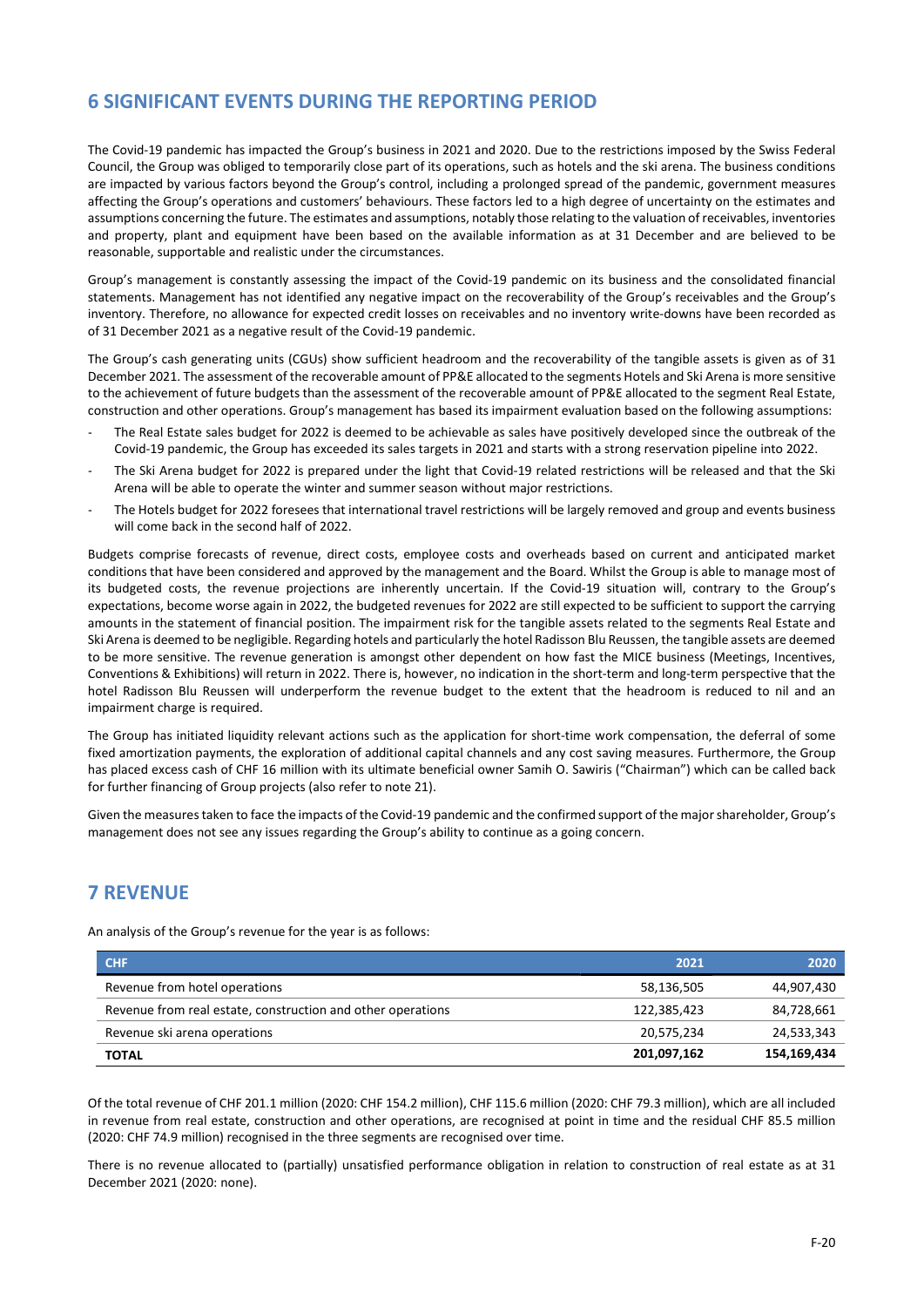## 6 SIGNIFICANT EVENTS DURING THE REPORTING PERIOD

The Covid-19 pandemic has impacted the Group's business in 2021 and 2020. Due to the restrictions imposed by the Swiss Federal Council, the Group was obliged to temporarily close part of its operations, such as hotels and the ski arena. The business conditions are impacted by various factors beyond the Group's control, including a prolonged spread of the pandemic, government measures affecting the Group's operations and customers' behaviours. These factors led to a high degree of uncertainty on the estimates and assumptions concerning the future. The estimates and assumptions, notably those relating to the valuation of receivables, inventories and property, plant and equipment have been based on the available information as at 31 December and are believed to be reasonable, supportable and realistic under the circumstances.

Group's management is constantly assessing the impact of the Covid-19 pandemic on its business and the consolidated financial statements. Management has not identified any negative impact on the recoverability of the Group's receivables and the Group's inventory. Therefore, no allowance for expected credit losses on receivables and no inventory write-downs have been recorded as of 31 December 2021 as a negative result of the Covid-19 pandemic.

The Group's cash generating units (CGUs) show sufficient headroom and the recoverability of the tangible assets is given as of 31 December 2021. The assessment of the recoverable amount of PP&E allocated to the segments Hotels and Ski Arena is more sensitive to the achievement of future budgets than the assessment of the recoverable amount of PP&E allocated to the segment Real Estate, construction and other operations. Group's management has based its impairment evaluation based on the following assumptions:

- The Real Estate sales budget for 2022 is deemed to be achievable as sales have positively developed since the outbreak of the Covid-19 pandemic, the Group has exceeded its sales targets in 2021 and starts with a strong reservation pipeline into 2022.
- The Ski Arena budget for 2022 is prepared under the light that Covid-19 related restrictions will be released and that the Ski Arena will be able to operate the winter and summer season without major restrictions.
- The Hotels budget for 2022 foresees that international travel restrictions will be largely removed and group and events business will come back in the second half of 2022.

Budgets comprise forecasts of revenue, direct costs, employee costs and overheads based on current and anticipated market conditions that have been considered and approved by the management and the Board. Whilst the Group is able to manage most of its budgeted costs, the revenue projections are inherently uncertain. If the Covid-19 situation will, contrary to the Group's expectations, become worse again in 2022, the budgeted revenues for 2022 are still expected to be sufficient to support the carrying amounts in the statement of financial position. The impairment risk for the tangible assets related to the segments Real Estate and Ski Arena is deemed to be negligible. Regarding hotels and particularly the hotel Radisson Blu Reussen, the tangible assets are deemed to be more sensitive. The revenue generation is amongst other dependent on how fast the MICE business (Meetings, Incentives, Conventions & Exhibitions) will return in 2022. There is, however, no indication in the short-term and long-term perspective that the hotel Radisson Blu Reussen will underperform the revenue budget to the extent that the headroom is reduced to nil and an impairment charge is required.

The Group has initiated liquidity relevant actions such as the application for short-time work compensation, the deferral of some fixed amortization payments, the exploration of additional capital channels and any cost saving measures. Furthermore, the Group has placed excess cash of CHF 16 million with its ultimate beneficial owner Samih O. Sawiris ("Chairman") which can be called back for further financing of Group projects (also refer to note 21).

Given the measures taken to face the impacts of the Covid-19 pandemic and the confirmed support of the major shareholder, Group's management does not see any issues regarding the Group's ability to continue as a going concern.

## 7 REVENUE

An analysis of the Group's revenue for the year is as follows:

| CHF | 2021 | 2020 |
|---|---|---|
| Revenue from hotel operations | 58,136,505 | 44,907,430 |
| Revenue from real estate, construction and other operations | 122,385,423 | 84,728,661 |
| Revenue ski arena operations | 20,575,234 | 24,533,343 |
| **TOTAL** | **201,097,162** | **154,169,434** |

Of the total revenue of CHF 201.1 million (2020: CHF 154.2 million), CHF 115.6 million (2020: CHF 79.3 million), which are all included in revenue from real estate, construction and other operations, are recognised at point in time and the residual CHF 85.5 million (2020: CHF 74.9 million) recognised in the three segments are recognised over time.

There is no revenue allocated to (partially) unsatisfied performance obligation in relation to construction of real estate as at 31 December 2021 (2020: none).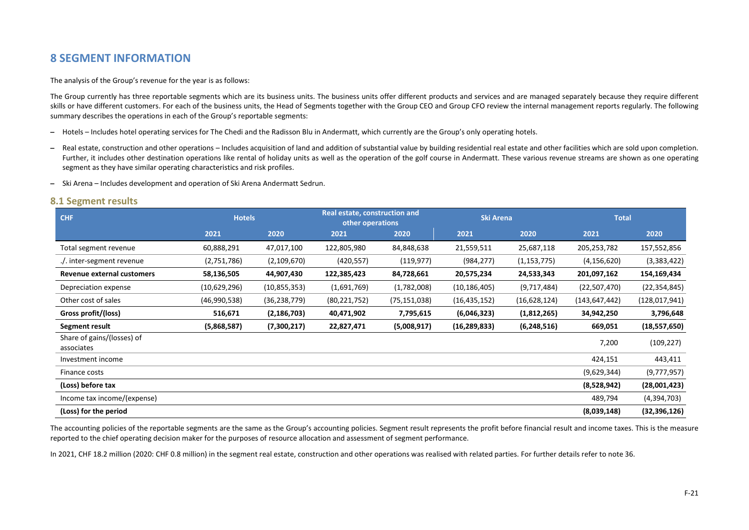## 8 SEGMENT INFORMATION

The analysis of the Group's revenue for the year is as follows:

The Group currently has three reportable segments which are its business units. The business units offer different products and services and are managed separately because they require different skills or have different customers. For each of the business units, the Head of Segments together with the Group CEO and Group CFO review the internal management reports regularly. The following summary describes the operations in each of the Group's reportable segments:

- Hotels – Includes hotel operating services for The Chedi and the Radisson Blu in Andermatt, which currently are the Group's only operating hotels.
- Real estate, construction and other operations – Includes acquisition of land and addition of substantial value by building residential real estate and other facilities which are sold upon completion. Further, it includes other destination operations like rental of holiday units as well as the operation of the golf course in Andermatt. These various revenue streams are shown as one operating segment as they have similar operating characteristics and risk profiles.
- Ski Arena – Includes development and operation of Ski Arena Andermatt Sedrun.

### 8.1 Segment results

| CHF | Hotels | | Real estate, construction and other operations | | Ski Arena | | Total | |
|---|---|---|---|---|---|---|---|---|
| | 2021 | 2020 | 2021 | 2020 | 2021 | 2020 | 2021 | 2020 |
| Total segment revenue | 60,888,291 | 47,017,100 | 122,805,980 | 84,848,638 | 21,559,511 | 25,687,118 | 205,253,782 | 157,552,856 |
| ./. inter-segment revenue | (2,751,786) | (2,109,670) | (420,557) | (119,977) | (984,277) | (1,153,775) | (4,156,620) | (3,383,422) |
| **Revenue external customers** | **58,136,505** | **44,907,430** | **122,385,423** | **84,728,661** | **20,575,234** | **24,533,343** | **201,097,162** | **154,169,434** |
| Depreciation expense | (10,629,296) | (10,855,353) | (1,691,769) | (1,782,008) | (10,186,405) | (9,717,484) | (22,507,470) | (22,354,845) |
| Other cost of sales | (46,990,538) | (36,238,779) | (80,221,752) | (75,151,038) | (16,435,152) | (16,628,124) | (143,647,442) | (128,017,941) |
| **Gross profit/(loss)** | **516,671** | **(2,186,703)** | **40,471,902** | **7,795,615** | **(6,046,323)** | **(1,812,265)** | **34,942,250** | **3,796,648** |
| **Segment result** | **(5,868,587)** | **(7,300,217)** | **22,827,471** | **(5,008,917)** | **(16,289,833)** | **(6,248,516)** | **669,051** | **(18,557,650)** |
| Share of gains/(losses) of associates | | | | | | | 7,200 | (109,227) |
| Investment income | | | | | | | 424,151 | 443,411 |
| Finance costs | | | | | | | (9,629,344) | (9,777,957) |
| **(Loss) before tax** | | | | | | | **(8,528,942)** | **(28,001,423)** |
| Income tax income/(expense) | | | | | | | 489,794 | (4,394,703) |
| **(Loss) for the period** | | | | | | | **(8,039,148)** | **(32,396,126)** |

The accounting policies of the reportable segments are the same as the Group's accounting policies. Segment result represents the profit before financial result and income taxes. This is the measure reported to the chief operating decision maker for the purposes of resource allocation and assessment of segment performance.

In 2021, CHF 18.2 million (2020: CHF 0.8 million) in the segment real estate, construction and other operations was realised with related parties. For further details refer to note 36.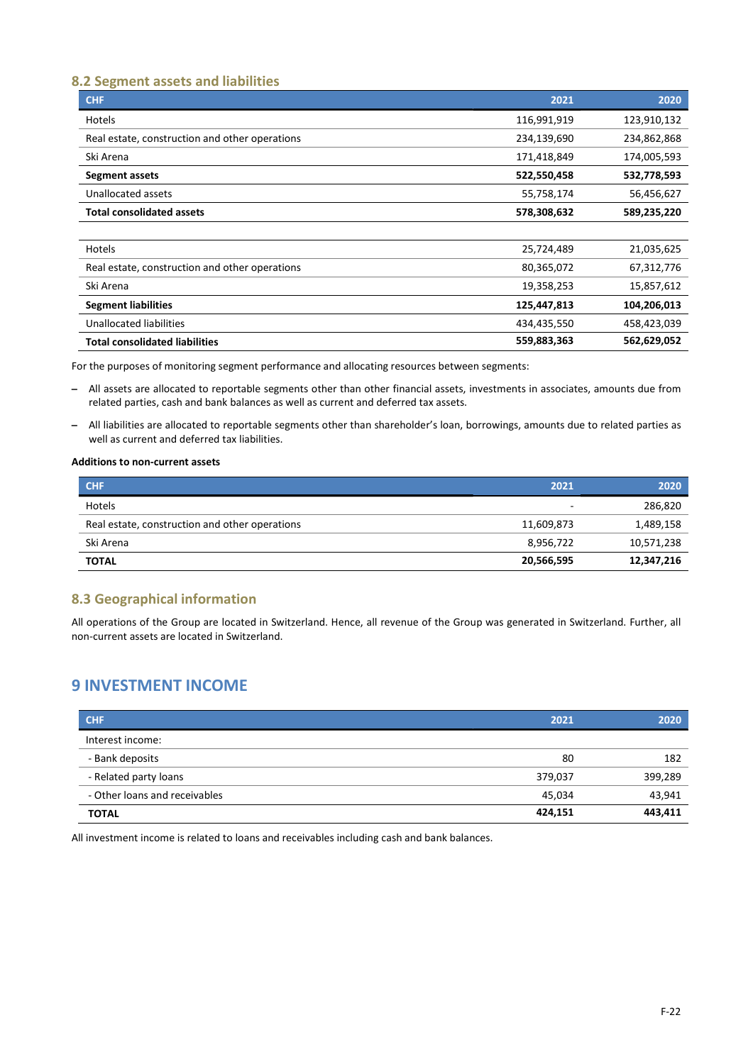### 8.2 Segment assets and liabilities

| CHF | 2021 | 2020 |
|---|---|---|
| Hotels | 116,991,919 | 123,910,132 |
| Real estate, construction and other operations | 234,139,690 | 234,862,868 |
| Ski Arena | 171,418,849 | 174,005,593 |
| **Segment assets** | **522,550,458** | **532,778,593** |
| Unallocated assets | 55,758,174 | 56,456,627 |
| **Total consolidated assets** | **578,308,632** | **589,235,220** |
| | | |
| Hotels | 25,724,489 | 21,035,625 |
| Real estate, construction and other operations | 80,365,072 | 67,312,776 |
| Ski Arena | 19,358,253 | 15,857,612 |
| **Segment liabilities** | **125,447,813** | **104,206,013** |
| Unallocated liabilities | 434,435,550 | 458,423,039 |
| **Total consolidated liabilities** | **559,883,363** | **562,629,052** |

For the purposes of monitoring segment performance and allocating resources between segments:

- All assets are allocated to reportable segments other than other financial assets, investments in associates, amounts due from related parties, cash and bank balances as well as current and deferred tax assets.
- All liabilities are allocated to reportable segments other than shareholder's loan, borrowings, amounts due to related parties as well as current and deferred tax liabilities.

**Additions to non-current assets**

| CHF | 2021 | 2020 |
|---|---|---|
| Hotels | - | 286,820 |
| Real estate, construction and other operations | 11,609,873 | 1,489,158 |
| Ski Arena | 8,956,722 | 10,571,238 |
| **TOTAL** | **20,566,595** | **12,347,216** |

### 8.3 Geographical information

All operations of the Group are located in Switzerland. Hence, all revenue of the Group was generated in Switzerland. Further, all non-current assets are located in Switzerland.

## 9 INVESTMENT INCOME

| CHF | 2021 | 2020 |
|---|---|---|
| Interest income: | | |
| - Bank deposits | 80 | 182 |
| - Related party loans | 379,037 | 399,289 |
| - Other loans and receivables | 45,034 | 43,941 |
| **TOTAL** | **424,151** | **443,411** |

All investment income is related to loans and receivables including cash and bank balances.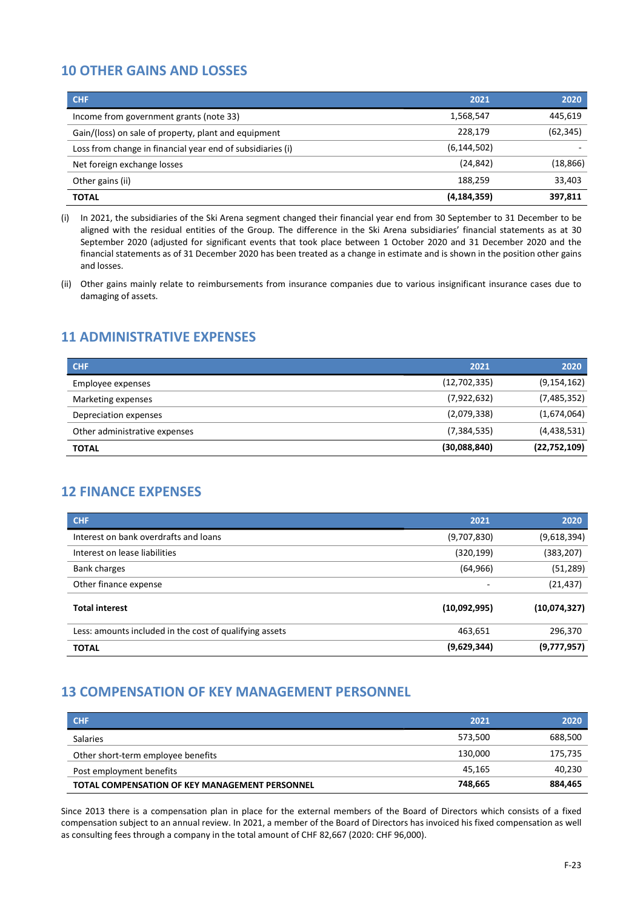## 10 OTHER GAINS AND LOSSES

| CHF | 2021 | 2020 |
|---|---|---|
| Income from government grants (note 33) | 1,568,547 | 445,619 |
| Gain/(loss) on sale of property, plant and equipment | 228,179 | (62,345) |
| Loss from change in financial year end of subsidiaries (i) | (6,144,502) | - |
| Net foreign exchange losses | (24,842) | (18,866) |
| Other gains (ii) | 188,259 | 33,403 |
| **TOTAL** | **(4,184,359)** | **397,811** |

(i) In 2021, the subsidiaries of the Ski Arena segment changed their financial year end from 30 September to 31 December to be aligned with the residual entities of the Group. The difference in the Ski Arena subsidiaries' financial statements as at 30 September 2020 (adjusted for significant events that took place between 1 October 2020 and 31 December 2020 and the financial statements as of 31 December 2020 has been treated as a change in estimate and is shown in the position other gains and losses.

(ii) Other gains mainly relate to reimbursements from insurance companies due to various insignificant insurance cases due to damaging of assets.

## 11 ADMINISTRATIVE EXPENSES

| CHF | 2021 | 2020 |
|---|---|---|
| Employee expenses | (12,702,335) | (9,154,162) |
| Marketing expenses | (7,922,632) | (7,485,352) |
| Depreciation expenses | (2,079,338) | (1,674,064) |
| Other administrative expenses | (7,384,535) | (4,438,531) |
| **TOTAL** | **(30,088,840)** | **(22,752,109)** |

## 12 FINANCE EXPENSES

| CHF | 2021 | 2020 |
|---|---|---|
| Interest on bank overdrafts and loans | (9,707,830) | (9,618,394) |
| Interest on lease liabilities | (320,199) | (383,207) |
| Bank charges | (64,966) | (51,289) |
| Other finance expense | - | (21,437) |
| **Total interest** | **(10,092,995)** | **(10,074,327)** |
| Less: amounts included in the cost of qualifying assets | 463,651 | 296,370 |
| **TOTAL** | **(9,629,344)** | **(9,777,957)** |

## 13 COMPENSATION OF KEY MANAGEMENT PERSONNEL

| CHF | 2021 | 2020 |
|---|---|---|
| Salaries | 573,500 | 688,500 |
| Other short-term employee benefits | 130,000 | 175,735 |
| Post employment benefits | 45,165 | 40,230 |
| **TOTAL COMPENSATION OF KEY MANAGEMENT PERSONNEL** | **748,665** | **884,465** |

Since 2013 there is a compensation plan in place for the external members of the Board of Directors which consists of a fixed compensation subject to an annual review. In 2021, a member of the Board of Directors has invoiced his fixed compensation as well as consulting fees through a company in the total amount of CHF 82,667 (2020: CHF 96,000).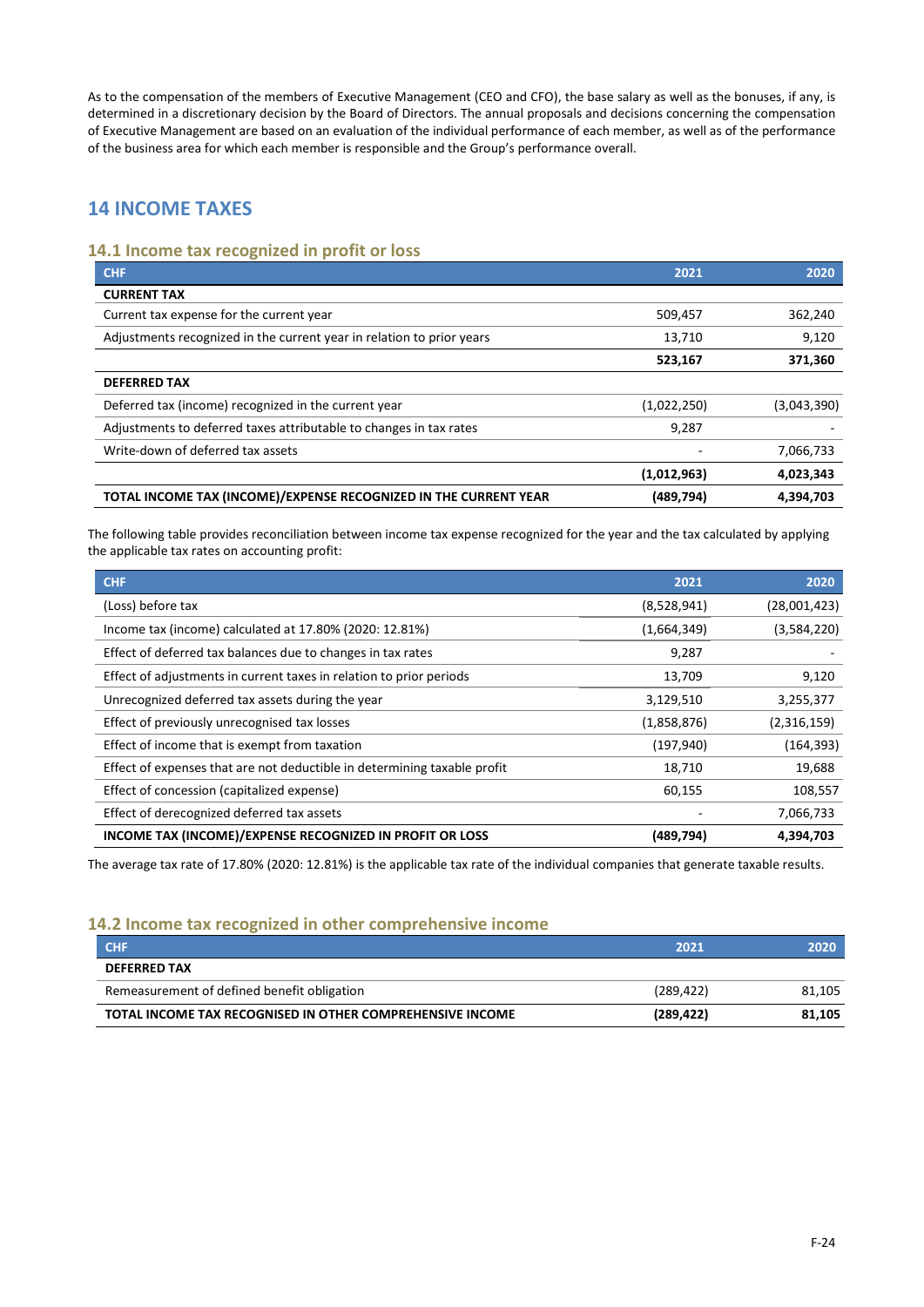As to the compensation of the members of Executive Management (CEO and CFO), the base salary as well as the bonuses, if any, is determined in a discretionary decision by the Board of Directors. The annual proposals and decisions concerning the compensation of Executive Management are based on an evaluation of the individual performance of each member, as well as of the performance of the business area for which each member is responsible and the Group's performance overall.

## 14 INCOME TAXES

### 14.1 Income tax recognized in profit or loss

| CHF | 2021 | 2020 |
|---|---|---|
| **CURRENT TAX** | | |
| Current tax expense for the current year | 509,457 | 362,240 |
| Adjustments recognized in the current year in relation to prior years | 13,710 | 9,120 |
| | **523,167** | **371,360** |
| **DEFERRED TAX** | | |
| Deferred tax (income) recognized in the current year | (1,022,250) | (3,043,390) |
| Adjustments to deferred taxes attributable to changes in tax rates | 9,287 | - |
| Write-down of deferred tax assets | - | 7,066,733 |
| | **(1,012,963)** | **4,023,343** |
| **TOTAL INCOME TAX (INCOME)/EXPENSE RECOGNIZED IN THE CURRENT YEAR** | **(489,794)** | **4,394,703** |

The following table provides reconciliation between income tax expense recognized for the year and the tax calculated by applying the applicable tax rates on accounting profit:

| CHF | 2021 | 2020 |
|---|---|---|
| (Loss) before tax | (8,528,941) | (28,001,423) |
| Income tax (income) calculated at 17.80% (2020: 12.81%) | (1,664,349) | (3,584,220) |
| Effect of deferred tax balances due to changes in tax rates | 9,287 | - |
| Effect of adjustments in current taxes in relation to prior periods | 13,709 | 9,120 |
| Unrecognized deferred tax assets during the year | 3,129,510 | 3,255,377 |
| Effect of previously unrecognised tax losses | (1,858,876) | (2,316,159) |
| Effect of income that is exempt from taxation | (197,940) | (164,393) |
| Effect of expenses that are not deductible in determining taxable profit | 18,710 | 19,688 |
| Effect of concession (capitalized expense) | 60,155 | 108,557 |
| Effect of derecognized deferred tax assets | - | 7,066,733 |
| **INCOME TAX (INCOME)/EXPENSE RECOGNIZED IN PROFIT OR LOSS** | **(489,794)** | **4,394,703** |

The average tax rate of 17.80% (2020: 12.81%) is the applicable tax rate of the individual companies that generate taxable results.

### 14.2 Income tax recognized in other comprehensive income

| CHF | 2021 | 2020 |
|---|---|---|
| **DEFERRED TAX** | | |
| Remeasurement of defined benefit obligation | (289,422) | 81,105 |
| **TOTAL INCOME TAX RECOGNISED IN OTHER COMPREHENSIVE INCOME** | **(289,422)** | **81,105** |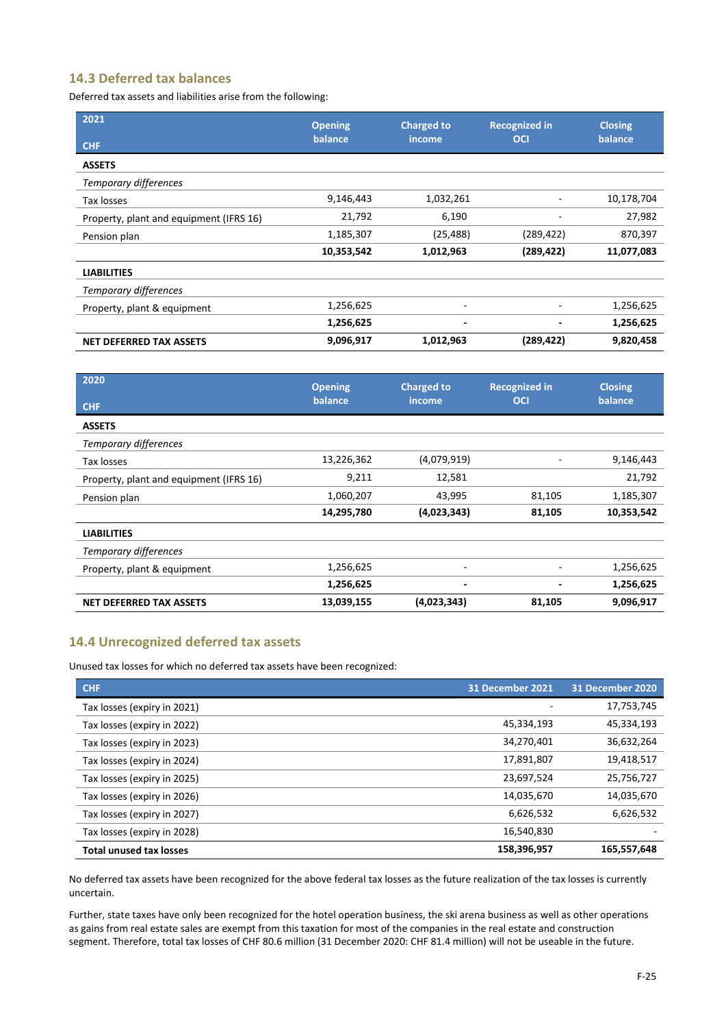### 14.3 Deferred tax balances

Deferred tax assets and liabilities arise from the following:

| 2021<br>CHF | Opening balance | Charged to income | Recognized in OCI | Closing balance |
|---|---|---|---|---|
| **ASSETS** | | | | |
| *Temporary differences* | | | | |
| Tax losses | 9,146,443 | 1,032,261 | - | 10,178,704 |
| Property, plant and equipment (IFRS 16) | 21,792 | 6,190 | - | 27,982 |
| Pension plan | 1,185,307 | (25,488) | (289,422) | 870,397 |
| | **10,353,542** | **1,012,963** | **(289,422)** | **11,077,083** |
| **LIABILITIES** | | | | |
| *Temporary differences* | | | | |
| Property, plant & equipment | 1,256,625 | - | - | 1,256,625 |
| | **1,256,625** | **-** | **-** | **1,256,625** |
| **NET DEFERRED TAX ASSETS** | **9,096,917** | **1,012,963** | **(289,422)** | **9,820,458** |

| 2020<br>CHF | Opening balance | Charged to income | Recognized in OCI | Closing balance |
|---|---|---|---|---|
| **ASSETS** | | | | |
| *Temporary differences* | | | | |
| Tax losses | 13,226,362 | (4,079,919) | - | 9,146,443 |
| Property, plant and equipment (IFRS 16) | 9,211 | 12,581 | | 21,792 |
| Pension plan | 1,060,207 | 43,995 | 81,105 | 1,185,307 |
| | **14,295,780** | **(4,023,343)** | **81,105** | **10,353,542** |
| **LIABILITIES** | | | | |
| *Temporary differences* | | | | |
| Property, plant & equipment | 1,256,625 | - | - | 1,256,625 |
| | **1,256,625** | **-** | **-** | **1,256,625** |
| **NET DEFERRED TAX ASSETS** | **13,039,155** | **(4,023,343)** | **81,105** | **9,096,917** |

### 14.4 Unrecognized deferred tax assets

Unused tax losses for which no deferred tax assets have been recognized:

| CHF | 31 December 2021 | 31 December 2020 |
|---|---|---|
| Tax losses (expiry in 2021) | - | 17,753,745 |
| Tax losses (expiry in 2022) | 45,334,193 | 45,334,193 |
| Tax losses (expiry in 2023) | 34,270,401 | 36,632,264 |
| Tax losses (expiry in 2024) | 17,891,807 | 19,418,517 |
| Tax losses (expiry in 2025) | 23,697,524 | 25,756,727 |
| Tax losses (expiry in 2026) | 14,035,670 | 14,035,670 |
| Tax losses (expiry in 2027) | 6,626,532 | 6,626,532 |
| Tax losses (expiry in 2028) | 16,540,830 | - |
| **Total unused tax losses** | **158,396,957** | **165,557,648** |

No deferred tax assets have been recognized for the above federal tax losses as the future realization of the tax losses is currently uncertain.

Further, state taxes have only been recognized for the hotel operation business, the ski arena business as well as other operations as gains from real estate sales are exempt from this taxation for most of the companies in the real estate and construction segment. Therefore, total tax losses of CHF 80.6 million (31 December 2020: CHF 81.4 million) will not be useable in the future.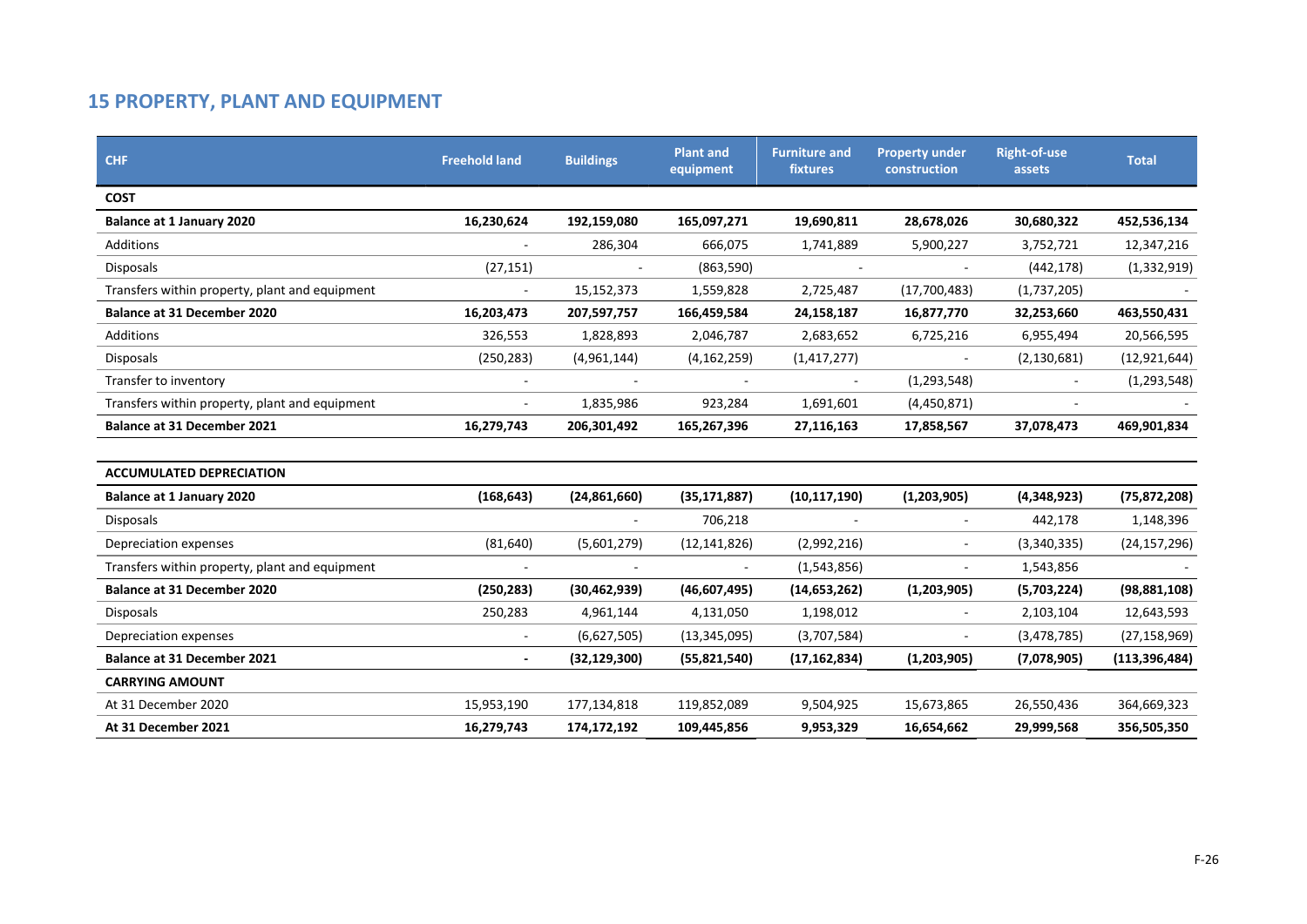## 15 PROPERTY, PLANT AND EQUIPMENT

| CHF | Freehold land | Buildings | Plant and equipment | Furniture and fixtures | Property under construction | Right-of-use assets | Total |
|---|---|---|---|---|---|---|---|
| **COST** | | | | | | | |
| **Balance at 1 January 2020** | **16,230,624** | **192,159,080** | **165,097,271** | **19,690,811** | **28,678,026** | **30,680,322** | **452,536,134** |
| Additions | - | 286,304 | 666,075 | 1,741,889 | 5,900,227 | 3,752,721 | 12,347,216 |
| Disposals | (27,151) | - | (863,590) | - | - | (442,178) | (1,332,919) |
| Transfers within property, plant and equipment | - | 15,152,373 | 1,559,828 | 2,725,487 | (17,700,483) | (1,737,205) | - |
| **Balance at 31 December 2020** | **16,203,473** | **207,597,757** | **166,459,584** | **24,158,187** | **16,877,770** | **32,253,660** | **463,550,431** |
| Additions | 326,553 | 1,828,893 | 2,046,787 | 2,683,652 | 6,725,216 | 6,955,494 | 20,566,595 |
| Disposals | (250,283) | (4,961,144) | (4,162,259) | (1,417,277) | - | (2,130,681) | (12,921,644) |
| Transfer to inventory | - | - | - | - | (1,293,548) | - | (1,293,548) |
| Transfers within property, plant and equipment | - | 1,835,986 | 923,284 | 1,691,601 | (4,450,871) | - | - |
| **Balance at 31 December 2021** | **16,279,743** | **206,301,492** | **165,267,396** | **27,116,163** | **17,858,567** | **37,078,473** | **469,901,834** |
| | | | | | | | |
| **ACCUMULATED DEPRECIATION** | | | | | | | |
| **Balance at 1 January 2020** | **(168,643)** | **(24,861,660)** | **(35,171,887)** | **(10,117,190)** | **(1,203,905)** | **(4,348,923)** | **(75,872,208)** |
| Disposals | | - | 706,218 | - | - | 442,178 | 1,148,396 |
| Depreciation expenses | (81,640) | (5,601,279) | (12,141,826) | (2,992,216) | - | (3,340,335) | (24,157,296) |
| Transfers within property, plant and equipment | - | - | - | (1,543,856) | - | 1,543,856 | - |
| **Balance at 31 December 2020** | **(250,283)** | **(30,462,939)** | **(46,607,495)** | **(14,653,262)** | **(1,203,905)** | **(5,703,224)** | **(98,881,108)** |
| Disposals | 250,283 | 4,961,144 | 4,131,050 | 1,198,012 | - | 2,103,104 | 12,643,593 |
| Depreciation expenses | - | (6,627,505) | (13,345,095) | (3,707,584) | - | (3,478,785) | (27,158,969) |
| **Balance at 31 December 2021** | **-** | **(32,129,300)** | **(55,821,540)** | **(17,162,834)** | **(1,203,905)** | **(7,078,905)** | **(113,396,484)** |
| **CARRYING AMOUNT** | | | | | | | |
| At 31 December 2020 | 15,953,190 | 177,134,818 | 119,852,089 | 9,504,925 | 15,673,865 | 26,550,436 | 364,669,323 |
| **At 31 December 2021** | **16,279,743** | **174,172,192** | **109,445,856** | **9,953,329** | **16,654,662** | **29,999,568** | **356,505,350** |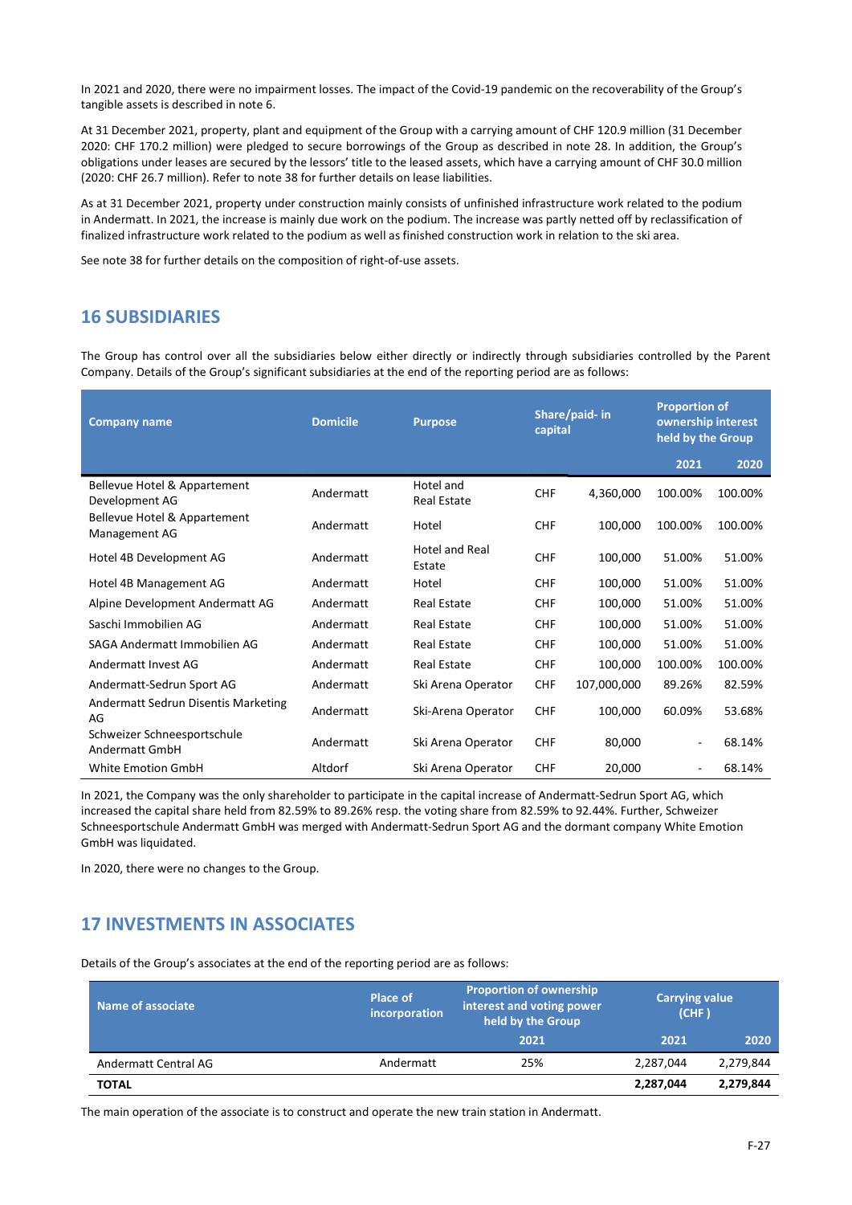In 2021 and 2020, there were no impairment losses. The impact of the Covid-19 pandemic on the recoverability of the Group's tangible assets is described in note 6.

At 31 December 2021, property, plant and equipment of the Group with a carrying amount of CHF 120.9 million (31 December 2020: CHF 170.2 million) were pledged to secure borrowings of the Group as described in note 28. In addition, the Group's obligations under leases are secured by the lessors' title to the leased assets, which have a carrying amount of CHF 30.0 million (2020: CHF 26.7 million). Refer to note 38 for further details on lease liabilities.

As at 31 December 2021, property under construction mainly consists of unfinished infrastructure work related to the podium in Andermatt. In 2021, the increase is mainly due work on the podium. The increase was partly netted off by reclassification of finalized infrastructure work related to the podium as well as finished construction work in relation to the ski area.

See note 38 for further details on the composition of right-of-use assets.

## 16 SUBSIDIARIES

The Group has control over all the subsidiaries below either directly or indirectly through subsidiaries controlled by the Parent Company. Details of the Group's significant subsidiaries at the end of the reporting period are as follows:

| Company name | Domicile | Purpose | Share/paid- in capital | | Proportion of ownership interest held by the Group | |
|---|---|---|---|---|---|---|
| | | | | | 2021 | 2020 |
| Bellevue Hotel & Appartement Development AG | Andermatt | Hotel and Real Estate | CHF | 4,360,000 | 100.00% | 100.00% |
| Bellevue Hotel & Appartement Management AG | Andermatt | Hotel | CHF | 100,000 | 100.00% | 100.00% |
| Hotel 4B Development AG | Andermatt | Hotel and Real Estate | CHF | 100,000 | 51.00% | 51.00% |
| Hotel 4B Management AG | Andermatt | Hotel | CHF | 100,000 | 51.00% | 51.00% |
| Alpine Development Andermatt AG | Andermatt | Real Estate | CHF | 100,000 | 51.00% | 51.00% |
| Saschi Immobilien AG | Andermatt | Real Estate | CHF | 100,000 | 51.00% | 51.00% |
| SAGA Andermatt Immobilien AG | Andermatt | Real Estate | CHF | 100,000 | 51.00% | 51.00% |
| Andermatt Invest AG | Andermatt | Real Estate | CHF | 100,000 | 100.00% | 100.00% |
| Andermatt-Sedrun Sport AG | Andermatt | Ski Arena Operator | CHF | 107,000,000 | 89.26% | 82.59% |
| Andermatt Sedrun Disentis Marketing AG | Andermatt | Ski-Arena Operator | CHF | 100,000 | 60.09% | 53.68% |
| Schweizer Schneesportschule Andermatt GmbH | Andermatt | Ski Arena Operator | CHF | 80,000 | - | 68.14% |
| White Emotion GmbH | Altdorf | Ski Arena Operator | CHF | 20,000 | - | 68.14% |

In 2021, the Company was the only shareholder to participate in the capital increase of Andermatt-Sedrun Sport AG, which increased the capital share held from 82.59% to 89.26% resp. the voting share from 82.59% to 92.44%. Further, Schweizer Schneesportschule Andermatt GmbH was merged with Andermatt-Sedrun Sport AG and the dormant company White Emotion GmbH was liquidated.

In 2020, there were no changes to the Group.

## 17 INVESTMENTS IN ASSOCIATES

Details of the Group's associates at the end of the reporting period are as follows:

| Name of associate | Place of incorporation | Proportion of ownership interest and voting power held by the Group | Carrying value (CHF ) | |
|---|---|---|---|---|
| | | 2021 | 2021 | 2020 |
| Andermatt Central AG | Andermatt | 25% | 2,287,044 | 2,279,844 |
| **TOTAL** | | | **2,287,044** | **2,279,844** |

The main operation of the associate is to construct and operate the new train station in Andermatt.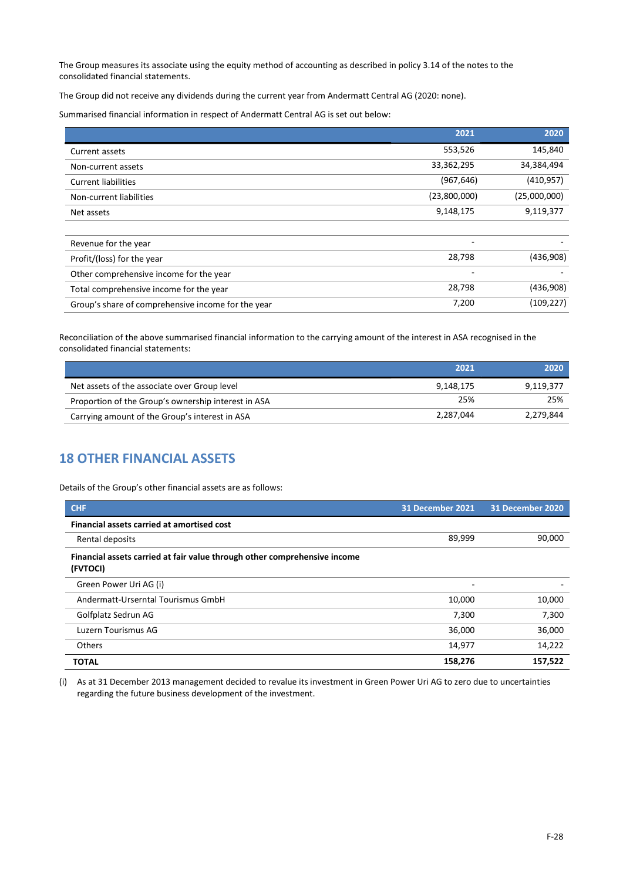The Group measures its associate using the equity method of accounting as described in policy 3.14 of the notes to the consolidated financial statements.

The Group did not receive any dividends during the current year from Andermatt Central AG (2020: none).

Summarised financial information in respect of Andermatt Central AG is set out below:

| | 2021 | 2020 |
|---|---|---|
| Current assets | 553,526 | 145,840 |
| Non-current assets | 33,362,295 | 34,384,494 |
| Current liabilities | (967,646) | (410,957) |
| Non-current liabilities | (23,800,000) | (25,000,000) |
| Net assets | 9,148,175 | 9,119,377 |
| | | |
| Revenue for the year | - | - |
| Profit/(loss) for the year | 28,798 | (436,908) |
| Other comprehensive income for the year | - | - |
| Total comprehensive income for the year | 28,798 | (436,908) |
| Group's share of comprehensive income for the year | 7,200 | (109,227) |

Reconciliation of the above summarised financial information to the carrying amount of the interest in ASA recognised in the consolidated financial statements:

| | 2021 | 2020 |
|---|---|---|
| Net assets of the associate over Group level | 9,148,175 | 9,119,377 |
| Proportion of the Group's ownership interest in ASA | 25% | 25% |
| Carrying amount of the Group's interest in ASA | 2,287,044 | 2,279,844 |

## 18 OTHER FINANCIAL ASSETS

Details of the Group's other financial assets are as follows:

| CHF | 31 December 2021 | 31 December 2020 |
|---|---|---|
| **Financial assets carried at amortised cost** | | |
| Rental deposits | 89,999 | 90,000 |
| **Financial assets carried at fair value through other comprehensive income (FVTOCI)** | | |
| Green Power Uri AG (i) | - | - |
| Andermatt-Urserntal Tourismus GmbH | 10,000 | 10,000 |
| Golfplatz Sedrun AG | 7,300 | 7,300 |
| Luzern Tourismus AG | 36,000 | 36,000 |
| Others | 14,977 | 14,222 |
| **TOTAL** | **158,276** | **157,522** |

(i) As at 31 December 2013 management decided to revalue its investment in Green Power Uri AG to zero due to uncertainties regarding the future business development of the investment.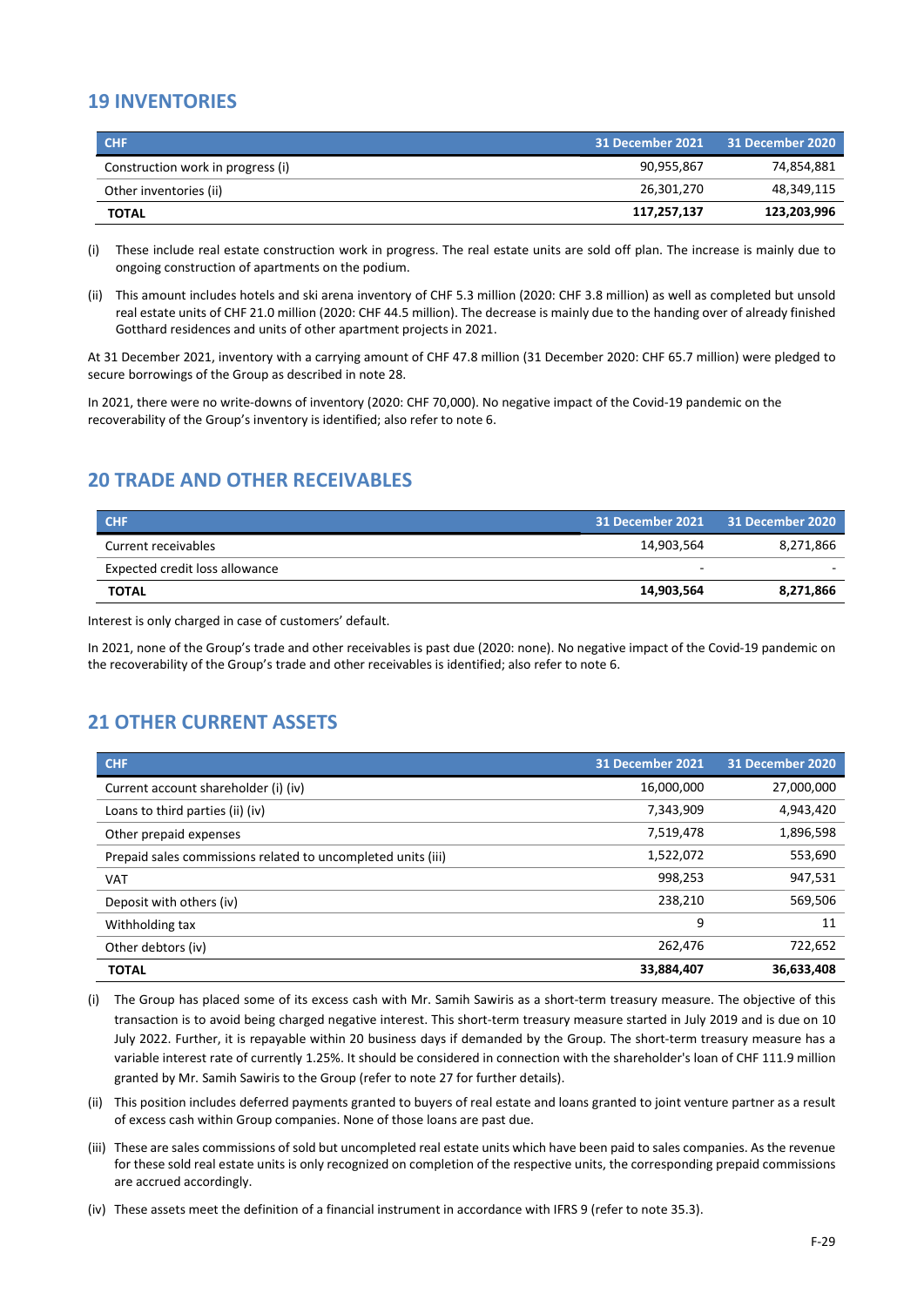## 19 INVENTORIES

| CHF | 31 December 2021 | 31 December 2020 |
|---|---|---|
| Construction work in progress (i) | 90,955,867 | 74,854,881 |
| Other inventories (ii) | 26,301,270 | 48,349,115 |
| **TOTAL** | **117,257,137** | **123,203,996** |

(i) These include real estate construction work in progress. The real estate units are sold off plan. The increase is mainly due to ongoing construction of apartments on the podium.

(ii) This amount includes hotels and ski arena inventory of CHF 5.3 million (2020: CHF 3.8 million) as well as completed but unsold real estate units of CHF 21.0 million (2020: CHF 44.5 million). The decrease is mainly due to the handing over of already finished Gotthard residences and units of other apartment projects in 2021.

At 31 December 2021, inventory with a carrying amount of CHF 47.8 million (31 December 2020: CHF 65.7 million) were pledged to secure borrowings of the Group as described in note 28.

In 2021, there were no write-downs of inventory (2020: CHF 70,000). No negative impact of the Covid-19 pandemic on the recoverability of the Group's inventory is identified; also refer to note 6.

## 20 TRADE AND OTHER RECEIVABLES

| CHF | 31 December 2021 | 31 December 2020 |
|---|---|---|
| Current receivables | 14,903,564 | 8,271,866 |
| Expected credit loss allowance | - | - |
| **TOTAL** | **14,903,564** | **8,271,866** |

Interest is only charged in case of customers' default.

In 2021, none of the Group's trade and other receivables is past due (2020: none). No negative impact of the Covid-19 pandemic on the recoverability of the Group's trade and other receivables is identified; also refer to note 6.

## 21 OTHER CURRENT ASSETS

| CHF | 31 December 2021 | 31 December 2020 |
|---|---|---|
| Current account shareholder (i) (iv) | 16,000,000 | 27,000,000 |
| Loans to third parties (ii) (iv) | 7,343,909 | 4,943,420 |
| Other prepaid expenses | 7,519,478 | 1,896,598 |
| Prepaid sales commissions related to uncompleted units (iii) | 1,522,072 | 553,690 |
| VAT | 998,253 | 947,531 |
| Deposit with others (iv) | 238,210 | 569,506 |
| Withholding tax | 9 | 11 |
| Other debtors (iv) | 262,476 | 722,652 |
| **TOTAL** | **33,884,407** | **36,633,408** |

(i) The Group has placed some of its excess cash with Mr. Samih Sawiris as a short-term treasury measure. The objective of this transaction is to avoid being charged negative interest. This short-term treasury measure started in July 2019 and is due on 10 July 2022. Further, it is repayable within 20 business days if demanded by the Group. The short-term treasury measure has a variable interest rate of currently 1.25%. It should be considered in connection with the shareholder's loan of CHF 111.9 million granted by Mr. Samih Sawiris to the Group (refer to note 27 for further details).

(ii) This position includes deferred payments granted to buyers of real estate and loans granted to joint venture partner as a result of excess cash within Group companies. None of those loans are past due.

(iii) These are sales commissions of sold but uncompleted real estate units which have been paid to sales companies. As the revenue for these sold real estate units is only recognized on completion of the respective units, the corresponding prepaid commissions are accrued accordingly.

(iv) These assets meet the definition of a financial instrument in accordance with IFRS 9 (refer to note 35.3).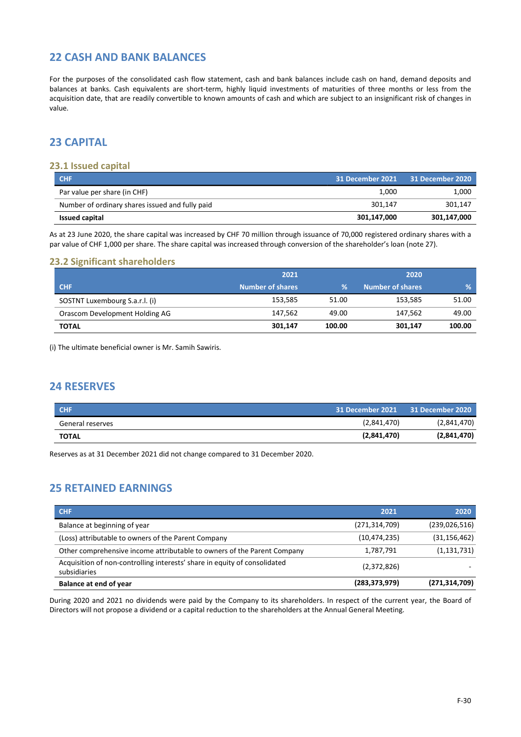## 22 CASH AND BANK BALANCES

For the purposes of the consolidated cash flow statement, cash and bank balances include cash on hand, demand deposits and balances at banks. Cash equivalents are short-term, highly liquid investments of maturities of three months or less from the acquisition date, that are readily convertible to known amounts of cash and which are subject to an insignificant risk of changes in value.

## 23 CAPITAL

### 23.1 Issued capital

| CHF | 31 December 2021 | 31 December 2020 |
|---|---|---|
| Par value per share (in CHF) | 1,000 | 1,000 |
| Number of ordinary shares issued and fully paid | 301,147 | 301,147 |
| **Issued capital** | **301,147,000** | **301,147,000** |

As at 23 June 2020, the share capital was increased by CHF 70 million through issuance of 70,000 registered ordinary shares with a par value of CHF 1,000 per share. The share capital was increased through conversion of the shareholder's loan (note 27).

### 23.2 Significant shareholders

| | 2021 | | 2020 | |
|---|---|---|---|---|
| CHF | Number of shares | % | Number of shares | % |
| SOSTNT Luxembourg S.a.r.l. (i) | 153,585 | 51.00 | 153,585 | 51.00 |
| Orascom Development Holding AG | 147,562 | 49.00 | 147,562 | 49.00 |
| **TOTAL** | **301,147** | **100.00** | **301,147** | **100.00** |

(i) The ultimate beneficial owner is Mr. Samih Sawiris.

## 24 RESERVES

| CHF | 31 December 2021 | 31 December 2020 |
|---|---|---|
| General reserves | (2,841,470) | (2,841,470) |
| **TOTAL** | **(2,841,470)** | **(2,841,470)** |

Reserves as at 31 December 2021 did not change compared to 31 December 2020.

## 25 RETAINED EARNINGS

| CHF | 2021 | 2020 |
|---|---|---|
| Balance at beginning of year | (271,314,709) | (239,026,516) |
| (Loss) attributable to owners of the Parent Company | (10,474,235) | (31,156,462) |
| Other comprehensive income attributable to owners of the Parent Company | 1,787,791 | (1,131,731) |
| Acquisition of non-controlling interests' share in equity of consolidated subsidiaries | (2,372,826) | - |
| **Balance at end of year** | **(283,373,979)** | **(271,314,709)** |

During 2020 and 2021 no dividends were paid by the Company to its shareholders. In respect of the current year, the Board of Directors will not propose a dividend or a capital reduction to the shareholders at the Annual General Meeting.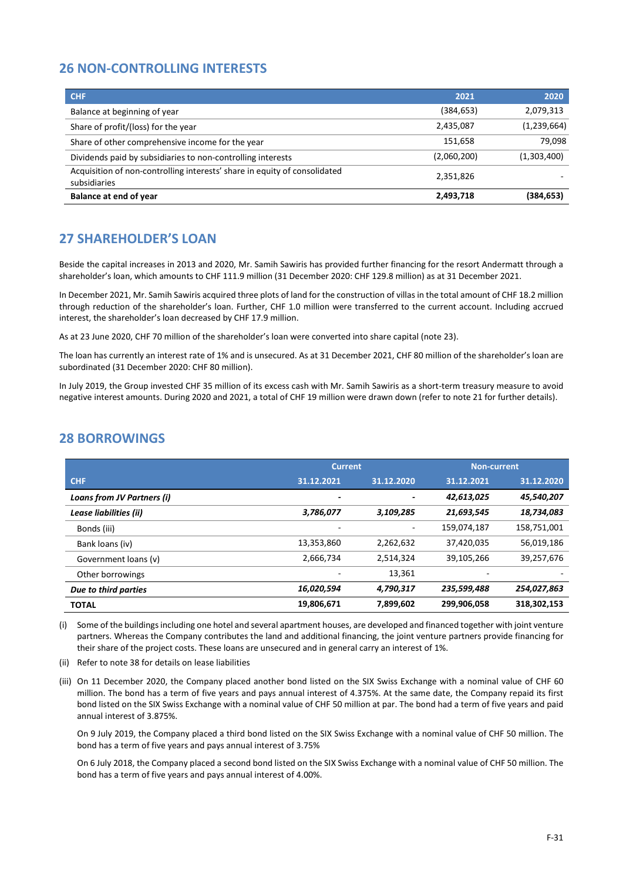## 26 NON-CONTROLLING INTERESTS

| CHF | 2021 | 2020 |
|---|---|---|
| Balance at beginning of year | (384,653) | 2,079,313 |
| Share of profit/(loss) for the year | 2,435,087 | (1,239,664) |
| Share of other comprehensive income for the year | 151,658 | 79,098 |
| Dividends paid by subsidiaries to non-controlling interests | (2,060,200) | (1,303,400) |
| Acquisition of non-controlling interests' share in equity of consolidated subsidiaries | 2,351,826 | - |
| **Balance at end of year** | **2,493,718** | **(384,653)** |

## 27 SHAREHOLDER'S LOAN

Beside the capital increases in 2013 and 2020, Mr. Samih Sawiris has provided further financing for the resort Andermatt through a shareholder's loan, which amounts to CHF 111.9 million (31 December 2020: CHF 129.8 million) as at 31 December 2021.

In December 2021, Mr. Samih Sawiris acquired three plots of land for the construction of villas in the total amount of CHF 18.2 million through reduction of the shareholder's loan. Further, CHF 1.0 million were transferred to the current account. Including accrued interest, the shareholder's loan decreased by CHF 17.9 million.

As at 23 June 2020, CHF 70 million of the shareholder's loan were converted into share capital (note 23).

The loan has currently an interest rate of 1% and is unsecured. As at 31 December 2021, CHF 80 million of the shareholder's loan are subordinated (31 December 2020: CHF 80 million).

In July 2019, the Group invested CHF 35 million of its excess cash with Mr. Samih Sawiris as a short-term treasury measure to avoid negative interest amounts. During 2020 and 2021, a total of CHF 19 million were drawn down (refer to note 21 for further details).

## 28 BORROWINGS

| | Current | | Non-current | |
|---|---|---|---|---|
| CHF | 31.12.2021 | 31.12.2020 | 31.12.2021 | 31.12.2020 |
| ***Loans from JV Partners (i)*** | - | - | ***42,613,025*** | ***45,540,207*** |
| ***Lease liabilities (ii)*** | ***3,786,077*** | ***3,109,285*** | ***21,693,545*** | ***18,734,083*** |
| Bonds (iii) | - | - | 159,074,187 | 158,751,001 |
| Bank loans (iv) | 13,353,860 | 2,262,632 | 37,420,035 | 56,019,186 |
| Government loans (v) | 2,666,734 | 2,514,324 | 39,105,266 | 39,257,676 |
| Other borrowings | - | 13,361 | - | - |
| ***Due to third parties*** | ***16,020,594*** | ***4,790,317*** | ***235,599,488*** | ***254,027,863*** |
| **TOTAL** | **19,806,671** | **7,899,602** | **299,906,058** | **318,302,153** |

(i) Some of the buildings including one hotel and several apartment houses, are developed and financed together with joint venture partners. Whereas the Company contributes the land and additional financing, the joint venture partners provide financing for their share of the project costs. These loans are unsecured and in general carry an interest of 1%.

(ii) Refer to note 38 for details on lease liabilities

(iii) On 11 December 2020, the Company placed another bond listed on the SIX Swiss Exchange with a nominal value of CHF 60 million. The bond has a term of five years and pays annual interest of 4.375%. At the same date, the Company repaid its first bond listed on the SIX Swiss Exchange with a nominal value of CHF 50 million at par. The bond had a term of five years and paid annual interest of 3.875%.

On 9 July 2019, the Company placed a third bond listed on the SIX Swiss Exchange with a nominal value of CHF 50 million. The bond has a term of five years and pays annual interest of 3.75%

On 6 July 2018, the Company placed a second bond listed on the SIX Swiss Exchange with a nominal value of CHF 50 million. The bond has a term of five years and pays annual interest of 4.00%.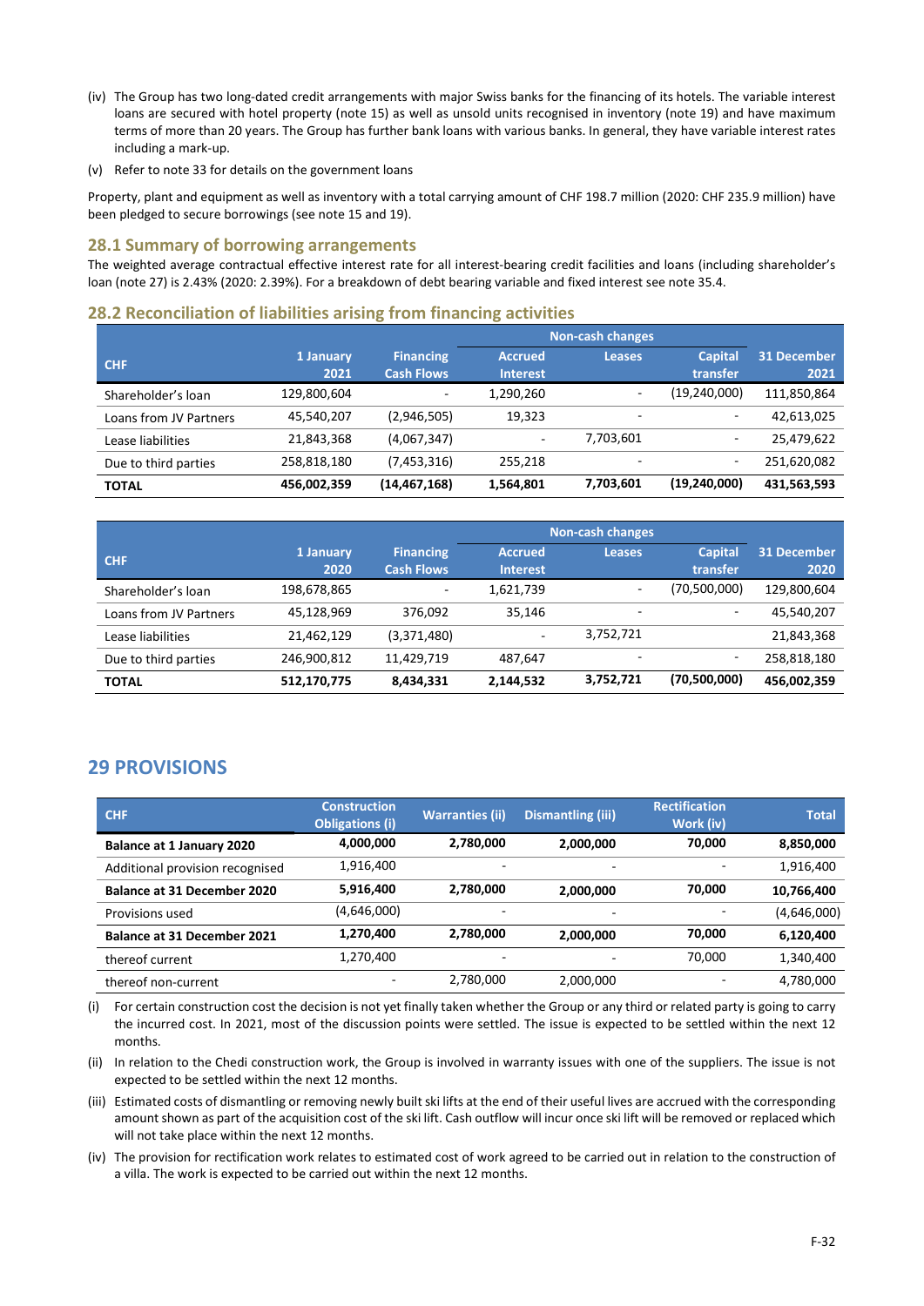(iv) The Group has two long-dated credit arrangements with major Swiss banks for the financing of its hotels. The variable interest loans are secured with hotel property (note 15) as well as unsold units recognised in inventory (note 19) and have maximum terms of more than 20 years. The Group has further bank loans with various banks. In general, they have variable interest rates including a mark-up.

(v) Refer to note 33 for details on the government loans

Property, plant and equipment as well as inventory with a total carrying amount of CHF 198.7 million (2020: CHF 235.9 million) have been pledged to secure borrowings (see note 15 and 19).

## 28.1 Summary of borrowing arrangements

The weighted average contractual effective interest rate for all interest-bearing credit facilities and loans (including shareholder's loan (note 27) is 2.43% (2020: 2.39%). For a breakdown of debt bearing variable and fixed interest see note 35.4.

## 28.2 Reconciliation of liabilities arising from financing activities

| CHF | 1 January 2021 | Financing Cash Flows | Non-cash changes | | | 31 December 2021 |
|---|---|---|---|---|---|---|
| | | | Accrued Interest | Leases | Capital transfer | |
| Shareholder's loan | 129,800,604 | - | 1,290,260 | - | (19,240,000) | 111,850,864 |
| Loans from JV Partners | 45,540,207 | (2,946,505) | 19,323 | - | - | 42,613,025 |
| Lease liabilities | 21,843,368 | (4,067,347) | - | 7,703,601 | - | 25,479,622 |
| Due to third parties | 258,818,180 | (7,453,316) | 255,218 | - | - | 251,620,082 |
| **TOTAL** | **456,002,359** | **(14,467,168)** | **1,564,801** | **7,703,601** | **(19,240,000)** | **431,563,593** |

| CHF | 1 January 2020 | Financing Cash Flows | Non-cash changes | | | 31 December 2020 |
|---|---|---|---|---|---|---|
| | | | Accrued Interest | Leases | Capital transfer | |
| Shareholder's loan | 198,678,865 | - | 1,621,739 | - | (70,500,000) | 129,800,604 |
| Loans from JV Partners | 45,128,969 | 376,092 | 35,146 | - | - | 45,540,207 |
| Lease liabilities | 21,462,129 | (3,371,480) | - | 3,752,721 | | 21,843,368 |
| Due to third parties | 246,900,812 | 11,429,719 | 487,647 | - | - | 258,818,180 |
| **TOTAL** | **512,170,775** | **8,434,331** | **2,144,532** | **3,752,721** | **(70,500,000)** | **456,002,359** |

# 29 PROVISIONS

| CHF | Construction Obligations (i) | Warranties (ii) | Dismantling (iii) | Rectification Work (iv) | Total |
|---|---|---|---|---|---|
| **Balance at 1 January 2020** | **4,000,000** | **2,780,000** | **2,000,000** | **70,000** | **8,850,000** |
| Additional provision recognised | 1,916,400 | - | - | - | 1,916,400 |
| **Balance at 31 December 2020** | **5,916,400** | **2,780,000** | **2,000,000** | **70,000** | **10,766,400** |
| Provisions used | (4,646,000) | - | - | - | (4,646,000) |
| **Balance at 31 December 2021** | **1,270,400** | **2,780,000** | **2,000,000** | **70,000** | **6,120,400** |
| thereof current | 1,270,400 | - | - | 70,000 | 1,340,400 |
| thereof non-current | - | 2,780,000 | 2,000,000 | - | 4,780,000 |

(i) For certain construction cost the decision is not yet finally taken whether the Group or any third or related party is going to carry the incurred cost. In 2021, most of the discussion points were settled. The issue is expected to be settled within the next 12 months.

(ii) In relation to the Chedi construction work, the Group is involved in warranty issues with one of the suppliers. The issue is not expected to be settled within the next 12 months.

(iii) Estimated costs of dismantling or removing newly built ski lifts at the end of their useful lives are accrued with the corresponding amount shown as part of the acquisition cost of the ski lift. Cash outflow will incur once ski lift will be removed or replaced which will not take place within the next 12 months.

(iv) The provision for rectification work relates to estimated cost of work agreed to be carried out in relation to the construction of a villa. The work is expected to be carried out within the next 12 months.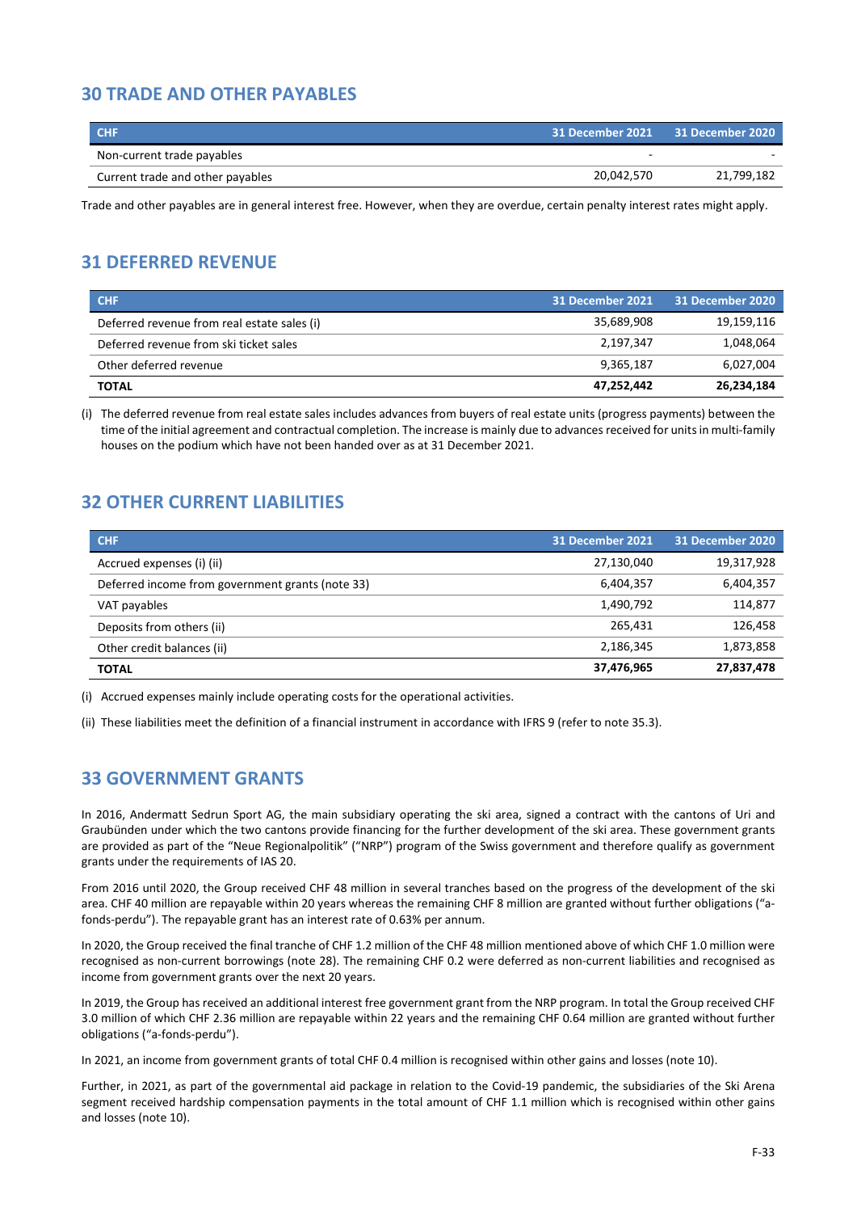## 30 TRADE AND OTHER PAYABLES

| CHF | 31 December 2021 | 31 December 2020 |
|---|---|---|
| Non-current trade payables | - | - |
| Current trade and other payables | 20,042,570 | 21,799,182 |

Trade and other payables are in general interest free. However, when they are overdue, certain penalty interest rates might apply.

## 31 DEFERRED REVENUE

| CHF | 31 December 2021 | 31 December 2020 |
|---|---|---|
| Deferred revenue from real estate sales (i) | 35,689,908 | 19,159,116 |
| Deferred revenue from ski ticket sales | 2,197,347 | 1,048,064 |
| Other deferred revenue | 9,365,187 | 6,027,004 |
| **TOTAL** | **47,252,442** | **26,234,184** |

(i) The deferred revenue from real estate sales includes advances from buyers of real estate units (progress payments) between the time of the initial agreement and contractual completion. The increase is mainly due to advances received for units in multi-family houses on the podium which have not been handed over as at 31 December 2021.

## 32 OTHER CURRENT LIABILITIES

| CHF | 31 December 2021 | 31 December 2020 |
|---|---|---|
| Accrued expenses (i) (ii) | 27,130,040 | 19,317,928 |
| Deferred income from government grants (note 33) | 6,404,357 | 6,404,357 |
| VAT payables | 1,490,792 | 114,877 |
| Deposits from others (ii) | 265,431 | 126,458 |
| Other credit balances (ii) | 2,186,345 | 1,873,858 |
| **TOTAL** | **37,476,965** | **27,837,478** |

(i) Accrued expenses mainly include operating costs for the operational activities.

(ii) These liabilities meet the definition of a financial instrument in accordance with IFRS 9 (refer to note 35.3).

## 33 GOVERNMENT GRANTS

In 2016, Andermatt Sedrun Sport AG, the main subsidiary operating the ski area, signed a contract with the cantons of Uri and Graubünden under which the two cantons provide financing for the further development of the ski area. These government grants are provided as part of the "Neue Regionalpolitik" ("NRP") program of the Swiss government and therefore qualify as government grants under the requirements of IAS 20.

From 2016 until 2020, the Group received CHF 48 million in several tranches based on the progress of the development of the ski area. CHF 40 million are repayable within 20 years whereas the remaining CHF 8 million are granted without further obligations ("a-fonds-perdu"). The repayable grant has an interest rate of 0.63% per annum.

In 2020, the Group received the final tranche of CHF 1.2 million of the CHF 48 million mentioned above of which CHF 1.0 million were recognised as non-current borrowings (note 28). The remaining CHF 0.2 were deferred as non-current liabilities and recognised as income from government grants over the next 20 years.

In 2019, the Group has received an additional interest free government grant from the NRP program. In total the Group received CHF 3.0 million of which CHF 2.36 million are repayable within 22 years and the remaining CHF 0.64 million are granted without further obligations ("a-fonds-perdu").

In 2021, an income from government grants of total CHF 0.4 million is recognised within other gains and losses (note 10).

Further, in 2021, as part of the governmental aid package in relation to the Covid-19 pandemic, the subsidiaries of the Ski Arena segment received hardship compensation payments in the total amount of CHF 1.1 million which is recognised within other gains and losses (note 10).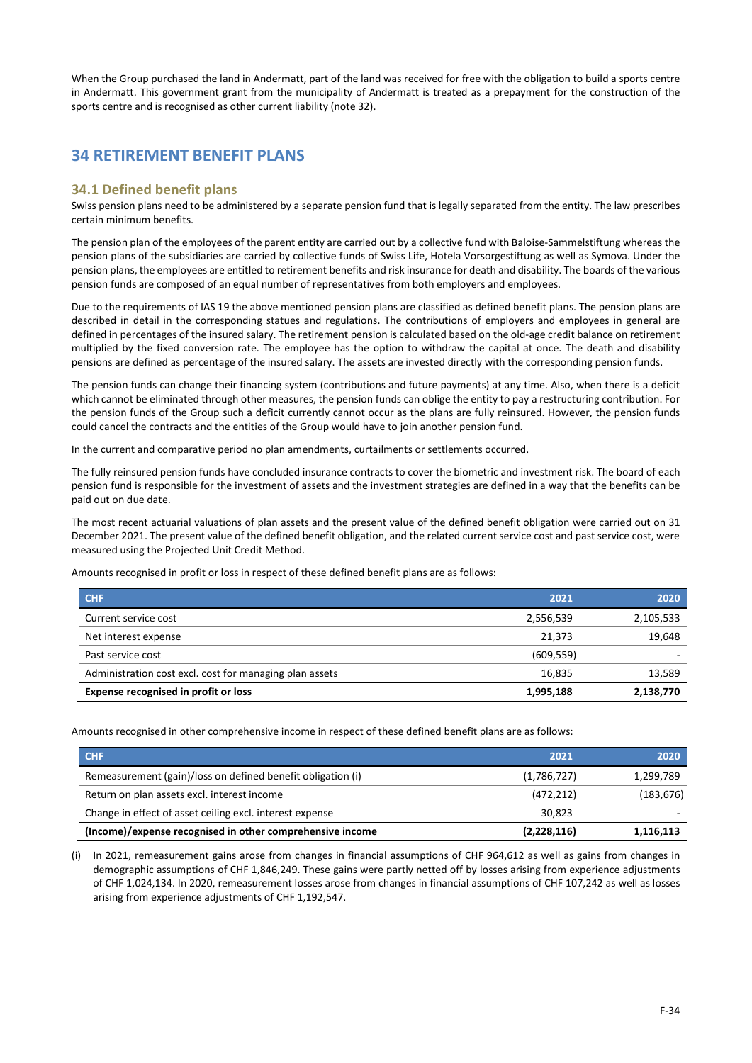When the Group purchased the land in Andermatt, part of the land was received for free with the obligation to build a sports centre in Andermatt. This government grant from the municipality of Andermatt is treated as a prepayment for the construction of the sports centre and is recognised as other current liability (note 32).

# 34 RETIREMENT BENEFIT PLANS

## 34.1 Defined benefit plans

Swiss pension plans need to be administered by a separate pension fund that is legally separated from the entity. The law prescribes certain minimum benefits.

The pension plan of the employees of the parent entity are carried out by a collective fund with Baloise-Sammelstiftung whereas the pension plans of the subsidiaries are carried by collective funds of Swiss Life, Hotela Vorsorgestiftung as well as Symova. Under the pension plans, the employees are entitled to retirement benefits and risk insurance for death and disability. The boards of the various pension funds are composed of an equal number of representatives from both employers and employees.

Due to the requirements of IAS 19 the above mentioned pension plans are classified as defined benefit plans. The pension plans are described in detail in the corresponding statues and regulations. The contributions of employers and employees in general are defined in percentages of the insured salary. The retirement pension is calculated based on the old-age credit balance on retirement multiplied by the fixed conversion rate. The employee has the option to withdraw the capital at once. The death and disability pensions are defined as percentage of the insured salary. The assets are invested directly with the corresponding pension funds.

The pension funds can change their financing system (contributions and future payments) at any time. Also, when there is a deficit which cannot be eliminated through other measures, the pension funds can oblige the entity to pay a restructuring contribution. For the pension funds of the Group such a deficit currently cannot occur as the plans are fully reinsured. However, the pension funds could cancel the contracts and the entities of the Group would have to join another pension fund.

In the current and comparative period no plan amendments, curtailments or settlements occurred.

The fully reinsured pension funds have concluded insurance contracts to cover the biometric and investment risk. The board of each pension fund is responsible for the investment of assets and the investment strategies are defined in a way that the benefits can be paid out on due date.

The most recent actuarial valuations of plan assets and the present value of the defined benefit obligation were carried out on 31 December 2021. The present value of the defined benefit obligation, and the related current service cost and past service cost, were measured using the Projected Unit Credit Method.

Amounts recognised in profit or loss in respect of these defined benefit plans are as follows:

| CHF | 2021 | 2020 |
|---|---|---|
| Current service cost | 2,556,539 | 2,105,533 |
| Net interest expense | 21,373 | 19,648 |
| Past service cost | (609,559) | - |
| Administration cost excl. cost for managing plan assets | 16,835 | 13,589 |
| **Expense recognised in profit or loss** | **1,995,188** | **2,138,770** |

Amounts recognised in other comprehensive income in respect of these defined benefit plans are as follows:

| CHF | 2021 | 2020 |
|---|---|---|
| Remeasurement (gain)/loss on defined benefit obligation (i) | (1,786,727) | 1,299,789 |
| Return on plan assets excl. interest income | (472,212) | (183,676) |
| Change in effect of asset ceiling excl. interest expense | 30,823 | - |
| **(Income)/expense recognised in other comprehensive income** | **(2,228,116)** | **1,116,113** |

(i) In 2021, remeasurement gains arose from changes in financial assumptions of CHF 964,612 as well as gains from changes in demographic assumptions of CHF 1,846,249. These gains were partly netted off by losses arising from experience adjustments of CHF 1,024,134. In 2020, remeasurement losses arose from changes in financial assumptions of CHF 107,242 as well as losses arising from experience adjustments of CHF 1,192,547.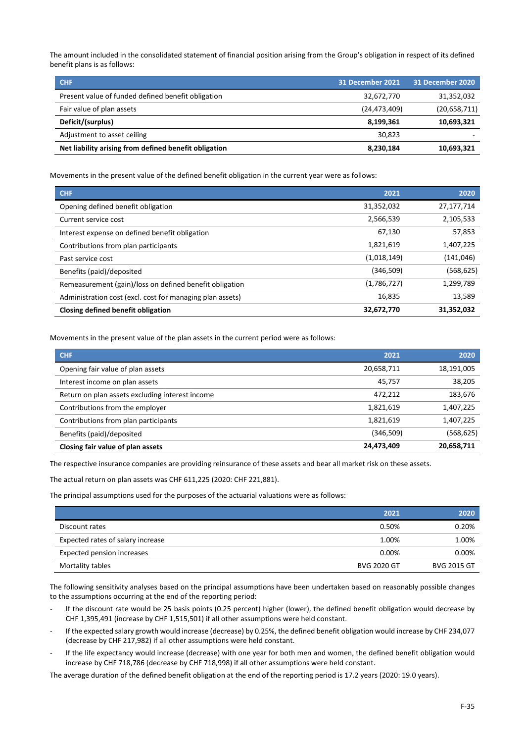The amount included in the consolidated statement of financial position arising from the Group's obligation in respect of its defined benefit plans is as follows:

| CHF | 31 December 2021 | 31 December 2020 |
|---|---|---|
| Present value of funded defined benefit obligation | 32,672,770 | 31,352,032 |
| Fair value of plan assets | (24,473,409) | (20,658,711) |
| **Deficit/(surplus)** | **8,199,361** | **10,693,321** |
| Adjustment to asset ceiling | 30,823 | - |
| **Net liability arising from defined benefit obligation** | **8,230,184** | **10,693,321** |

Movements in the present value of the defined benefit obligation in the current year were as follows:

| CHF | 2021 | 2020 |
|---|---|---|
| Opening defined benefit obligation | 31,352,032 | 27,177,714 |
| Current service cost | 2,566,539 | 2,105,533 |
| Interest expense on defined benefit obligation | 67,130 | 57,853 |
| Contributions from plan participants | 1,821,619 | 1,407,225 |
| Past service cost | (1,018,149) | (141,046) |
| Benefits (paid)/deposited | (346,509) | (568,625) |
| Remeasurement (gain)/loss on defined benefit obligation | (1,786,727) | 1,299,789 |
| Administration cost (excl. cost for managing plan assets) | 16,835 | 13,589 |
| **Closing defined benefit obligation** | **32,672,770** | **31,352,032** |

Movements in the present value of the plan assets in the current period were as follows:

| CHF | 2021 | 2020 |
|---|---|---|
| Opening fair value of plan assets | 20,658,711 | 18,191,005 |
| Interest income on plan assets | 45,757 | 38,205 |
| Return on plan assets excluding interest income | 472,212 | 183,676 |
| Contributions from the employer | 1,821,619 | 1,407,225 |
| Contributions from plan participants | 1,821,619 | 1,407,225 |
| Benefits (paid)/deposited | (346,509) | (568,625) |
| **Closing fair value of plan assets** | **24,473,409** | **20,658,711** |

The respective insurance companies are providing reinsurance of these assets and bear all market risk on these assets.

The actual return on plan assets was CHF 611,225 (2020: CHF 221,881).

The principal assumptions used for the purposes of the actuarial valuations were as follows:

| | 2021 | 2020 |
|---|---|---|
| Discount rates | 0.50% | 0.20% |
| Expected rates of salary increase | 1.00% | 1.00% |
| Expected pension increases | 0.00% | 0.00% |
| Mortality tables | BVG 2020 GT | BVG 2015 GT |

The following sensitivity analyses based on the principal assumptions have been undertaken based on reasonably possible changes to the assumptions occurring at the end of the reporting period:

- If the discount rate would be 25 basis points (0.25 percent) higher (lower), the defined benefit obligation would decrease by CHF 1,395,491 (increase by CHF 1,515,501) if all other assumptions were held constant.
- If the expected salary growth would increase (decrease) by 0.25%, the defined benefit obligation would increase by CHF 234,077 (decrease by CHF 217,982) if all other assumptions were held constant.
- If the life expectancy would increase (decrease) with one year for both men and women, the defined benefit obligation would increase by CHF 718,786 (decrease by CHF 718,998) if all other assumptions were held constant.

The average duration of the defined benefit obligation at the end of the reporting period is 17.2 years (2020: 19.0 years).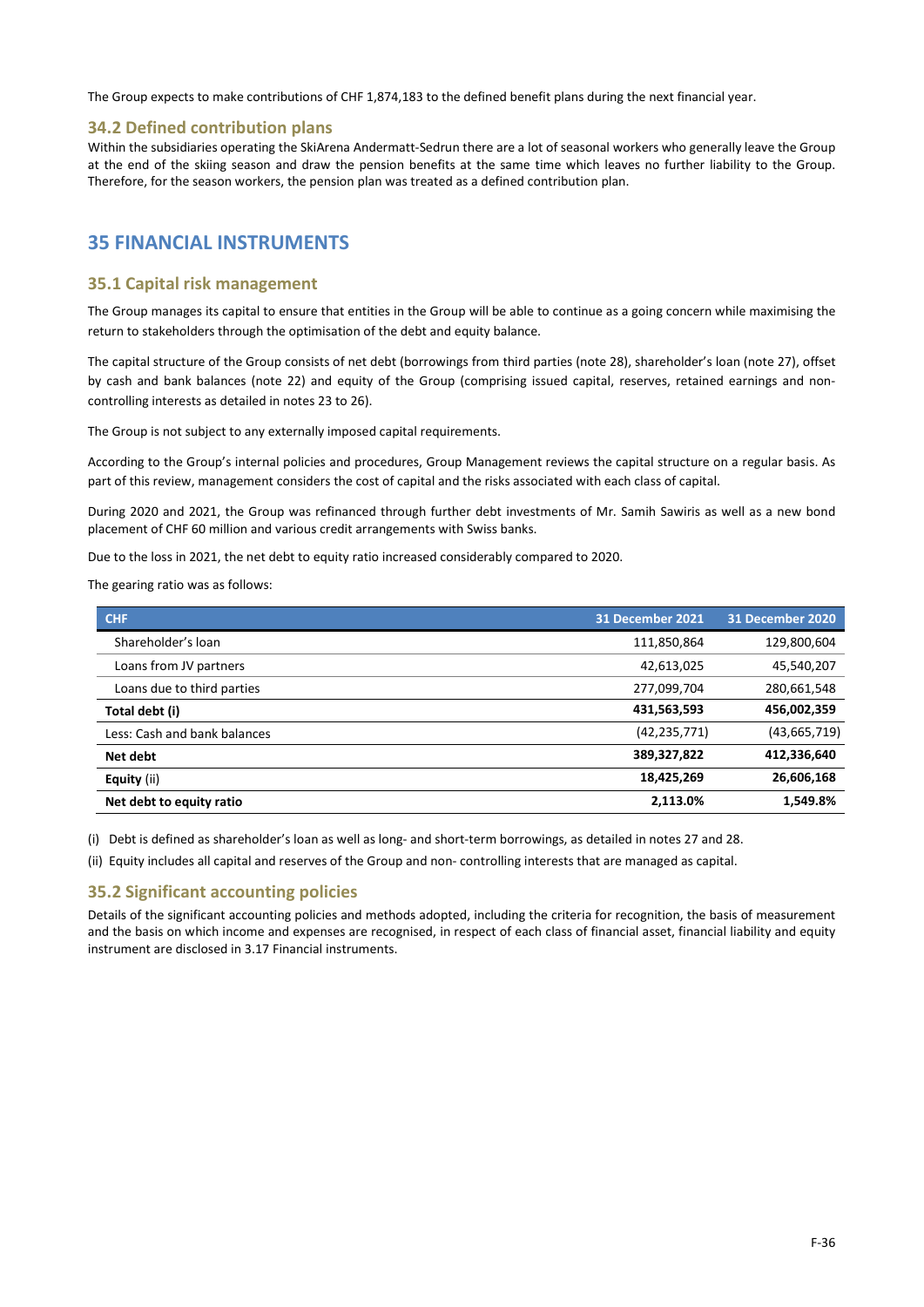The Group expects to make contributions of CHF 1,874,183 to the defined benefit plans during the next financial year.

### 34.2 Defined contribution plans

Within the subsidiaries operating the SkiArena Andermatt-Sedrun there are a lot of seasonal workers who generally leave the Group at the end of the skiing season and draw the pension benefits at the same time which leaves no further liability to the Group. Therefore, for the season workers, the pension plan was treated as a defined contribution plan.

## 35 FINANCIAL INSTRUMENTS

### 35.1 Capital risk management

The Group manages its capital to ensure that entities in the Group will be able to continue as a going concern while maximising the return to stakeholders through the optimisation of the debt and equity balance.

The capital structure of the Group consists of net debt (borrowings from third parties (note 28), shareholder's loan (note 27), offset by cash and bank balances (note 22) and equity of the Group (comprising issued capital, reserves, retained earnings and non-controlling interests as detailed in notes 23 to 26).

The Group is not subject to any externally imposed capital requirements.

According to the Group's internal policies and procedures, Group Management reviews the capital structure on a regular basis. As part of this review, management considers the cost of capital and the risks associated with each class of capital.

During 2020 and 2021, the Group was refinanced through further debt investments of Mr. Samih Sawiris as well as a new bond placement of CHF 60 million and various credit arrangements with Swiss banks.

Due to the loss in 2021, the net debt to equity ratio increased considerably compared to 2020.

The gearing ratio was as follows:

| CHF | 31 December 2021 | 31 December 2020 |
|---|---|---|
| Shareholder's loan | 111,850,864 | 129,800,604 |
| Loans from JV partners | 42,613,025 | 45,540,207 |
| Loans due to third parties | 277,099,704 | 280,661,548 |
| **Total debt (i)** | **431,563,593** | **456,002,359** |
| Less: Cash and bank balances | (42,235,771) | (43,665,719) |
| **Net debt** | **389,327,822** | **412,336,640** |
| **Equity** (ii) | **18,425,269** | **26,606,168** |
| **Net debt to equity ratio** | **2,113.0%** | **1,549.8%** |

(i) Debt is defined as shareholder's loan as well as long- and short-term borrowings, as detailed in notes 27 and 28.

(ii) Equity includes all capital and reserves of the Group and non- controlling interests that are managed as capital.

### 35.2 Significant accounting policies

Details of the significant accounting policies and methods adopted, including the criteria for recognition, the basis of measurement and the basis on which income and expenses are recognised, in respect of each class of financial asset, financial liability and equity instrument are disclosed in 3.17 Financial instruments.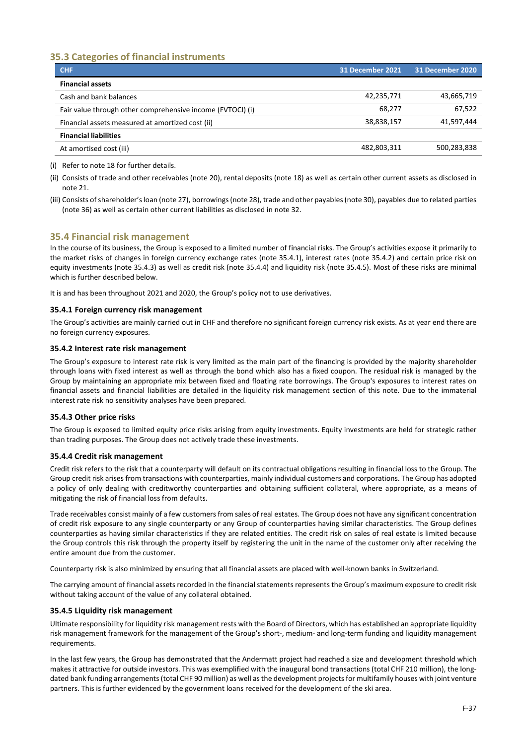## 35.3 Categories of financial instruments

| CHF | 31 December 2021 | 31 December 2020 |
|---|---|---|
| **Financial assets** | | |
| Cash and bank balances | 42,235,771 | 43,665,719 |
| Fair value through other comprehensive income (FVTOCI) (i) | 68,277 | 67,522 |
| Financial assets measured at amortized cost (ii) | 38,838,157 | 41,597,444 |
| **Financial liabilities** | | |
| At amortised cost (iii) | 482,803,311 | 500,283,838 |

(i) Refer to note 18 for further details.

(ii) Consists of trade and other receivables (note 20), rental deposits (note 18) as well as certain other current assets as disclosed in note 21.

(iii) Consists of shareholder's loan (note 27), borrowings (note 28), trade and other payables (note 30), payables due to related parties (note 36) as well as certain other current liabilities as disclosed in note 32.

## 35.4 Financial risk management

In the course of its business, the Group is exposed to a limited number of financial risks. The Group's activities expose it primarily to the market risks of changes in foreign currency exchange rates (note 35.4.1), interest rates (note 35.4.2) and certain price risk on equity investments (note 35.4.3) as well as credit risk (note 35.4.4) and liquidity risk (note 35.4.5). Most of these risks are minimal which is further described below.

It is and has been throughout 2021 and 2020, the Group's policy not to use derivatives.

### 35.4.1 Foreign currency risk management

The Group's activities are mainly carried out in CHF and therefore no significant foreign currency risk exists. As at year end there are no foreign currency exposures.

### 35.4.2 Interest rate risk management

The Group's exposure to interest rate risk is very limited as the main part of the financing is provided by the majority shareholder through loans with fixed interest as well as through the bond which also has a fixed coupon. The residual risk is managed by the Group by maintaining an appropriate mix between fixed and floating rate borrowings. The Group's exposures to interest rates on financial assets and financial liabilities are detailed in the liquidity risk management section of this note. Due to the immaterial interest rate risk no sensitivity analyses have been prepared.

### 35.4.3 Other price risks

The Group is exposed to limited equity price risks arising from equity investments. Equity investments are held for strategic rather than trading purposes. The Group does not actively trade these investments.

### 35.4.4 Credit risk management

Credit risk refers to the risk that a counterparty will default on its contractual obligations resulting in financial loss to the Group. The Group credit risk arises from transactions with counterparties, mainly individual customers and corporations. The Group has adopted a policy of only dealing with creditworthy counterparties and obtaining sufficient collateral, where appropriate, as a means of mitigating the risk of financial loss from defaults.

Trade receivables consist mainly of a few customers from sales of real estates. The Group does not have any significant concentration of credit risk exposure to any single counterparty or any Group of counterparties having similar characteristics. The Group defines counterparties as having similar characteristics if they are related entities. The credit risk on sales of real estate is limited because the Group controls this risk through the property itself by registering the unit in the name of the customer only after receiving the entire amount due from the customer.

Counterparty risk is also minimized by ensuring that all financial assets are placed with well-known banks in Switzerland.

The carrying amount of financial assets recorded in the financial statements represents the Group's maximum exposure to credit risk without taking account of the value of any collateral obtained.

### 35.4.5 Liquidity risk management

Ultimate responsibility for liquidity risk management rests with the Board of Directors, which has established an appropriate liquidity risk management framework for the management of the Group's short-, medium- and long-term funding and liquidity management requirements.

In the last few years, the Group has demonstrated that the Andermatt project had reached a size and development threshold which makes it attractive for outside investors. This was exemplified with the inaugural bond transactions (total CHF 210 million), the long-dated bank funding arrangements (total CHF 90 million) as well as the development projects for multifamily houses with joint venture partners. This is further evidenced by the government loans received for the development of the ski area.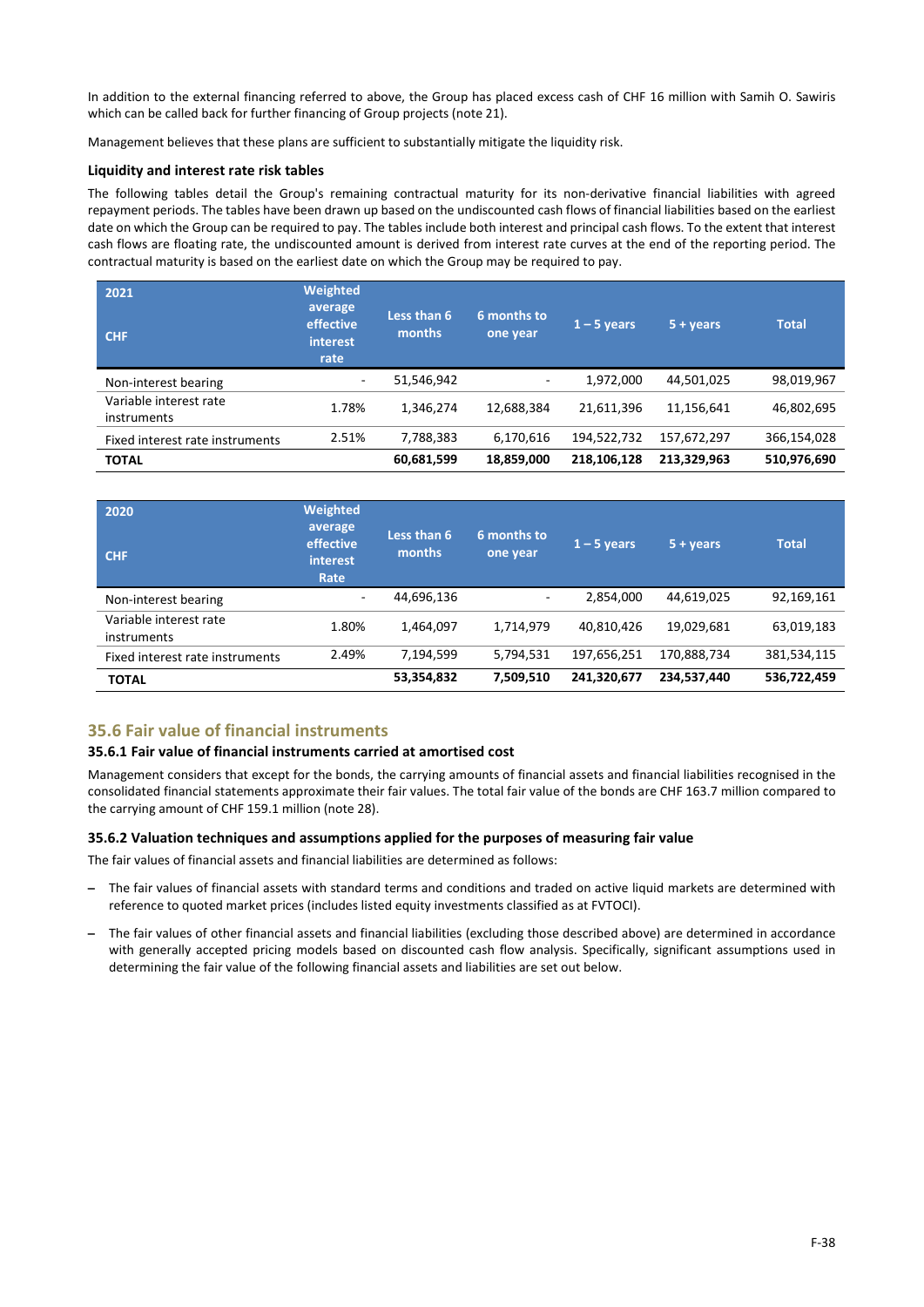In addition to the external financing referred to above, the Group has placed excess cash of CHF 16 million with Samih O. Sawiris which can be called back for further financing of Group projects (note 21).

Management believes that these plans are sufficient to substantially mitigate the liquidity risk.

### Liquidity and interest rate risk tables

The following tables detail the Group's remaining contractual maturity for its non-derivative financial liabilities with agreed repayment periods. The tables have been drawn up based on the undiscounted cash flows of financial liabilities based on the earliest date on which the Group can be required to pay. The tables include both interest and principal cash flows. To the extent that interest cash flows are floating rate, the undiscounted amount is derived from interest rate curves at the end of the reporting period. The contractual maturity is based on the earliest date on which the Group may be required to pay.

| 2021<br>CHF | Weighted average effective interest rate | Less than 6 months | 6 months to one year | 1 – 5 years | 5 + years | Total |
|---|---|---|---|---|---|---|
| Non-interest bearing | - | 51,546,942 | - | 1,972,000 | 44,501,025 | 98,019,967 |
| Variable interest rate instruments | 1.78% | 1,346,274 | 12,688,384 | 21,611,396 | 11,156,641 | 46,802,695 |
| Fixed interest rate instruments | 2.51% | 7,788,383 | 6,170,616 | 194,522,732 | 157,672,297 | 366,154,028 |
| **TOTAL** | | **60,681,599** | **18,859,000** | **218,106,128** | **213,329,963** | **510,976,690** |

| 2020<br>CHF | Weighted average effective interest Rate | Less than 6 months | 6 months to one year | 1 – 5 years | 5 + years | Total |
|---|---|---|---|---|---|---|
| Non-interest bearing | - | 44,696,136 | - | 2,854,000 | 44,619,025 | 92,169,161 |
| Variable interest rate instruments | 1.80% | 1,464,097 | 1,714,979 | 40,810,426 | 19,029,681 | 63,019,183 |
| Fixed interest rate instruments | 2.49% | 7,194,599 | 5,794,531 | 197,656,251 | 170,888,734 | 381,534,115 |
| **TOTAL** | | **53,354,832** | **7,509,510** | **241,320,677** | **234,537,440** | **536,722,459** |

## 35.6 Fair value of financial instruments

### 35.6.1 Fair value of financial instruments carried at amortised cost

Management considers that except for the bonds, the carrying amounts of financial assets and financial liabilities recognised in the consolidated financial statements approximate their fair values. The total fair value of the bonds are CHF 163.7 million compared to the carrying amount of CHF 159.1 million (note 28).

### 35.6.2 Valuation techniques and assumptions applied for the purposes of measuring fair value

The fair values of financial assets and financial liabilities are determined as follows:

- The fair values of financial assets with standard terms and conditions and traded on active liquid markets are determined with reference to quoted market prices (includes listed equity investments classified as at FVTOCI).
- The fair values of other financial assets and financial liabilities (excluding those described above) are determined in accordance with generally accepted pricing models based on discounted cash flow analysis. Specifically, significant assumptions used in determining the fair value of the following financial assets and liabilities are set out below.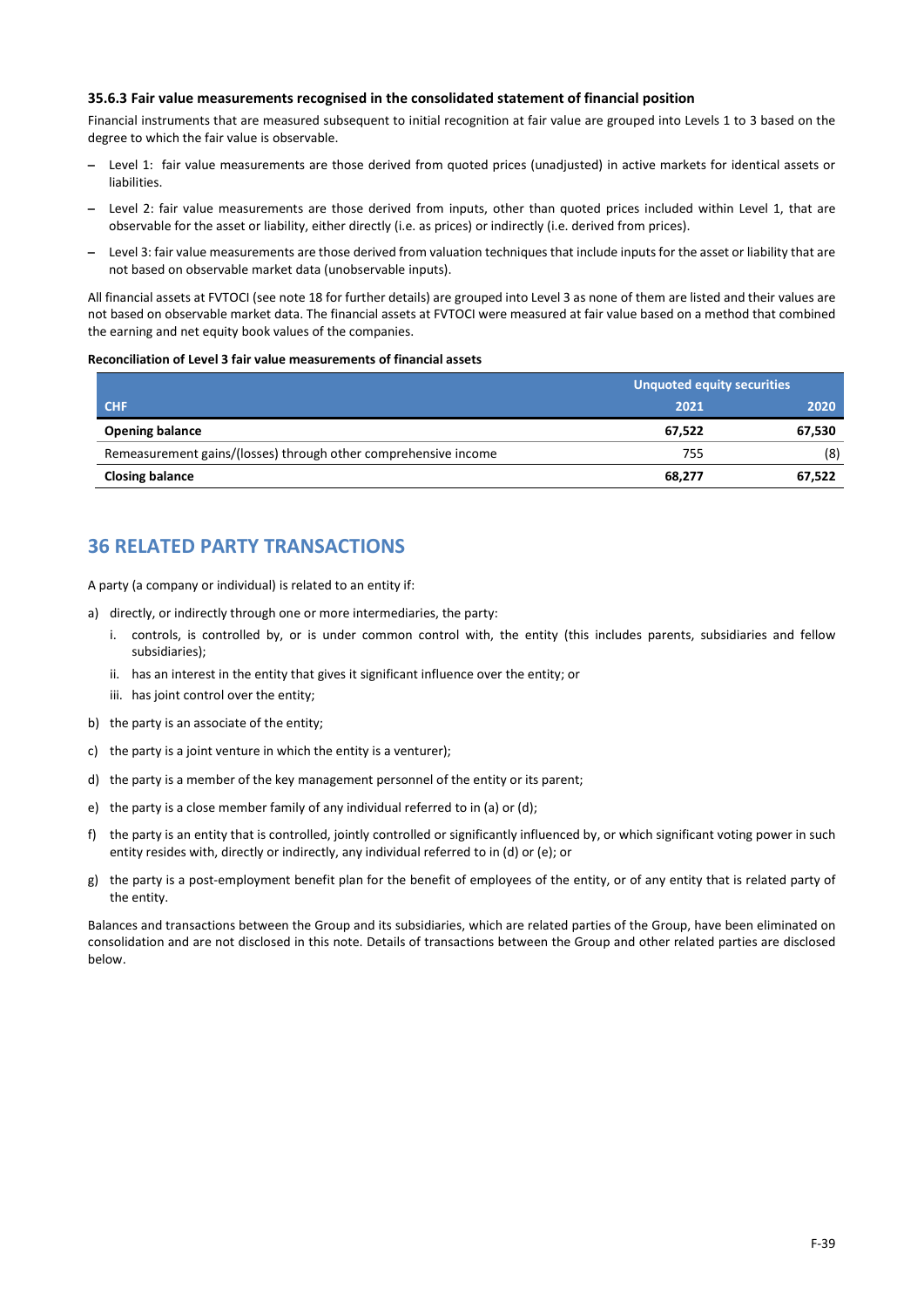### 35.6.3 Fair value measurements recognised in the consolidated statement of financial position

Financial instruments that are measured subsequent to initial recognition at fair value are grouped into Levels 1 to 3 based on the degree to which the fair value is observable.

- Level 1: fair value measurements are those derived from quoted prices (unadjusted) in active markets for identical assets or liabilities.
- Level 2: fair value measurements are those derived from inputs, other than quoted prices included within Level 1, that are observable for the asset or liability, either directly (i.e. as prices) or indirectly (i.e. derived from prices).
- Level 3: fair value measurements are those derived from valuation techniques that include inputs for the asset or liability that are not based on observable market data (unobservable inputs).

All financial assets at FVTOCI (see note 18 for further details) are grouped into Level 3 as none of them are listed and their values are not based on observable market data. The financial assets at FVTOCI were measured at fair value based on a method that combined the earning and net equity book values of the companies.

**Reconciliation of Level 3 fair value measurements of financial assets**

| | Unquoted equity securities | |
|---|---|---|
| CHF | 2021 | 2020 |
| **Opening balance** | **67,522** | **67,530** |
| Remeasurement gains/(losses) through other comprehensive income | 755 | (8) |
| **Closing balance** | **68,277** | **67,522** |

## 36 RELATED PARTY TRANSACTIONS

A party (a company or individual) is related to an entity if:

a) directly, or indirectly through one or more intermediaries, the party:
   i. controls, is controlled by, or is under common control with, the entity (this includes parents, subsidiaries and fellow subsidiaries);
   ii. has an interest in the entity that gives it significant influence over the entity; or
   iii. has joint control over the entity;
b) the party is an associate of the entity;
c) the party is a joint venture in which the entity is a venturer);
d) the party is a member of the key management personnel of the entity or its parent;
e) the party is a close member family of any individual referred to in (a) or (d);
f) the party is an entity that is controlled, jointly controlled or significantly influenced by, or which significant voting power in such entity resides with, directly or indirectly, any individual referred to in (d) or (e); or
g) the party is a post-employment benefit plan for the benefit of employees of the entity, or of any entity that is related party of the entity.

Balances and transactions between the Group and its subsidiaries, which are related parties of the Group, have been eliminated on consolidation and are not disclosed in this note. Details of transactions between the Group and other related parties are disclosed below.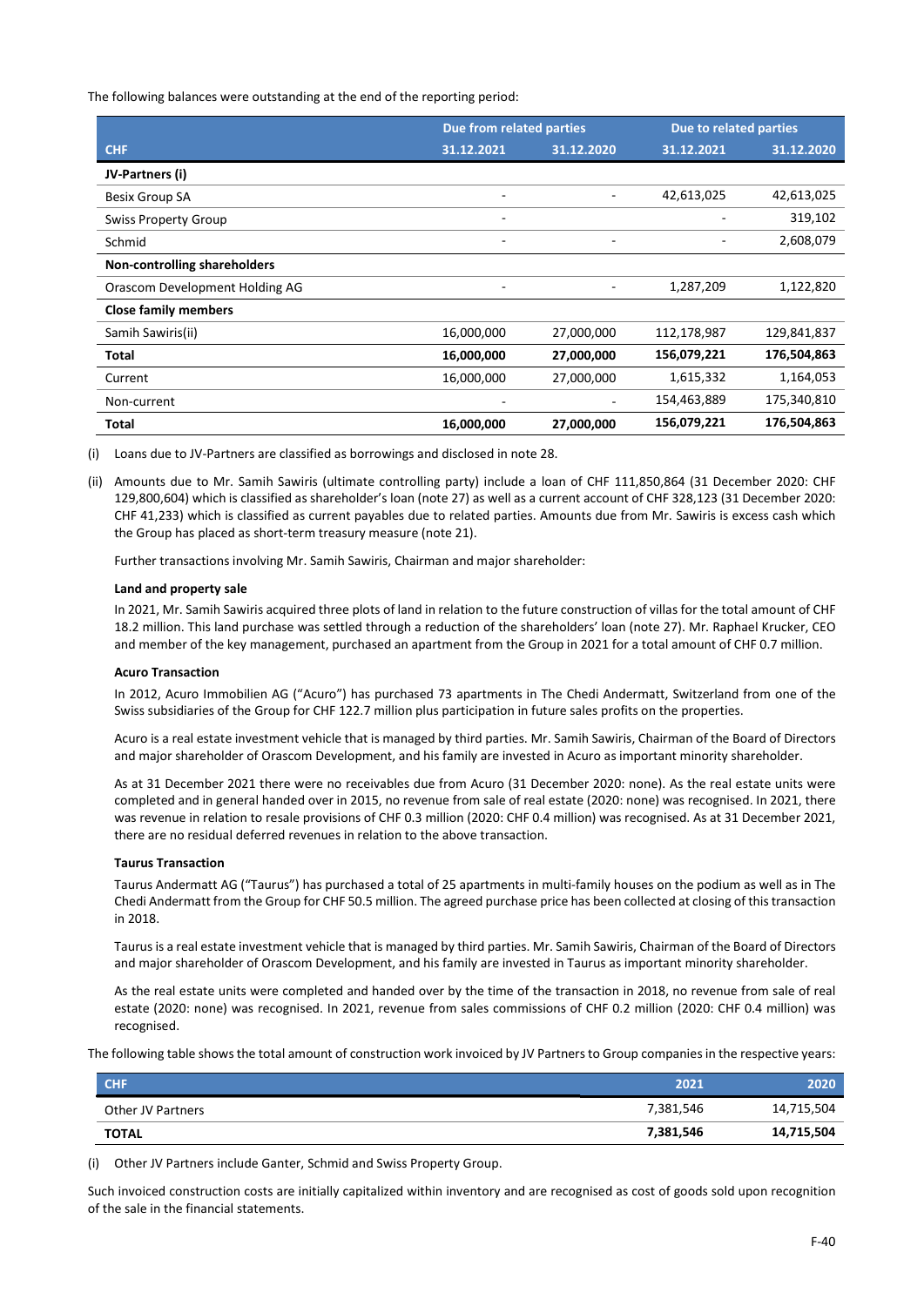The following balances were outstanding at the end of the reporting period:

| | Due from related parties | | Due to related parties | |
|---|---|---|---|---|
| **CHF** | **31.12.2021** | **31.12.2020** | **31.12.2021** | **31.12.2020** |
| **JV-Partners (i)** | | | | |
| Besix Group SA | - | - | 42,613,025 | 42,613,025 |
| Swiss Property Group | - | | - | 319,102 |
| Schmid | - | - | - | 2,608,079 |
| **Non-controlling shareholders** | | | | |
| Orascom Development Holding AG | - | - | 1,287,209 | 1,122,820 |
| **Close family members** | | | | |
| Samih Sawiris(ii) | 16,000,000 | 27,000,000 | 112,178,987 | 129,841,837 |
| **Total** | **16,000,000** | **27,000,000** | **156,079,221** | **176,504,863** |
| Current | 16,000,000 | 27,000,000 | 1,615,332 | 1,164,053 |
| Non-current | - | - | 154,463,889 | 175,340,810 |
| **Total** | **16,000,000** | **27,000,000** | **156,079,221** | **176,504,863** |

(i) Loans due to JV-Partners are classified as borrowings and disclosed in note 28.

(ii) Amounts due to Mr. Samih Sawiris (ultimate controlling party) include a loan of CHF 111,850,864 (31 December 2020: CHF 129,800,604) which is classified as shareholder's loan (note 27) as well as a current account of CHF 328,123 (31 December 2020: CHF 41,233) which is classified as current payables due to related parties. Amounts due from Mr. Sawiris is excess cash which the Group has placed as short-term treasury measure (note 21).

Further transactions involving Mr. Samih Sawiris, Chairman and major shareholder:

**Land and property sale**

In 2021, Mr. Samih Sawiris acquired three plots of land in relation to the future construction of villas for the total amount of CHF 18.2 million. This land purchase was settled through a reduction of the shareholders' loan (note 27). Mr. Raphael Krucker, CEO and member of the key management, purchased an apartment from the Group in 2021 for a total amount of CHF 0.7 million.

**Acuro Transaction**

In 2012, Acuro Immobilien AG ("Acuro") has purchased 73 apartments in The Chedi Andermatt, Switzerland from one of the Swiss subsidiaries of the Group for CHF 122.7 million plus participation in future sales profits on the properties.

Acuro is a real estate investment vehicle that is managed by third parties. Mr. Samih Sawiris, Chairman of the Board of Directors and major shareholder of Orascom Development, and his family are invested in Acuro as important minority shareholder.

As at 31 December 2021 there were no receivables due from Acuro (31 December 2020: none). As the real estate units were completed and in general handed over in 2015, no revenue from sale of real estate (2020: none) was recognised. In 2021, there was revenue in relation to resale provisions of CHF 0.3 million (2020: CHF 0.4 million) was recognised. As at 31 December 2021, there are no residual deferred revenues in relation to the above transaction.

**Taurus Transaction**

Taurus Andermatt AG ("Taurus") has purchased a total of 25 apartments in multi-family houses on the podium as well as in The Chedi Andermatt from the Group for CHF 50.5 million. The agreed purchase price has been collected at closing of this transaction in 2018.

Taurus is a real estate investment vehicle that is managed by third parties. Mr. Samih Sawiris, Chairman of the Board of Directors and major shareholder of Orascom Development, and his family are invested in Taurus as important minority shareholder.

As the real estate units were completed and handed over by the time of the transaction in 2018, no revenue from sale of real estate (2020: none) was recognised. In 2021, revenue from sales commissions of CHF 0.2 million (2020: CHF 0.4 million) was recognised.

The following table shows the total amount of construction work invoiced by JV Partners to Group companies in the respective years:

| CHF | 2021 | 2020 |
|---|---|---|
| Other JV Partners | 7,381,546 | 14,715,504 |
| **TOTAL** | **7,381,546** | **14,715,504** |

(i) Other JV Partners include Ganter, Schmid and Swiss Property Group.

Such invoiced construction costs are initially capitalized within inventory and are recognised as cost of goods sold upon recognition of the sale in the financial statements.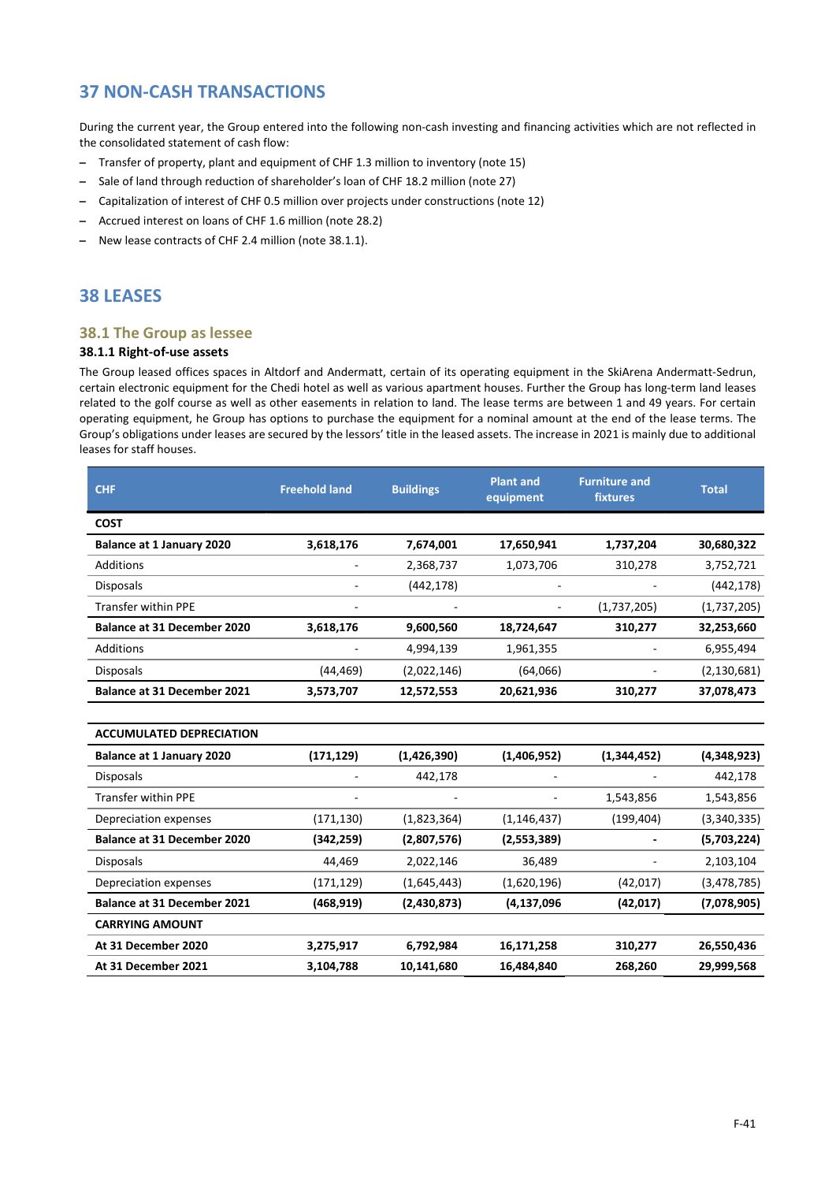# 37 NON-CASH TRANSACTIONS

During the current year, the Group entered into the following non-cash investing and financing activities which are not reflected in the consolidated statement of cash flow:

- Transfer of property, plant and equipment of CHF 1.3 million to inventory (note 15)
- Sale of land through reduction of shareholder's loan of CHF 18.2 million (note 27)
- Capitalization of interest of CHF 0.5 million over projects under constructions (note 12)
- Accrued interest on loans of CHF 1.6 million (note 28.2)
- New lease contracts of CHF 2.4 million (note 38.1.1).

# 38 LEASES

## 38.1 The Group as lessee

### 38.1.1 Right-of-use assets

The Group leased offices spaces in Altdorf and Andermatt, certain of its operating equipment in the SkiArena Andermatt-Sedrun, certain electronic equipment for the Chedi hotel as well as various apartment houses. Further the Group has long-term land leases related to the golf course as well as other easements in relation to land. The lease terms are between 1 and 49 years. For certain operating equipment, he Group has options to purchase the equipment for a nominal amount at the end of the lease terms. The Group's obligations under leases are secured by the lessors' title in the leased assets. The increase in 2021 is mainly due to additional leases for staff houses.

| CHF | Freehold land | Buildings | Plant and equipment | Furniture and fixtures | Total |
|---|---|---|---|---|---|
| **COST** | | | | | |
| **Balance at 1 January 2020** | **3,618,176** | **7,674,001** | **17,650,941** | **1,737,204** | **30,680,322** |
| Additions | - | 2,368,737 | 1,073,706 | 310,278 | 3,752,721 |
| Disposals | - | (442,178) | - | - | (442,178) |
| Transfer within PPE | - | - | - | (1,737,205) | (1,737,205) |
| **Balance at 31 December 2020** | **3,618,176** | **9,600,560** | **18,724,647** | **310,277** | **32,253,660** |
| Additions | - | 4,994,139 | 1,961,355 | - | 6,955,494 |
| Disposals | (44,469) | (2,022,146) | (64,066) | - | (2,130,681) |
| **Balance at 31 December 2021** | **3,573,707** | **12,572,553** | **20,621,936** | **310,277** | **37,078,473** |
| | | | | | |
| **ACCUMULATED DEPRECIATION** | | | | | |
| **Balance at 1 January 2020** | **(171,129)** | **(1,426,390)** | **(1,406,952)** | **(1,344,452)** | **(4,348,923)** |
| Disposals | - | 442,178 | - | - | 442,178 |
| Transfer within PPE | - | - | - | 1,543,856 | 1,543,856 |
| Depreciation expenses | (171,130) | (1,823,364) | (1,146,437) | (199,404) | (3,340,335) |
| **Balance at 31 December 2020** | **(342,259)** | **(2,807,576)** | **(2,553,389)** | **-** | **(5,703,224)** |
| Disposals | 44,469 | 2,022,146 | 36,489 | - | 2,103,104 |
| Depreciation expenses | (171,129) | (1,645,443) | (1,620,196) | (42,017) | (3,478,785) |
| **Balance at 31 December 2021** | **(468,919)** | **(2,430,873)** | **(4,137,096** | **(42,017)** | **(7,078,905)** |
| **CARRYING AMOUNT** | | | | | |
| **At 31 December 2020** | **3,275,917** | **6,792,984** | **16,171,258** | **310,277** | **26,550,436** |
| **At 31 December 2021** | **3,104,788** | **10,141,680** | **16,484,840** | **268,260** | **29,999,568** |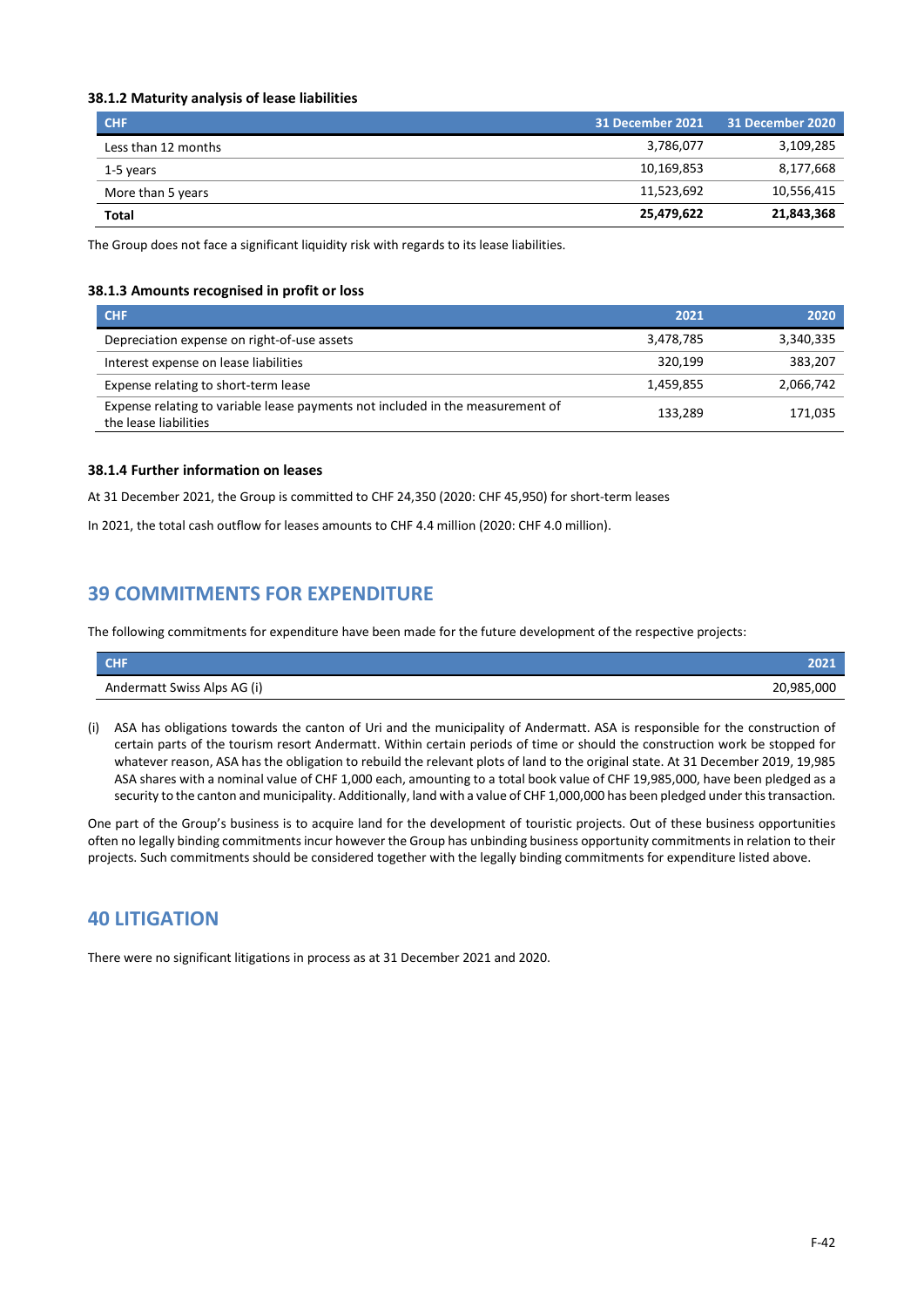#### 38.1.2 Maturity analysis of lease liabilities

| CHF | 31 December 2021 | 31 December 2020 |
|---|---|---|
| Less than 12 months | 3,786,077 | 3,109,285 |
| 1-5 years | 10,169,853 | 8,177,668 |
| More than 5 years | 11,523,692 | 10,556,415 |
| **Total** | **25,479,622** | **21,843,368** |

The Group does not face a significant liquidity risk with regards to its lease liabilities.

#### 38.1.3 Amounts recognised in profit or loss

| CHF | 2021 | 2020 |
|---|---|---|
| Depreciation expense on right-of-use assets | 3,478,785 | 3,340,335 |
| Interest expense on lease liabilities | 320,199 | 383,207 |
| Expense relating to short-term lease | 1,459,855 | 2,066,742 |
| Expense relating to variable lease payments not included in the measurement of the lease liabilities | 133,289 | 171,035 |

#### 38.1.4 Further information on leases

At 31 December 2021, the Group is committed to CHF 24,350 (2020: CHF 45,950) for short-term leases

In 2021, the total cash outflow for leases amounts to CHF 4.4 million (2020: CHF 4.0 million).

## 39 COMMITMENTS FOR EXPENDITURE

The following commitments for expenditure have been made for the future development of the respective projects:

| CHF | 2021 |
|---|---|
| Andermatt Swiss Alps AG (i) | 20,985,000 |

(i) ASA has obligations towards the canton of Uri and the municipality of Andermatt. ASA is responsible for the construction of certain parts of the tourism resort Andermatt. Within certain periods of time or should the construction work be stopped for whatever reason, ASA has the obligation to rebuild the relevant plots of land to the original state. At 31 December 2019, 19,985 ASA shares with a nominal value of CHF 1,000 each, amounting to a total book value of CHF 19,985,000, have been pledged as a security to the canton and municipality. Additionally, land with a value of CHF 1,000,000 has been pledged under this transaction.

One part of the Group's business is to acquire land for the development of touristic projects. Out of these business opportunities often no legally binding commitments incur however the Group has unbinding business opportunity commitments in relation to their projects. Such commitments should be considered together with the legally binding commitments for expenditure listed above.

## 40 LITIGATION

There were no significant litigations in process as at 31 December 2021 and 2020.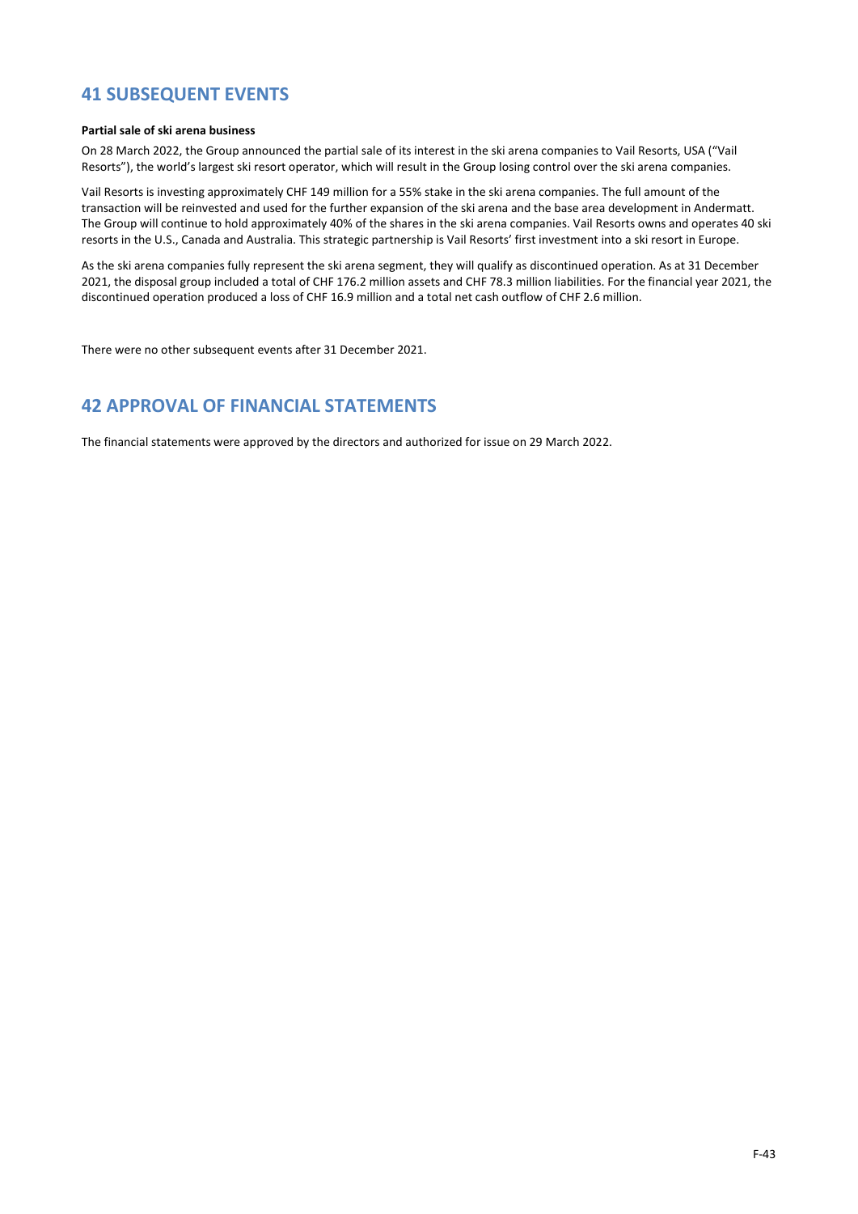## 41 SUBSEQUENT EVENTS

**Partial sale of ski arena business**

On 28 March 2022, the Group announced the partial sale of its interest in the ski arena companies to Vail Resorts, USA ("Vail Resorts"), the world's largest ski resort operator, which will result in the Group losing control over the ski arena companies.

Vail Resorts is investing approximately CHF 149 million for a 55% stake in the ski arena companies. The full amount of the transaction will be reinvested and used for the further expansion of the ski arena and the base area development in Andermatt. The Group will continue to hold approximately 40% of the shares in the ski arena companies. Vail Resorts owns and operates 40 ski resorts in the U.S., Canada and Australia. This strategic partnership is Vail Resorts' first investment into a ski resort in Europe.

As the ski arena companies fully represent the ski arena segment, they will qualify as discontinued operation. As at 31 December 2021, the disposal group included a total of CHF 176.2 million assets and CHF 78.3 million liabilities. For the financial year 2021, the discontinued operation produced a loss of CHF 16.9 million and a total net cash outflow of CHF 2.6 million.

There were no other subsequent events after 31 December 2021.

## 42 APPROVAL OF FINANCIAL STATEMENTS

The financial statements were approved by the directors and authorized for issue on 29 March 2022.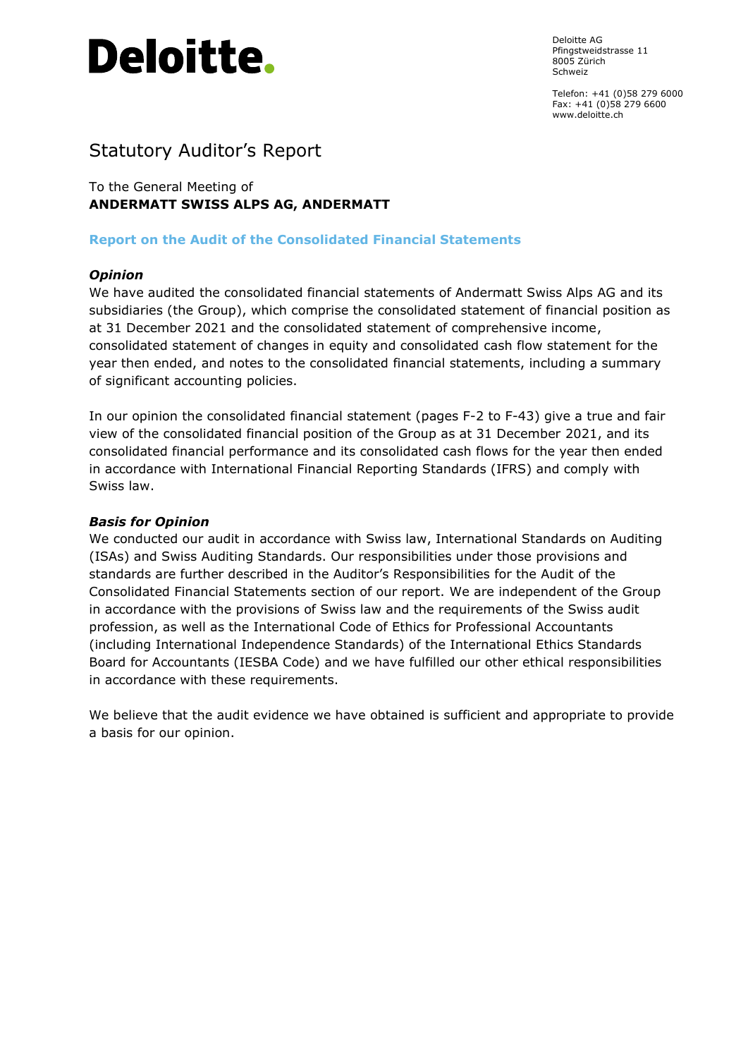Deloitte.

Deloitte AG
Pfingstweidstrasse 11
8005 Zürich
Schweiz

Telefon: +41 (0)58 279 6000
Fax: +41 (0)58 279 6600
www.deloitte.ch

# Statutory Auditor's Report

To the General Meeting of
**ANDERMATT SWISS ALPS AG, ANDERMATT**

## Report on the Audit of the Consolidated Financial Statements

### *Opinion*

We have audited the consolidated financial statements of Andermatt Swiss Alps AG and its subsidiaries (the Group), which comprise the consolidated statement of financial position as at 31 December 2021 and the consolidated statement of comprehensive income, consolidated statement of changes in equity and consolidated cash flow statement for the year then ended, and notes to the consolidated financial statements, including a summary of significant accounting policies.

In our opinion the consolidated financial statement (pages F-2 to F-43) give a true and fair view of the consolidated financial position of the Group as at 31 December 2021, and its consolidated financial performance and its consolidated cash flows for the year then ended in accordance with International Financial Reporting Standards (IFRS) and comply with Swiss law.

### *Basis for Opinion*

We conducted our audit in accordance with Swiss law, International Standards on Auditing (ISAs) and Swiss Auditing Standards. Our responsibilities under those provisions and standards are further described in the Auditor's Responsibilities for the Audit of the Consolidated Financial Statements section of our report. We are independent of the Group in accordance with the provisions of Swiss law and the requirements of the Swiss audit profession, as well as the International Code of Ethics for Professional Accountants (including International Independence Standards) of the International Ethics Standards Board for Accountants (IESBA Code) and we have fulfilled our other ethical responsibilities in accordance with these requirements.

We believe that the audit evidence we have obtained is sufficient and appropriate to provide a basis for our opinion.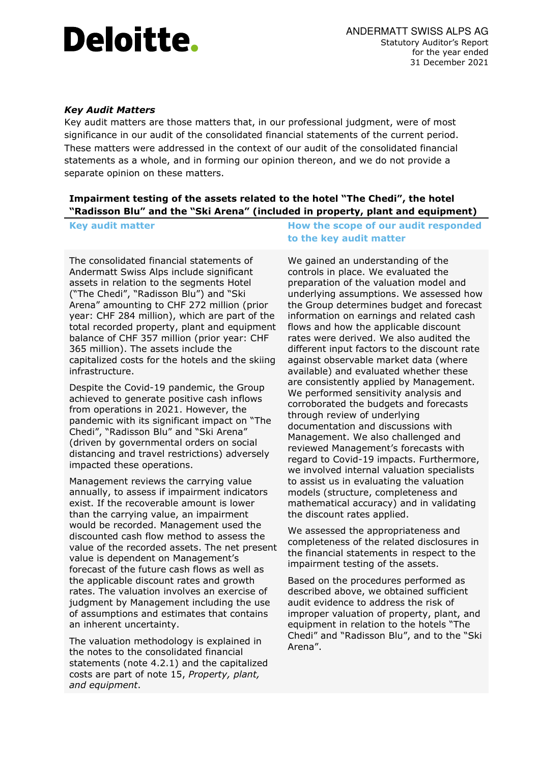*Key Audit Matters*

Key audit matters are those matters that, in our professional judgment, were of most significance in our audit of the consolidated financial statements of the current period. These matters were addressed in the context of our audit of the consolidated financial statements as a whole, and in forming our opinion thereon, and we do not provide a separate opinion on these matters.

**Impairment testing of the assets related to the hotel "The Chedi", the hotel "Radisson Blu" and the "Ski Arena" (included in property, plant and equipment)**

| Key audit matter | How the scope of our audit responded to the key audit matter |
|---|---|
| The consolidated financial statements of Andermatt Swiss Alps include significant assets in relation to the segments Hotel ("The Chedi", "Radisson Blu") and "Ski Arena" amounting to CHF 272 million (prior year: CHF 284 million), which are part of the total recorded property, plant and equipment balance of CHF 357 million (prior year: CHF 365 million). The assets include the capitalized costs for the hotels and the skiing infrastructure.<br><br>Despite the Covid-19 pandemic, the Group achieved to generate positive cash inflows from operations in 2021. However, the pandemic with its significant impact on "The Chedi", "Radisson Blu" and "Ski Arena" (driven by governmental orders on social distancing and travel restrictions) adversely impacted these operations.<br><br>Management reviews the carrying value annually, to assess if impairment indicators exist. If the recoverable amount is lower than the carrying value, an impairment would be recorded. Management used the discounted cash flow method to assess the value of the recorded assets. The net present value is dependent on Management's forecast of the future cash flows as well as the applicable discount rates and growth rates. The valuation involves an exercise of judgment by Management including the use of assumptions and estimates that contains an inherent uncertainty.<br><br>The valuation methodology is explained in the notes to the consolidated financial statements (note 4.2.1) and the capitalized costs are part of note 15, *Property, plant, and equipment*. | We gained an understanding of the controls in place. We evaluated the preparation of the valuation model and underlying assumptions. We assessed how the Group determines budget and forecast information on earnings and related cash flows and how the applicable discount rates were derived. We also audited the different input factors to the discount rate against observable market data (where available) and evaluated whether these are consistently applied by Management. We performed sensitivity analysis and corroborated the budgets and forecasts through review of underlying documentation and discussions with Management. We also challenged and reviewed Management's forecasts with regard to Covid-19 impacts. Furthermore, we involved internal valuation specialists to assist us in evaluating the valuation models (structure, completeness and mathematical accuracy) and in validating the discount rates applied.<br><br>We assessed the appropriateness and completeness of the related disclosures in the financial statements in respect to the impairment testing of the assets.<br><br>Based on the procedures performed as described above, we obtained sufficient audit evidence to address the risk of improper valuation of property, plant, and equipment in relation to the hotels "The Chedi" and "Radisson Blu", and to the "Ski Arena". |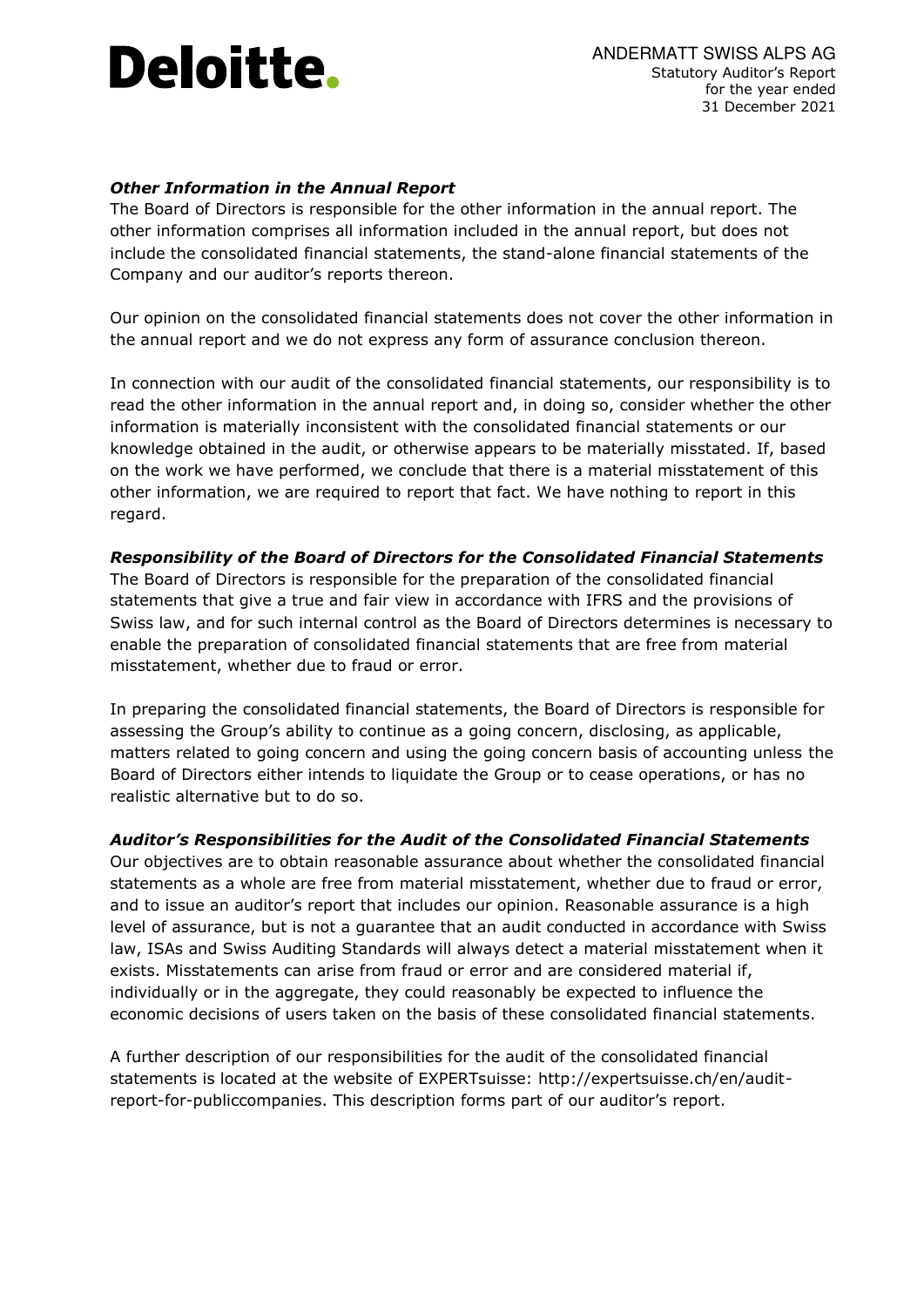### *Other Information in the Annual Report*

The Board of Directors is responsible for the other information in the annual report. The other information comprises all information included in the annual report, but does not include the consolidated financial statements, the stand-alone financial statements of the Company and our auditor's reports thereon.

Our opinion on the consolidated financial statements does not cover the other information in the annual report and we do not express any form of assurance conclusion thereon.

In connection with our audit of the consolidated financial statements, our responsibility is to read the other information in the annual report and, in doing so, consider whether the other information is materially inconsistent with the consolidated financial statements or our knowledge obtained in the audit, or otherwise appears to be materially misstated. If, based on the work we have performed, we conclude that there is a material misstatement of this other information, we are required to report that fact. We have nothing to report in this regard.

### *Responsibility of the Board of Directors for the Consolidated Financial Statements*

The Board of Directors is responsible for the preparation of the consolidated financial statements that give a true and fair view in accordance with IFRS and the provisions of Swiss law, and for such internal control as the Board of Directors determines is necessary to enable the preparation of consolidated financial statements that are free from material misstatement, whether due to fraud or error.

In preparing the consolidated financial statements, the Board of Directors is responsible for assessing the Group's ability to continue as a going concern, disclosing, as applicable, matters related to going concern and using the going concern basis of accounting unless the Board of Directors either intends to liquidate the Group or to cease operations, or has no realistic alternative but to do so.

### *Auditor's Responsibilities for the Audit of the Consolidated Financial Statements*

Our objectives are to obtain reasonable assurance about whether the consolidated financial statements as a whole are free from material misstatement, whether due to fraud or error, and to issue an auditor's report that includes our opinion. Reasonable assurance is a high level of assurance, but is not a guarantee that an audit conducted in accordance with Swiss law, ISAs and Swiss Auditing Standards will always detect a material misstatement when it exists. Misstatements can arise from fraud or error and are considered material if, individually or in the aggregate, they could reasonably be expected to influence the economic decisions of users taken on the basis of these consolidated financial statements.

A further description of our responsibilities for the audit of the consolidated financial statements is located at the website of EXPERTsuisse: http://expertsuisse.ch/en/audit-report-for-publiccompanies. This description forms part of our auditor's report.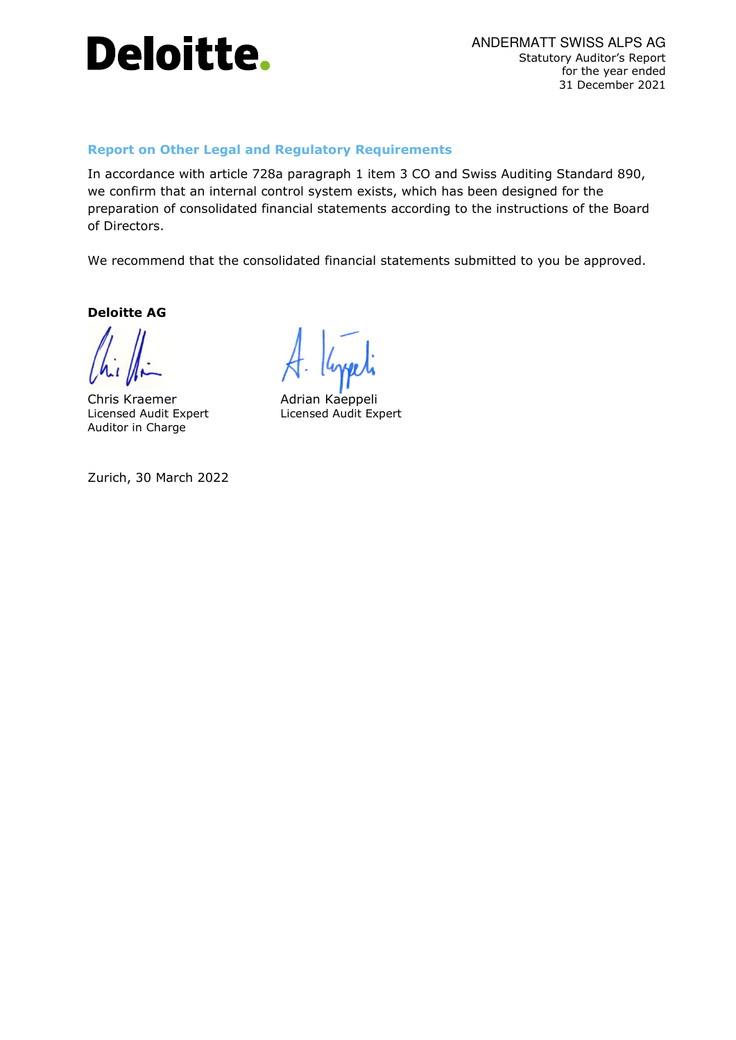## Report on Other Legal and Regulatory Requirements

In accordance with article 728a paragraph 1 item 3 CO and Swiss Auditing Standard 890, we confirm that an internal control system exists, which has been designed for the preparation of consolidated financial statements according to the instructions of the Board of Directors.

We recommend that the consolidated financial statements submitted to you be approved.

**Deloitte AG**

Chris Kraemer
Licensed Audit Expert
Auditor in Charge

Adrian Kaeppeli
Licensed Audit Expert

Zurich, 30 March 2022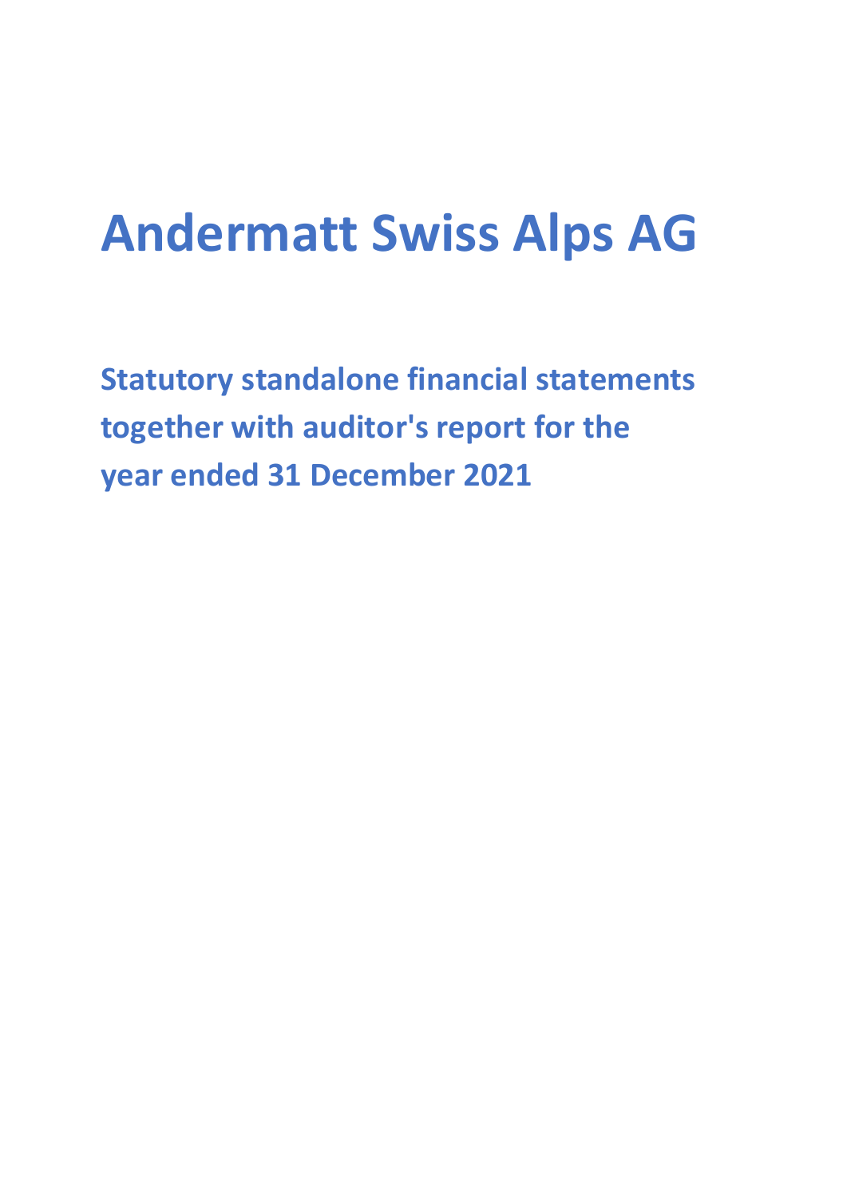# Andermatt Swiss Alps AG

## Statutory standalone financial statements together with auditor's report for the year ended 31 December 2021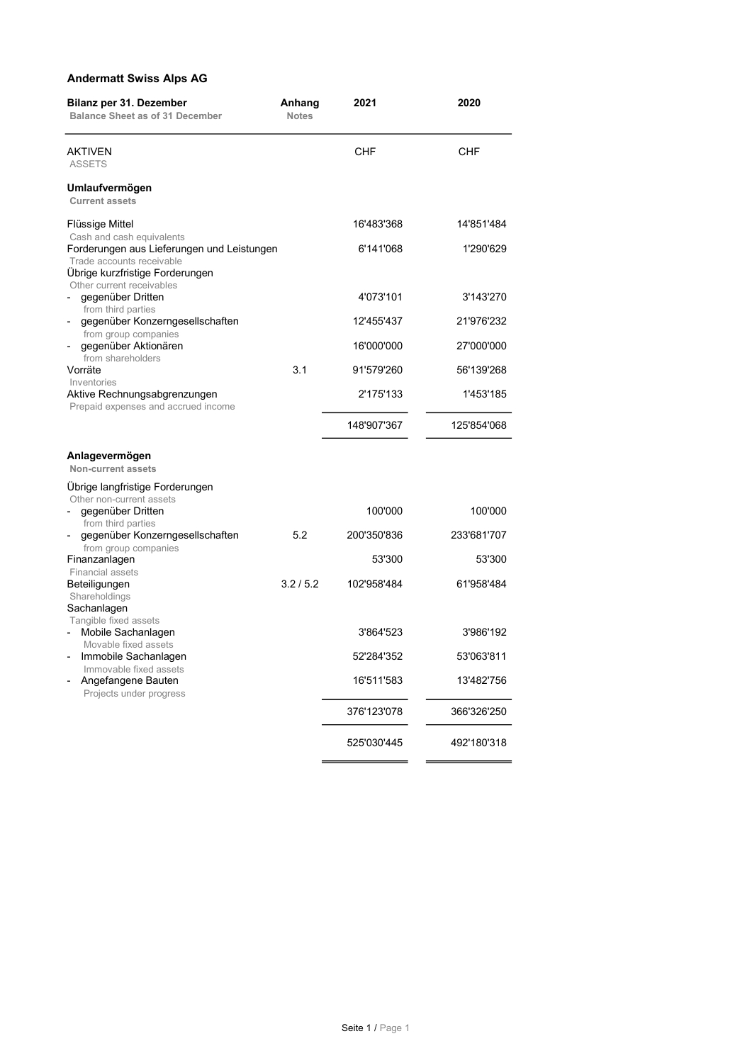## Andermatt Swiss Alps AG

| Bilanz per 31. Dezember<br>Balance Sheet as of 31 December | Anhang<br>Notes | 2021 | 2020 |
|---|---|---|---|
| **AKTIVEN**<br>ASSETS | | CHF | CHF |
| **Umlaufvermögen**<br>**Current assets** | | | |
| Flüssige Mittel<br>Cash and cash equivalents | | 16'483'368 | 14'851'484 |
| Forderungen aus Lieferungen und Leistungen<br>Trade accounts receivable | | 6'141'068 | 1'290'629 |
| Übrige kurzfristige Forderungen<br>Other current receivables | | | |
| - gegenüber Dritten<br>from third parties | | 4'073'101 | 3'143'270 |
| - gegenüber Konzerngesellschaften<br>from group companies | | 12'455'437 | 21'976'232 |
| - gegenüber Aktionären<br>from shareholders | | 16'000'000 | 27'000'000 |
| Vorräte<br>Inventories | 3.1 | 91'579'260 | 56'139'268 |
| Aktive Rechnungsabgrenzungen<br>Prepaid expenses and accrued income | | 2'175'133 | 1'453'185 |
| | | 148'907'367 | 125'854'068 |
| **Anlagevermögen**<br>**Non-current assets** | | | |
| Übrige langfristige Forderungen<br>Other non-current assets | | | |
| - gegenüber Dritten<br>from third parties | | 100'000 | 100'000 |
| - gegenüber Konzerngesellschaften<br>from group companies | 5.2 | 200'350'836 | 233'681'707 |
| Finanzanlagen<br>Financial assets | | 53'300 | 53'300 |
| Beteiligungen<br>Shareholdings | 3.2 / 5.2 | 102'958'484 | 61'958'484 |
| Sachanlagen<br>Tangible fixed assets | | | |
| - Mobile Sachanlagen<br>Movable fixed assets | | 3'864'523 | 3'986'192 |
| - Immobile Sachanlagen<br>Immovable fixed assets | | 52'284'352 | 53'063'811 |
| - Angefangene Bauten<br>Projects under progress | | 16'511'583 | 13'482'756 |
| | | 376'123'078 | 366'326'250 |
| | | 525'030'445 | 492'180'318 |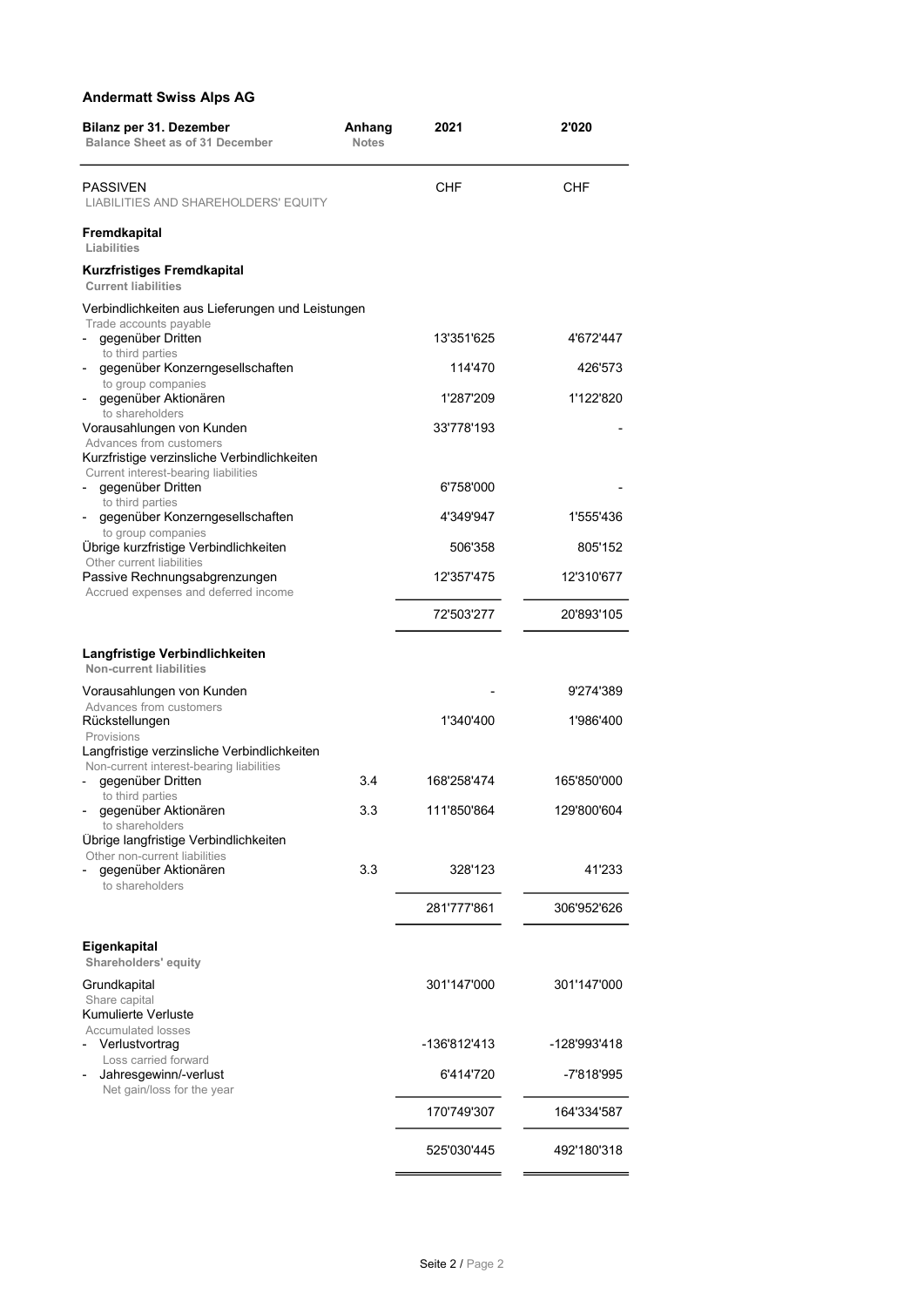**Andermatt Swiss Alps AG**

| Bilanz per 31. Dezember<br>Balance Sheet as of 31 December | Anhang<br>Notes | 2021 | 2'020 |
|---|---|---|---|
| PASSIVEN<br>LIABILITIES AND SHAREHOLDERS' EQUITY | | CHF | CHF |
| **Fremdkapital**<br>**Liabilities** | | | |
| **Kurzfristiges Fremdkapital**<br>**Current liabilities** | | | |
| Verbindlichkeiten aus Lieferungen und Leistungen<br>Trade accounts payable | | | |
| - gegenüber Dritten<br>to third parties | | 13'351'625 | 4'672'447 |
| - gegenüber Konzerngesellschaften<br>to group companies | | 114'470 | 426'573 |
| - gegenüber Aktionären<br>to shareholders | | 1'287'209 | 1'122'820 |
| Vorausahlungen von Kunden<br>Advances from customers | | 33'778'193 | - |
| Kurzfristige verzinsliche Verbindlichkeiten<br>Current interest-bearing liabilities | | | |
| - gegenüber Dritten<br>to third parties | | 6'758'000 | - |
| - gegenüber Konzerngesellschaften<br>to group companies | | 4'349'947 | 1'555'436 |
| Übrige kurzfristige Verbindlichkeiten<br>Other current liabilities | | 506'358 | 805'152 |
| Passive Rechnungsabgrenzungen<br>Accrued expenses and deferred income | | 12'357'475 | 12'310'677 |
| | | 72'503'277 | 20'893'105 |
| **Langfristige Verbindlichkeiten**<br>**Non-current liabilities** | | | |
| Vorausahlungen von Kunden<br>Advances from customers | | - | 9'274'389 |
| Rückstellungen<br>Provisions | | 1'340'400 | 1'986'400 |
| Langfristige verzinsliche Verbindlichkeiten<br>Non-current interest-bearing liabilities | | | |
| - gegenüber Dritten<br>to third parties | 3.4 | 168'258'474 | 165'850'000 |
| - gegenüber Aktionären<br>to shareholders | 3.3 | 111'850'864 | 129'800'604 |
| Übrige langfristige Verbindlichkeiten<br>Other non-current liabilities | | | |
| - gegenüber Aktionären<br>to shareholders | 3.3 | 328'123 | 41'233 |
| | | 281'777'861 | 306'952'626 |
| **Eigenkapital**<br>**Shareholders' equity** | | | |
| Grundkapital<br>Share capital | | 301'147'000 | 301'147'000 |
| Kumulierte Verluste<br>Accumulated losses | | | |
| - Verlustvortrag<br>Loss carried forward | | -136'812'413 | -128'993'418 |
| - Jahresgewinn/-verlust<br>Net gain/loss for the year | | 6'414'720 | -7'818'995 |
| | | 170'749'307 | 164'334'587 |
| | | 525'030'445 | 492'180'318 |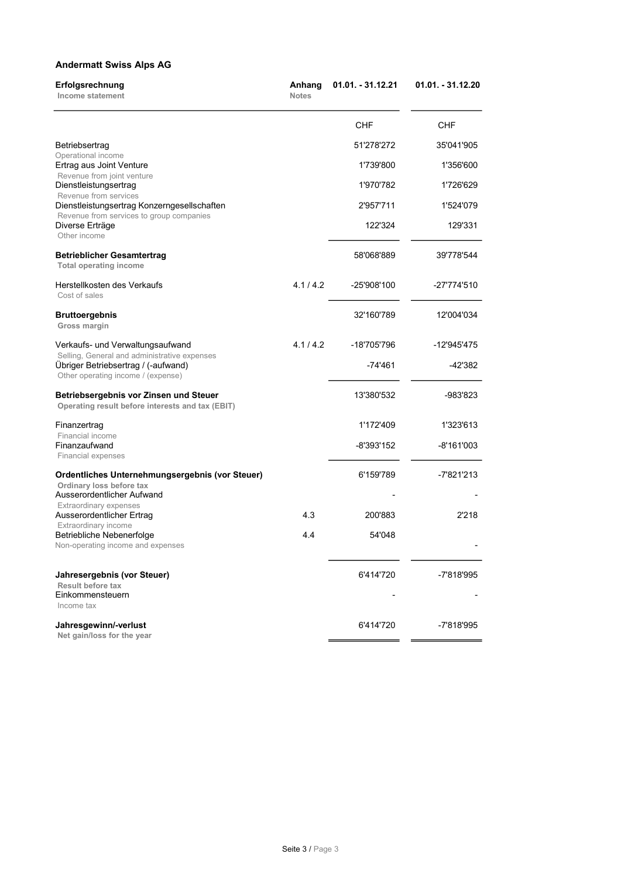**Andermatt Swiss Alps AG**

| Erfolgsrechnung<br>Income statement | Anhang<br>Notes | 01.01. - 31.12.21 | 01.01. - 31.12.20 |
|---|---|---|---|
| | | CHF | CHF |
| Betriebsertrag<br>Operational income | | 51'278'272 | 35'041'905 |
| Ertrag aus Joint Venture<br>Revenue from joint venture | | 1'739'800 | 1'356'600 |
| Dienstleistungsertrag<br>Revenue from services | | 1'970'782 | 1'726'629 |
| Dienstleistungsertrag Konzerngesellschaften<br>Revenue from services to group companies | | 2'957'711 | 1'524'079 |
| Diverse Erträge<br>Other income | | 122'324 | 129'331 |
| **Betrieblicher Gesamtertrag**<br>**Total operating income** | | 58'068'889 | 39'778'544 |
| Herstellkosten des Verkaufs<br>Cost of sales | 4.1 / 4.2 | -25'908'100 | -27'774'510 |
| **Bruttoergebnis**<br>**Gross margin** | | 32'160'789 | 12'004'034 |
| Verkaufs- und Verwaltungsaufwand<br>Selling, General and administrative expenses | 4.1 / 4.2 | -18'705'796 | -12'945'475 |
| Übriger Betriebsertrag / (-aufwand)<br>Other operating income / (expense) | | -74'461 | -42'382 |
| **Betriebsergebnis vor Zinsen und Steuer**<br>**Operating result before interests and tax (EBIT)** | | 13'380'532 | -983'823 |
| Finanzertrag<br>Financial income | | 1'172'409 | 1'323'613 |
| Finanzaufwand<br>Financial expenses | | -8'393'152 | -8'161'003 |
| **Ordentliches Unternehmungsergebnis (vor Steuer)**<br>**Ordinary loss before tax** | | 6'159'789 | -7'821'213 |
| Ausserordentlicher Aufwand<br>Extraordinary expenses | | - | - |
| Ausserordentlicher Ertrag<br>Extraordinary income | 4.3 | 200'883 | 2'218 |
| Betriebliche Nebenerfolge<br>Non-operating income and expenses | 4.4 | 54'048 | - |
| **Jahresergebnis (vor Steuer)**<br>**Result before tax** | | 6'414'720 | -7'818'995 |
| Einkommensteuern<br>Income tax | | - | - |
| **Jahresgewinn/-verlust**<br>**Net gain/loss for the year** | | 6'414'720 | -7'818'995 |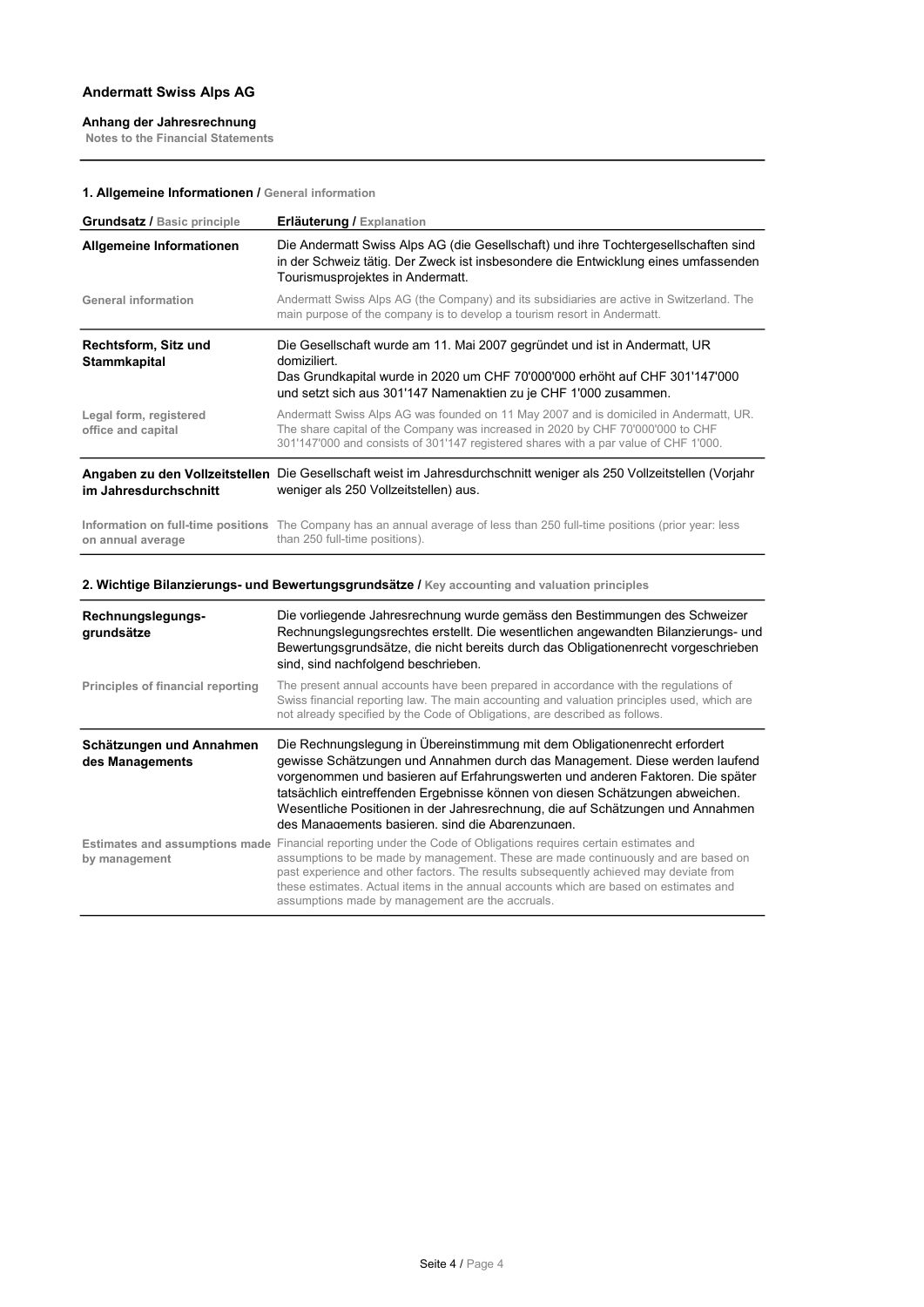**Andermatt Swiss Alps AG**

**Anhang der Jahresrechnung**
**Notes to the Financial Statements**

## 1. Allgemeine Informationen / General information

| **Grundsatz** / Basic principle | **Erläuterung** / Explanation |
|---|---|
| **Allgemeine Informationen** | Die Andermatt Swiss Alps AG (die Gesellschaft) und ihre Tochtergesellschaften sind in der Schweiz tätig. Der Zweck ist insbesondere die Entwicklung eines umfassenden Tourismusprojektes in Andermatt. |
| General information | Andermatt Swiss Alps AG (the Company) and its subsidiaries are active in Switzerland. The main purpose of the company is to develop a tourism resort in Andermatt. |
| **Rechtsform, Sitz und Stammkapital** | Die Gesellschaft wurde am 11. Mai 2007 gegründet und ist in Andermatt, UR domiziliert. Das Grundkapital wurde in 2020 um CHF 70'000'000 erhöht auf CHF 301'147'000 und setzt sich aus 301'147 Namenaktien zu je CHF 1'000 zusammen. |
| Legal form, registered office and capital | Andermatt Swiss Alps AG was founded on 11 May 2007 and is domiciled in Andermatt, UR. The share capital of the Company was increased in 2020 by CHF 70'000'000 to CHF 301'147'000 and consists of 301'147 registered shares with a par value of CHF 1'000. |
| **Angaben zu den Vollzeitstellen im Jahresdurchschnitt** | Die Gesellschaft weist im Jahresdurchschnitt weniger als 250 Vollzeitstellen (Vorjahr weniger als 250 Vollzeitstellen) aus. |
| Information on full-time positions on annual average | The Company has an annual average of less than 250 full-time positions (prior year: less than 250 full-time positions). |

## 2. Wichtige Bilanzierungs- und Bewertungsgrundsätze / Key accounting and valuation principles

| | |
|---|---|
| **Rechnungslegungs-grundsätze** | Die vorliegende Jahresrechnung wurde gemäss den Bestimmungen des Schweizer Rechnungslegungsrechtes erstellt. Die wesentlichen angewandten Bilanzierungs- und Bewertungsgrundsätze, die nicht bereits durch das Obligationenrecht vorgeschrieben sind, sind nachfolgend beschrieben. |
| Principles of financial reporting | The present annual accounts have been prepared in accordance with the regulations of Swiss financial reporting law. The main accounting and valuation principles used, which are not already specified by the Code of Obligations, are described as follows. |
| **Schätzungen und Annahmen des Managements** | Die Rechnungslegung in Übereinstimmung mit dem Obligationenrecht erfordert gewisse Schätzungen und Annahmen durch das Management. Diese werden laufend vorgenommen und basieren auf Erfahrungswerten und anderen Faktoren. Die später tatsächlich eintreffenden Ergebnisse können von diesen Schätzungen abweichen. Wesentliche Positionen in der Jahresrechnung, die auf Schätzungen und Annahmen des Managements basieren, sind die Abgrenzungen. |
| Estimates and assumptions made by management | Financial reporting under the Code of Obligations requires certain estimates and assumptions to be made by management. These are made continuously and are based on past experience and other factors. The results subsequently achieved may deviate from these estimates. Actual items in the annual accounts which are based on estimates and assumptions made by management are the accruals. |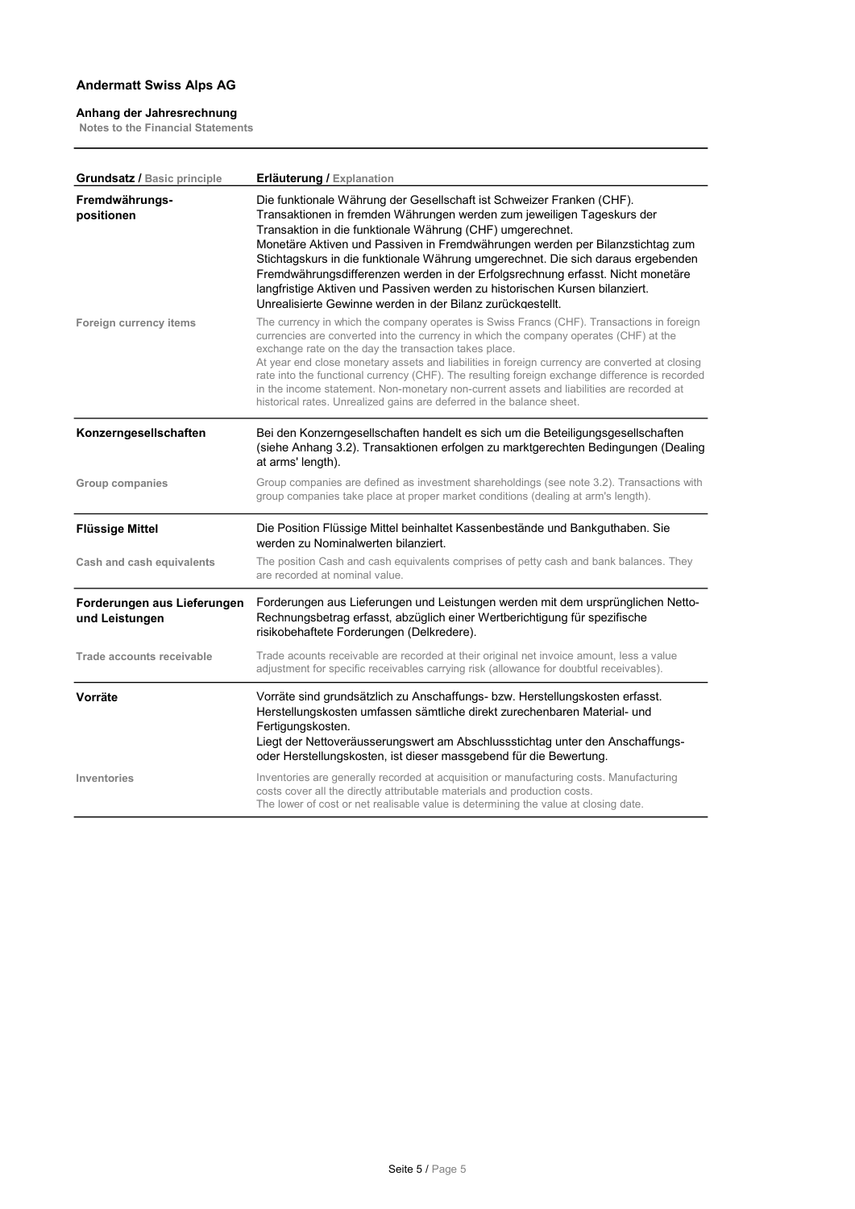**Andermatt Swiss Alps AG**

**Anhang der Jahresrechnung**
Notes to the Financial Statements

| **Grundsatz** / Basic principle | **Erläuterung** / Explanation |
|---|---|
| **Fremdwährungs-positionen** | Die funktionale Währung der Gesellschaft ist Schweizer Franken (CHF). Transaktionen in fremden Währungen werden zum jeweiligen Tageskurs der Transaktion in die funktionale Währung (CHF) umgerechnet. Monetäre Aktiven und Passiven in Fremdwährungen werden per Bilanzstichtag zum Stichtagskurs in die funktionale Währung umgerechnet. Die sich daraus ergebenden Fremdwährungsdifferenzen werden in der Erfolgsrechnung erfasst. Nicht monetäre langfristige Aktiven und Passiven werden zu historischen Kursen bilanziert. Unrealisierte Gewinne werden in der Bilanz zurückgestellt. |
| Foreign currency items | The currency in which the company operates is Swiss Francs (CHF). Transactions in foreign currencies are converted into the currency in which the company operates (CHF) at the exchange rate on the day the transaction takes place. At year end close monetary assets and liabilities in foreign currency are converted at closing rate into the functional currency (CHF). The resulting foreign exchange difference is recorded in the income statement. Non-monetary non-current assets and liabilities are recorded at historical rates. Unrealized gains are deferred in the balance sheet. |
| **Konzerngesellschaften** | Bei den Konzerngesellschaften handelt es sich um die Beteiligungsgesellschaften (siehe Anhang 3.2). Transaktionen erfolgen zu marktgerechten Bedingungen (Dealing at arms' length). |
| Group companies | Group companies are defined as investment shareholdings (see note 3.2). Transactions with group companies take place at proper market conditions (dealing at arm's length). |
| **Flüssige Mittel** | Die Position Flüssige Mittel beinhaltet Kassenbestände und Bankguthaben. Sie werden zu Nominalwerten bilanziert. |
| Cash and cash equivalents | The position Cash and cash equivalents comprises of petty cash and bank balances. They are recorded at nominal value. |
| **Forderungen aus Lieferungen und Leistungen** | Forderungen aus Lieferungen und Leistungen werden mit dem ursprünglichen Netto-Rechnungsbetrag erfasst, abzüglich einer Wertberichtigung für spezifische risikobehaftete Forderungen (Delkredere). |
| Trade accounts receivable | Trade acounts receivable are recorded at their original net invoice amount, less a value adjustment for specific receivables carrying risk (allowance for doubtful receivables). |
| **Vorräte** | Vorräte sind grundsätzlich zu Anschaffungs- bzw. Herstellungskosten erfasst. Herstellungskosten umfassen sämtliche direkt zurechenbaren Material- und Fertigungskosten. Liegt der Nettoveräusserungswert am Abschlussstichtag unter den Anschaffungs- oder Herstellungskosten, ist dieser massgebend für die Bewertung. |
| Inventories | Inventories are generally recorded at acquisition or manufacturing costs. Manufacturing costs cover all the directly attributable materials and production costs. The lower of cost or net realisable value is determining the value at closing date. |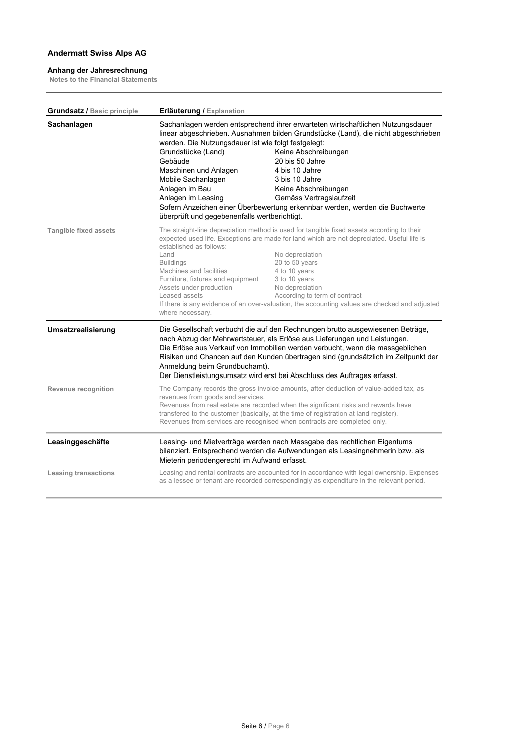**Andermatt Swiss Alps AG**

**Anhang der Jahresrechnung**
**Notes to the Financial Statements**

| **Grundsatz / Basic principle** | **Erläuterung / Explanation** |
|---|---|
| **Sachanlagen** | Sachanlagen werden entsprechend ihrer erwarteten wirtschaftlichen Nutzungsdauer linear abgeschrieben. Ausnahmen bilden Grundstücke (Land), die nicht abgeschrieben werden. Die Nutzungsdauer ist wie folgt festgelegt:<br>Grundstücke (Land): Keine Abschreibungen<br>Gebäude: 20 bis 50 Jahre<br>Maschinen und Anlagen: 4 bis 10 Jahre<br>Mobile Sachanlagen: 3 bis 10 Jahre<br>Anlagen im Bau: Keine Abschreibungen<br>Anlagen im Leasing: Gemäss Vertragslaufzeit<br>Sofern Anzeichen einer Überbewertung erkennbar werden, werden die Buchwerte überprüft und gegebenenfalls wertberichtigt. |
| Tangible fixed assets | The straight-line depreciation method is used for tangible fixed assets according to their expected used life. Exceptions are made for land which are not depreciated. Useful life is established as follows:<br>Land: No depreciation<br>Buildings: 20 to 50 years<br>Machines and facilities: 4 to 10 years<br>Furniture, fixtures and equipment: 3 to 10 years<br>Assets under production: No depreciation<br>Leased assets: According to term of contract<br>If there is any evidence of an over-valuation, the accounting values are checked and adjusted where necessary. |
| **Umsatzrealisierung** | Die Gesellschaft verbucht die auf den Rechnungen brutto ausgewiesenen Beträge, nach Abzug der Mehrwertsteuer, als Erlöse aus Lieferungen und Leistungen.<br>Die Erlöse aus Verkauf von Immobilien werden verbucht, wenn die massgeblichen Risiken und Chancen auf den Kunden übertragen sind (grundsätzlich im Zeitpunkt der Anmeldung beim Grundbuchamt).<br>Der Dienstleistungsumsatz wird erst bei Abschluss des Auftrages erfasst. |
| Revenue recognition | The Company records the gross invoice amounts, after deduction of value-added tax, as revenues from goods and services.<br>Revenues from real estate are recorded when the significant risks and rewards have transfered to the customer (basically, at the time of registration at land register).<br>Revenues from services are recognised when contracts are completed only. |
| **Leasinggeschäfte** | Leasing- und Mietverträge werden nach Massgabe des rechtlichen Eigentums bilanziert. Entsprechend werden die Aufwendungen als Leasingnehmerin bzw. als Mieterin periodengerecht im Aufwand erfasst. |
| Leasing transactions | Leasing and rental contracts are accounted for in accordance with legal ownership. Expenses as a lessee or tenant are recorded correspondingly as expenditure in the relevant period. |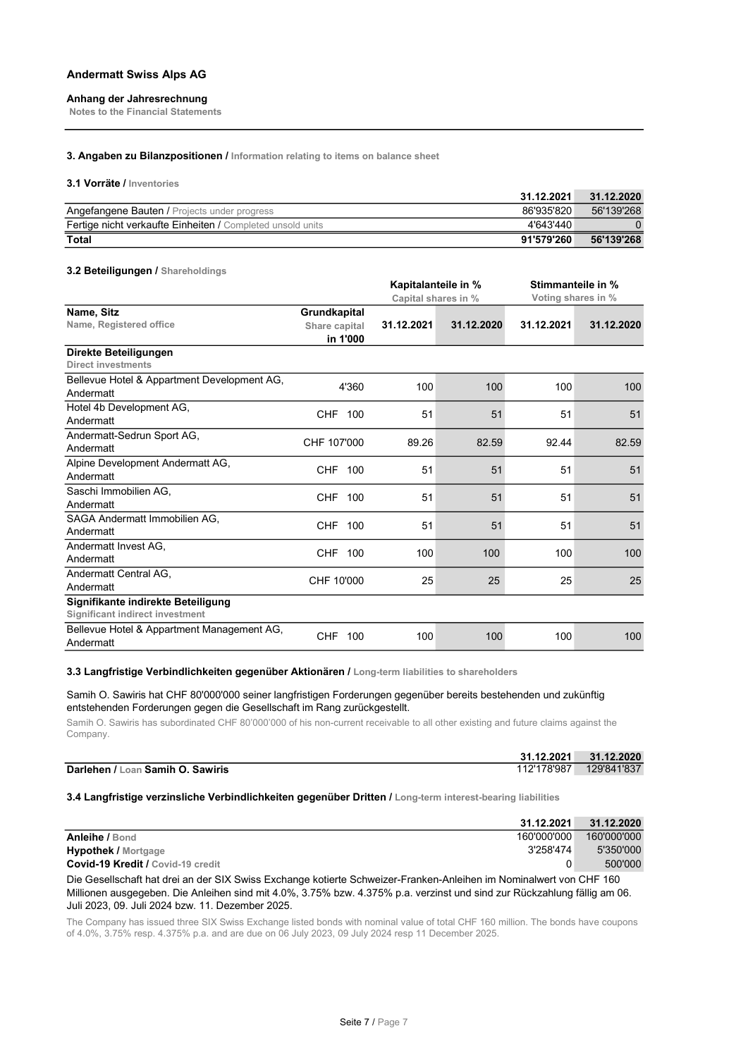**Andermatt Swiss Alps AG**

**Anhang der Jahresrechnung**
Notes to the Financial Statements

### 3. Angaben zu Bilanzpositionen / Information relating to items on balance sheet

#### 3.1 Vorräte / Inventories

| | 31.12.2021 | 31.12.2020 |
|---|---|---|
| Angefangene Bauten / Projects under progress | 86'935'820 | 56'139'268 |
| Fertige nicht verkaufte Einheiten / Completed unsold units | 4'643'440 | 0 |
| **Total** | **91'579'260** | **56'139'268** |

#### 3.2 Beteiligungen / Shareholdings

| Name, Sitz / Name, Registered office | Grundkapital / Share capital in 1'000 | Kapitalanteile in % / Capital shares in % 31.12.2021 | Kapitalanteile in % / Capital shares in % 31.12.2020 | Stimmanteile in % / Voting shares in % 31.12.2021 | Stimmanteile in % / Voting shares in % 31.12.2020 |
|---|---|---|---|---|---|
| **Direkte Beteiligungen** / Direct investments | | | | | |
| Bellevue Hotel & Appartment Development AG, Andermatt | 4'360 | 100 | 100 | 100 | 100 |
| Hotel 4b Development AG, Andermatt | CHF 100 | 51 | 51 | 51 | 51 |
| Andermatt-Sedrun Sport AG, Andermatt | CHF 107'000 | 89.26 | 82.59 | 92.44 | 82.59 |
| Alpine Development Andermatt AG, Andermatt | CHF 100 | 51 | 51 | 51 | 51 |
| Saschi Immobilien AG, Andermatt | CHF 100 | 51 | 51 | 51 | 51 |
| SAGA Andermatt Immobilien AG, Andermatt | CHF 100 | 51 | 51 | 51 | 51 |
| Andermatt Invest AG, Andermatt | CHF 100 | 100 | 100 | 100 | 100 |
| Andermatt Central AG, Andermatt | CHF 10'000 | 25 | 25 | 25 | 25 |
| **Signifikante indirekte Beteiligung** / Significant indirect investment | | | | | |
| Bellevue Hotel & Appartment Management AG, Andermatt | CHF 100 | 100 | 100 | 100 | 100 |

#### 3.3 Langfristige Verbindlichkeiten gegenüber Aktionären / Long-term liabilities to shareholders

Samih O. Sawiris hat CHF 80'000'000 seiner langfristigen Forderungen gegenüber bereits bestehenden und zukünftig entstehenden Forderungen gegen die Gesellschaft im Rang zurückgestellt.

Samih O. Sawiris has subordinated CHF 80'000'000 of his non-current receivable to all other existing and future claims against the Company.

| | 31.12.2021 | 31.12.2020 |
|---|---|---|
| **Darlehen / Loan Samih O. Sawiris** | 112'178'987 | 129'841'837 |

#### 3.4 Langfristige verzinsliche Verbindlichkeiten gegenüber Dritten / Long-term interest-bearing liabilities

| | 31.12.2021 | 31.12.2020 |
|---|---|---|
| **Anleihe** / Bond | 160'000'000 | 160'000'000 |
| **Hypothek** / Mortgage | 3'258'474 | 5'350'000 |
| **Covid-19 Kredit** / Covid-19 credit | 0 | 500'000 |

Die Gesellschaft hat drei an der SIX Swiss Exchange kotierte Schweizer-Franken-Anleihen im Nominalwert von CHF 160 Millionen ausgegeben. Die Anleihen sind mit 4.0%, 3.75% bzw. 4.375% p.a. verzinst und sind zur Rückzahlung fällig am 06. Juli 2023, 09. Juli 2024 bzw. 11. Dezember 2025.

The Company has issued three SIX Swiss Exchange listed bonds with nominal value of total CHF 160 million. The bonds have coupons of 4.0%, 3.75% resp. 4.375% p.a. and are due on 06 July 2023, 09 July 2024 resp 11 December 2025.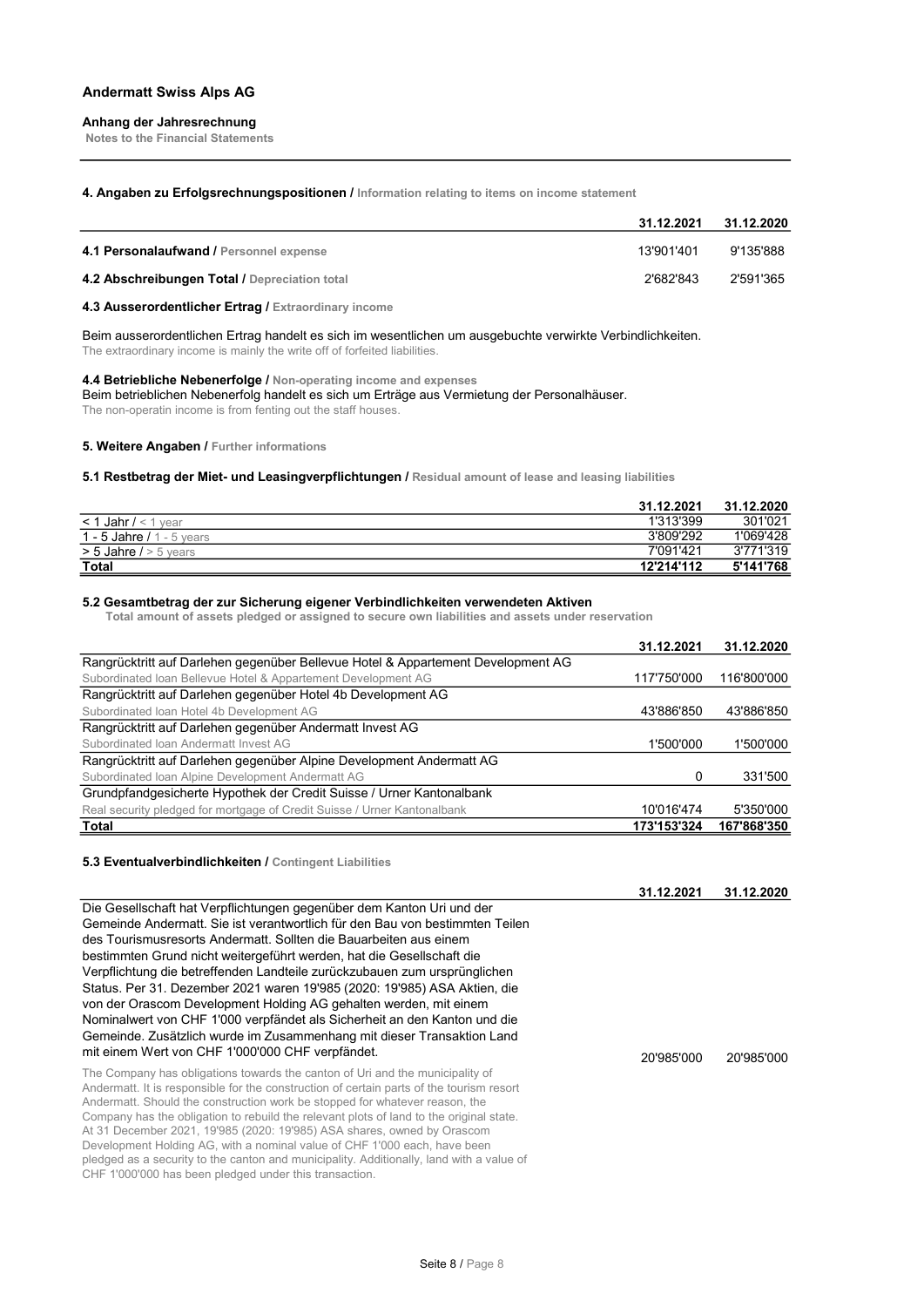**Andermatt Swiss Alps AG**

**Anhang der Jahresrechnung**
**Notes to the Financial Statements**

### 4. Angaben zu Erfolgsrechnungspositionen / Information relating to items on income statement

| | 31.12.2021 | 31.12.2020 |
|---|---|---|
| **4.1 Personalaufwand /** Personnel expense | 13'901'401 | 9'135'888 |
| **4.2 Abschreibungen Total /** Depreciation total | 2'682'843 | 2'591'365 |

#### 4.3 Ausserordentlicher Ertrag / Extraordinary income

Beim ausserordentlichen Ertrag handelt es sich im wesentlichen um ausgebuchte verwirkte Verbindlichkeiten.
The extraordinary income is mainly the write off of forfeited liabilities.

#### 4.4 Betriebliche Nebenerfolge / Non-operating income and expenses

Beim betrieblichen Nebenerfolg handelt es sich um Erträge aus Vermietung der Personalhäuser.
The non-operatin income is from fenting out the staff houses.

### 5. Weitere Angaben / Further informations

#### 5.1 Restbetrag der Miet- und Leasingverpflichtungen / Residual amount of lease and leasing liabilities

| | 31.12.2021 | 31.12.2020 |
|---|---|---|
| < 1 Jahr / < 1 year | 1'313'399 | 301'021 |
| 1 - 5 Jahre / 1 - 5 years | 3'809'292 | 1'069'428 |
| > 5 Jahre / > 5 years | 7'091'421 | 3'771'319 |
| **Total** | **12'214'112** | **5'141'768** |

#### 5.2 Gesamtbetrag der zur Sicherung eigener Verbindlichkeiten verwendeten Aktiven

**Total amount of assets pledged or assigned to secure own liabilities and assets under reservation**

| | 31.12.2021 | 31.12.2020 |
|---|---|---|
| Rangrücktritt auf Darlehen gegenüber Bellevue Hotel & Appartement Development AG<br>Subordinated loan Bellevue Hotel & Appartement Development AG | 117'750'000 | 116'800'000 |
| Rangrücktritt auf Darlehen gegenüber Hotel 4b Development AG<br>Subordinated loan Hotel 4b Development AG | 43'886'850 | 43'886'850 |
| Rangrücktritt auf Darlehen gegenüber Andermatt Invest AG<br>Subordinated loan Andermatt Invest AG | 1'500'000 | 1'500'000 |
| Rangrücktritt auf Darlehen gegenüber Alpine Development Andermatt AG<br>Subordinated loan Alpine Development Andermatt AG | 0 | 331'500 |
| Grundpfandgesicherte Hypothek der Credit Suisse / Urner Kantonalbank<br>Real security pledged for mortgage of Credit Suisse / Urner Kantonalbank | 10'016'474 | 5'350'000 |
| **Total** | **173'153'324** | **167'868'350** |

#### 5.3 Eventualverbindlichkeiten / Contingent Liabilities

| | 31.12.2021 | 31.12.2020 |
|---|---|---|
| Die Gesellschaft hat Verpflichtungen gegenüber dem Kanton Uri und der Gemeinde Andermatt. Sie ist verantwortlich für den Bau von bestimmten Teilen des Tourismusresorts Andermatt. Sollten die Bauarbeiten aus einem bestimmten Grund nicht weitergeführt werden, hat die Gesellschaft die Verpflichtung die betreffenden Landteile zurückzubauen zum ursprünglichen Status. Per 31. Dezember 2021 waren 19'985 (2020: 19'985) ASA Aktien, die von der Orascom Development Holding AG gehalten werden, mit einem Nominalwert von CHF 1'000 verpfändet als Sicherheit an den Kanton und die Gemeinde. Zusätzlich wurde im Zusammenhang mit dieser Transaktion Land mit einem Wert von CHF 1'000'000 CHF verpfändet.<br><br>The Company has obligations towards the canton of Uri and the municipality of Andermatt. It is responsible for the construction of certain parts of the tourism resort Andermatt. Should the construction work be stopped for whatever reason, the Company has the obligation to rebuild the relevant plots of land to the original state. At 31 December 2021, 19'985 (2020: 19'985) ASA shares, owned by Orascom Development Holding AG, with a nominal value of CHF 1'000 each, have been pledged as a security to the canton and municipality. Additionally, land with a value of CHF 1'000'000 has been pledged under this transaction. | 20'985'000 | 20'985'000 |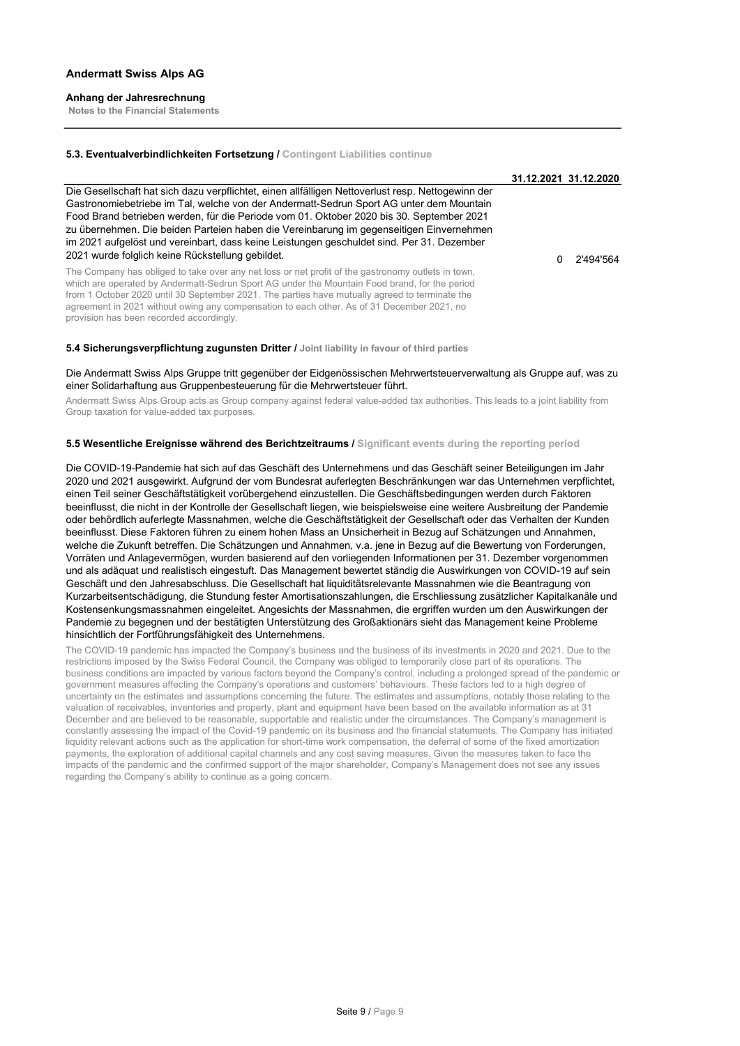**Andermatt Swiss Alps AG**

**Anhang der Jahresrechnung**
**Notes to the Financial Statements**

### 5.3. Eventualverbindlichkeiten Fortsetzung / Contingent Liabilities continue

| | 31.12.2021 | 31.12.2020 |
|---|---|---|
| Die Gesellschaft hat sich dazu verpflichtet, einen allfälligen Nettoverlust resp. Nettogewinn der Gastronomiebetriebe im Tal, welche von der Andermatt-Sedrun Sport AG unter dem Mountain Food Brand betrieben werden, für die Periode vom 01. Oktober 2020 bis 30. September 2021 zu übernehmen. Die beiden Parteien haben die Vereinbarung im gegenseitigen Einvernehmen im 2021 aufgelöst und vereinbart, dass keine Leistungen geschuldet sind. Per 31. Dezember 2021 wurde folglich keine Rückstellung gebildet.<br><br>The Company has obliged to take over any net loss or net profit of the gastronomy outlets in town, which are operated by Andermatt-Sedrun Sport AG under the Mountain Food brand, for the period from 1 October 2020 until 30 September 2021. The parties have mutually agreed to terminate the agreement in 2021 without owing any compensation to each other. As of 31 December 2021, no provision has been recorded accordingly. | 0 | 2'494'564 |

### 5.4 Sicherungsverpflichtung zugunsten Dritter / Joint liability in favour of third parties

Die Andermatt Swiss Alps Gruppe tritt gegenüber der Eidgenössischen Mehrwertsteuerverwaltung als Gruppe auf, was zu einer Solidarhaftung aus Gruppenbesteuerung für die Mehrwertsteuer führt.

Andermatt Swiss Alps Group acts as Group company against federal value-added tax authorities. This leads to a joint liability from Group taxation for value-added tax purposes.

### 5.5 Wesentliche Ereignisse während des Berichtzeitraums / Significant events during the reporting period

Die COVID-19-Pandemie hat sich auf das Geschäft des Unternehmens und das Geschäft seiner Beteiligungen im Jahr 2020 und 2021 ausgewirkt. Aufgrund der vom Bundesrat auferlegten Beschränkungen war das Unternehmen verpflichtet, einen Teil seiner Geschäftstätigkeit vorübergehend einzustellen. Die Geschäftsbedingungen werden durch Faktoren beeinflusst, die nicht in der Kontrolle der Gesellschaft liegen, wie beispielsweise eine weitere Ausbreitung der Pandemie oder behördlich auferlegte Massnahmen, welche die Geschäftstätigkeit der Gesellschaft oder das Verhalten der Kunden beeinflusst. Diese Faktoren führen zu einem hohen Mass an Unsicherheit in Bezug auf Schätzungen und Annahmen, welche die Zukunft betreffen. Die Schätzungen und Annahmen, v.a. jene in Bezug auf die Bewertung von Forderungen, Vorräten und Anlagevermögen, wurden basierend auf den vorliegenden Informationen per 31. Dezember vorgenommen und als adäquat und realistisch eingestuft. Das Management bewertet ständig die Auswirkungen von COVID-19 auf sein Geschäft und den Jahresabschluss. Die Gesellschaft hat liquiditätsrelevante Massnahmen wie die Beantragung von Kurzarbeitsentschädigung, die Stundung fester Amortisationszahlungen, die Erschliessung zusätzlicher Kapitalkanäle und Kostensenkungsmassnahmen eingeleitet. Angesichts der Massnahmen, die ergriffen wurden um den Auswirkungen der Pandemie zu begegnen und der bestätigten Unterstützung des Großaktionärs sieht das Management keine Probleme hinsichtlich der Fortführungsfähigkeit des Unternehmens.

The COVID-19 pandemic has impacted the Company's business and the business of its investments in 2020 and 2021. Due to the restrictions imposed by the Swiss Federal Council, the Company was obliged to temporarily close part of its operations. The business conditions are impacted by various factors beyond the Company's control, including a prolonged spread of the pandemic or government measures affecting the Company's operations and customers' behaviours. These factors led to a high degree of uncertainty on the estimates and assumptions concerning the future. The estimates and assumptions, notably those relating to the valuation of receivables, inventories and property, plant and equipment have been based on the available information as at 31 December and are believed to be reasonable, supportable and realistic under the circumstances. The Company's management is constantly assessing the impact of the Covid-19 pandemic on its business and the financial statements. The Company has initiated liquidity relevant actions such as the application for short-time work compensation, the deferral of some of the fixed amortization payments, the exploration of additional capital channels and any cost saving measures. Given the measures taken to face the impacts of the pandemic and the confirmed support of the major shareholder, Company's Management does not see any issues regarding the Company's ability to continue as a going concern.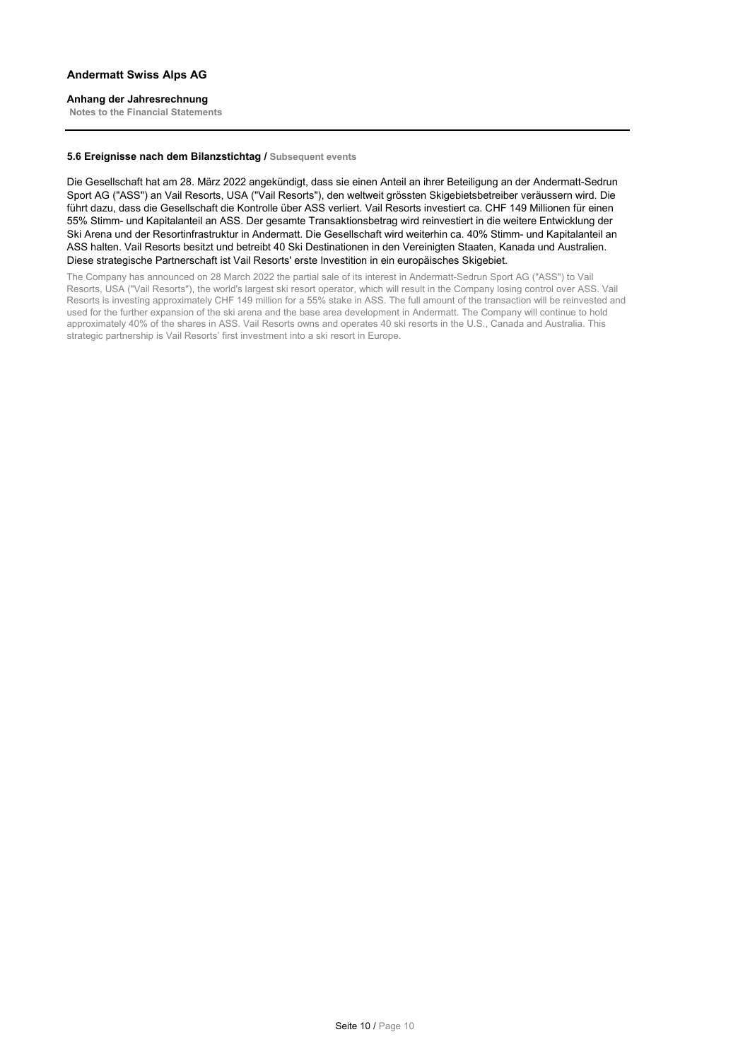### 5.6 Ereignisse nach dem Bilanzstichtag / Subsequent events

Die Gesellschaft hat am 28. März 2022 angekündigt, dass sie einen Anteil an ihrer Beteiligung an der Andermatt-Sedrun Sport AG ("ASS") an Vail Resorts, USA ("Vail Resorts"), den weltweit grössten Skigebietsbetreiber veräussern wird. Die führt dazu, dass die Gesellschaft die Kontrolle über ASS verliert. Vail Resorts investiert ca. CHF 149 Millionen für einen 55% Stimm- und Kapitalanteil an ASS. Der gesamte Transaktionsbetrag wird reinvestiert in die weitere Entwicklung der Ski Arena und der Resortinfrastruktur in Andermatt. Die Gesellschaft wird weiterhin ca. 40% Stimm- und Kapitalanteil an ASS halten. Vail Resorts besitzt und betreibt 40 Ski Destinationen in den Vereinigten Staaten, Kanada und Australien. Diese strategische Partnerschaft ist Vail Resorts' erste Investition in ein europäisches Skigebiet.

The Company has announced on 28 March 2022 the partial sale of its interest in Andermatt-Sedrun Sport AG ("ASS") to Vail Resorts, USA ("Vail Resorts"), the world's largest ski resort operator, which will result in the Company losing control over ASS. Vail Resorts is investing approximately CHF 149 million for a 55% stake in ASS. The full amount of the transaction will be reinvested and used for the further expansion of the ski arena and the base area development in Andermatt. The Company will continue to hold approximately 40% of the shares in ASS. Vail Resorts owns and operates 40 ski resorts in the U.S., Canada and Australia. This strategic partnership is Vail Resorts' first investment into a ski resort in Europe.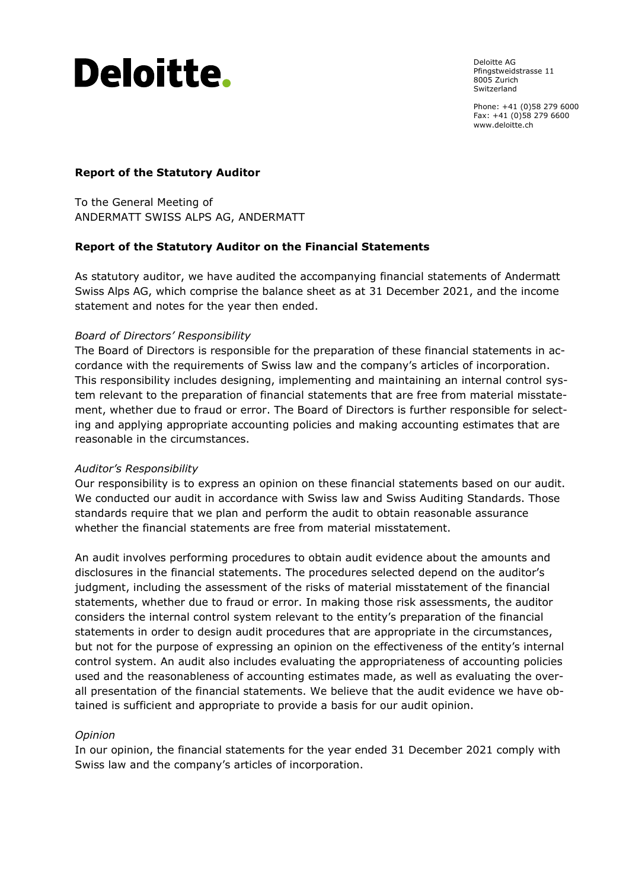Deloitte.

Deloitte AG
Pfingstweidstrasse 11
8005 Zurich
Switzerland

Phone: +41 (0)58 279 6000
Fax: +41 (0)58 279 6600
www.deloitte.ch

**Report of the Statutory Auditor**

To the General Meeting of
ANDERMATT SWISS ALPS AG, ANDERMATT

**Report of the Statutory Auditor on the Financial Statements**

As statutory auditor, we have audited the accompanying financial statements of Andermatt Swiss Alps AG, which comprise the balance sheet as at 31 December 2021, and the income statement and notes for the year then ended.

*Board of Directors' Responsibility*
The Board of Directors is responsible for the preparation of these financial statements in accordance with the requirements of Swiss law and the company's articles of incorporation. This responsibility includes designing, implementing and maintaining an internal control system relevant to the preparation of financial statements that are free from material misstatement, whether due to fraud or error. The Board of Directors is further responsible for selecting and applying appropriate accounting policies and making accounting estimates that are reasonable in the circumstances.

*Auditor's Responsibility*
Our responsibility is to express an opinion on these financial statements based on our audit. We conducted our audit in accordance with Swiss law and Swiss Auditing Standards. Those standards require that we plan and perform the audit to obtain reasonable assurance whether the financial statements are free from material misstatement.

An audit involves performing procedures to obtain audit evidence about the amounts and disclosures in the financial statements. The procedures selected depend on the auditor's judgment, including the assessment of the risks of material misstatement of the financial statements, whether due to fraud or error. In making those risk assessments, the auditor considers the internal control system relevant to the entity's preparation of the financial statements in order to design audit procedures that are appropriate in the circumstances, but not for the purpose of expressing an opinion on the effectiveness of the entity's internal control system. An audit also includes evaluating the appropriateness of accounting policies used and the reasonableness of accounting estimates made, as well as evaluating the overall presentation of the financial statements. We believe that the audit evidence we have obtained is sufficient and appropriate to provide a basis for our audit opinion.

*Opinion*
In our opinion, the financial statements for the year ended 31 December 2021 comply with Swiss law and the company's articles of incorporation.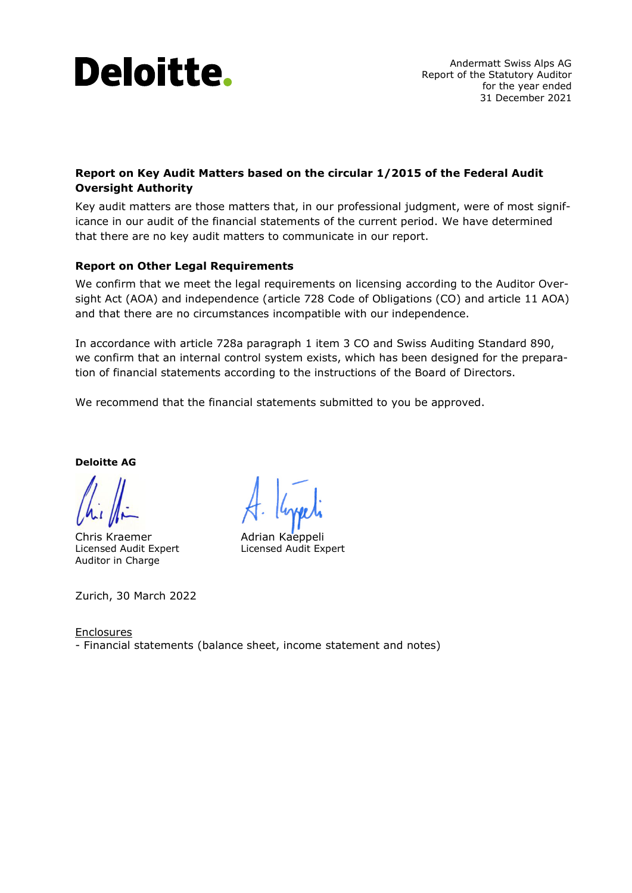Andermatt Swiss Alps AG
Report of the Statutory Auditor
for the year ended
31 December 2021

**Report on Key Audit Matters based on the circular 1/2015 of the Federal Audit Oversight Authority**

Key audit matters are those matters that, in our professional judgment, were of most significance in our audit of the financial statements of the current period. We have determined that there are no key audit matters to communicate in our report.

**Report on Other Legal Requirements**

We confirm that we meet the legal requirements on licensing according to the Auditor Oversight Act (AOA) and independence (article 728 Code of Obligations (CO) and article 11 AOA) and that there are no circumstances incompatible with our independence.

In accordance with article 728a paragraph 1 item 3 CO and Swiss Auditing Standard 890, we confirm that an internal control system exists, which has been designed for the preparation of financial statements according to the instructions of the Board of Directors.

We recommend that the financial statements submitted to you be approved.

**Deloitte AG**

Chris Kraemer
Licensed Audit Expert
Auditor in Charge

Adrian Kaeppeli
Licensed Audit Expert

Zurich, 30 March 2022

Enclosures
- Financial statements (balance sheet, income statement and notes)